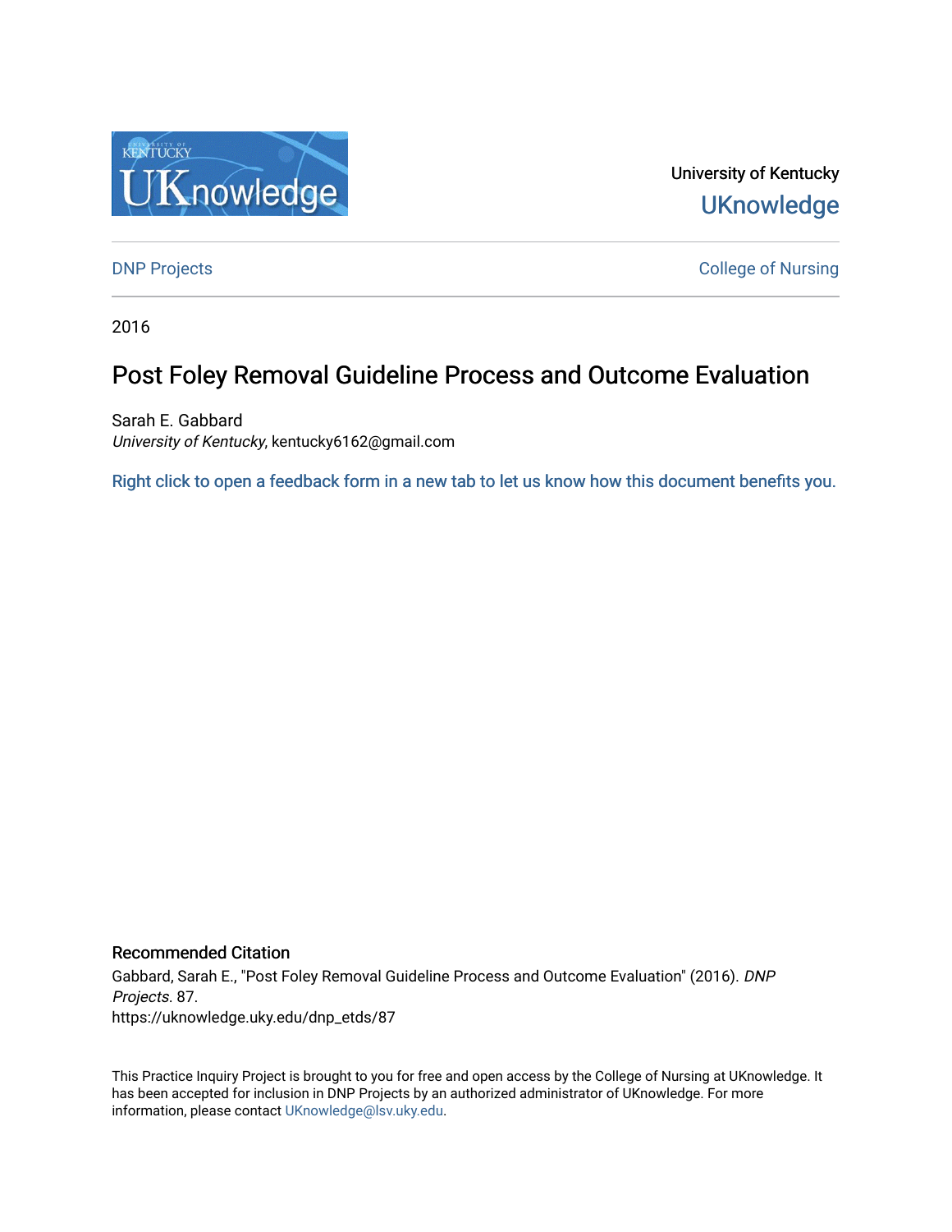University of Kentucky

UKnowledge

DNP Projects

College of Nursing

2016

# Post Foley Removal Guideline Process and Outcome Evaluation

Sarah E. Gabbard

*University of Kentucky*, kentucky6162@gmail.com

Right click to open a feedback form in a new tab to let us know how this document benefits you.

## Recommended Citation

Gabbard, Sarah E., "Post Foley Removal Guideline Process and Outcome Evaluation" (2016). *DNP Projects*. 87.
https://uknowledge.uky.edu/dnp_etds/87

This Practice Inquiry Project is brought to you for free and open access by the College of Nursing at UKnowledge. It has been accepted for inclusion in DNP Projects by an authorized administrator of UKnowledge. For more information, please contact UKnowledge@lsv.uky.edu.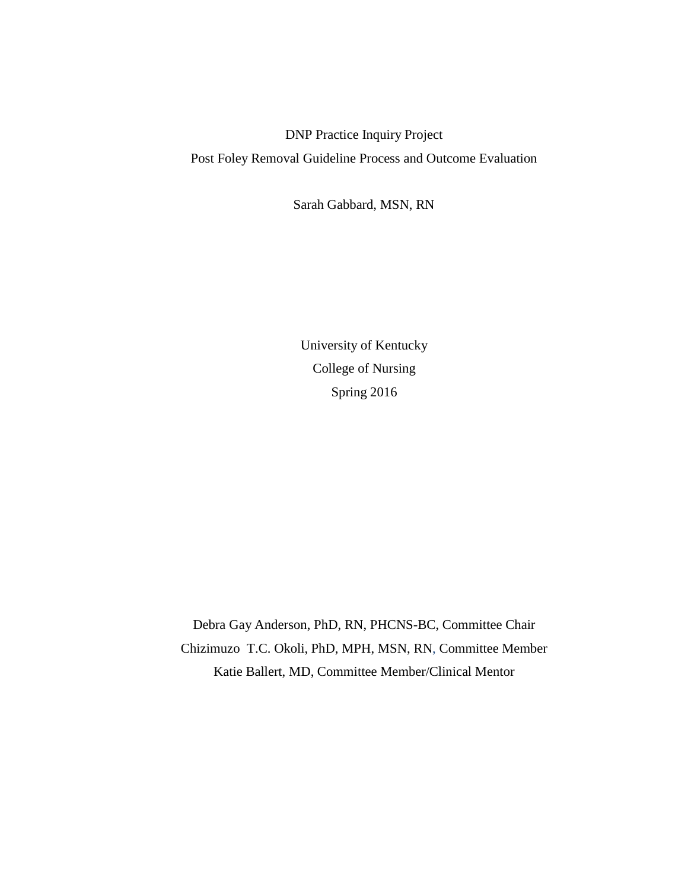DNP Practice Inquiry Project

Post Foley Removal Guideline Process and Outcome Evaluation

Sarah Gabbard, MSN, RN

University of Kentucky

College of Nursing

Spring 2016

Debra Gay Anderson, PhD, RN, PHCNS-BC, Committee Chair

Chizimuzo T.C. Okoli, PhD, MPH, MSN, RN, Committee Member

Katie Ballert, MD, Committee Member/Clinical Mentor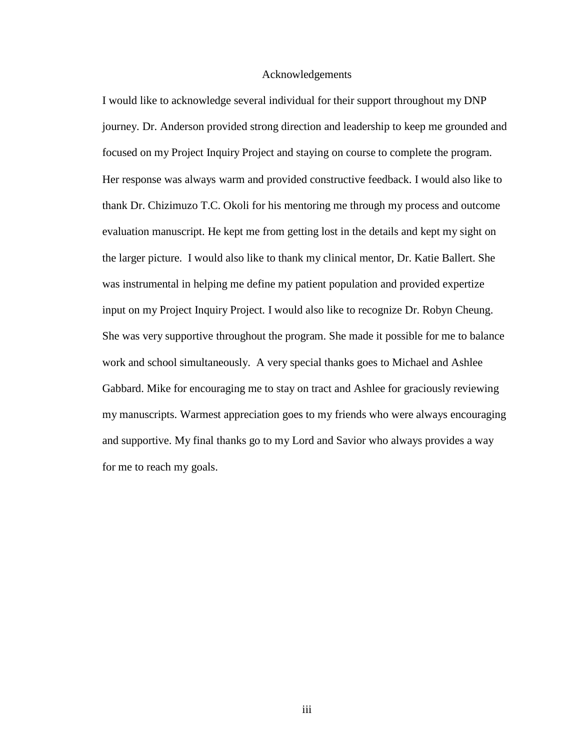# Acknowledgements

I would like to acknowledge several individual for their support throughout my DNP journey. Dr. Anderson provided strong direction and leadership to keep me grounded and focused on my Project Inquiry Project and staying on course to complete the program. Her response was always warm and provided constructive feedback. I would also like to thank Dr. Chizimuzo T.C. Okoli for his mentoring me through my process and outcome evaluation manuscript. He kept me from getting lost in the details and kept my sight on the larger picture. I would also like to thank my clinical mentor, Dr. Katie Ballert. She was instrumental in helping me define my patient population and provided expertize input on my Project Inquiry Project. I would also like to recognize Dr. Robyn Cheung. She was very supportive throughout the program. She made it possible for me to balance work and school simultaneously. A very special thanks goes to Michael and Ashlee Gabbard. Mike for encouraging me to stay on tract and Ashlee for graciously reviewing my manuscripts. Warmest appreciation goes to my friends who were always encouraging and supportive. My final thanks go to my Lord and Savior who always provides a way for me to reach my goals.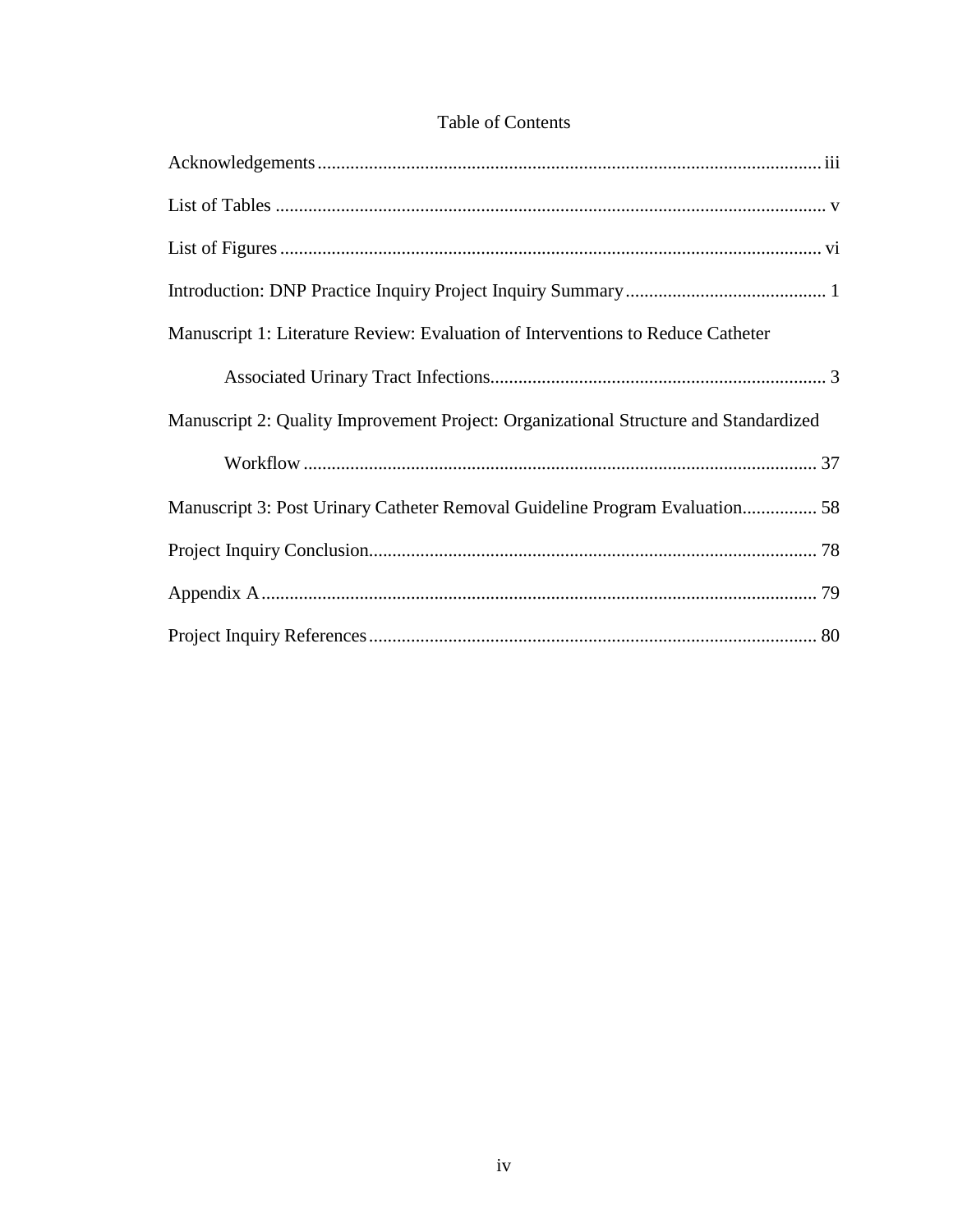# Table of Contents

Acknowledgements ........ iii

List of Tables ........ v

List of Figures ........ vi

Introduction: DNP Practice Inquiry Project Inquiry Summary ........ 1

Manuscript 1: Literature Review: Evaluation of Interventions to Reduce Catheter Associated Urinary Tract Infections ........ 3

Manuscript 2: Quality Improvement Project: Organizational Structure and Standardized Workflow ........ 37

Manuscript 3: Post Urinary Catheter Removal Guideline Program Evaluation ........ 58

Project Inquiry Conclusion ........ 78

Appendix A ........ 79

Project Inquiry References ........ 80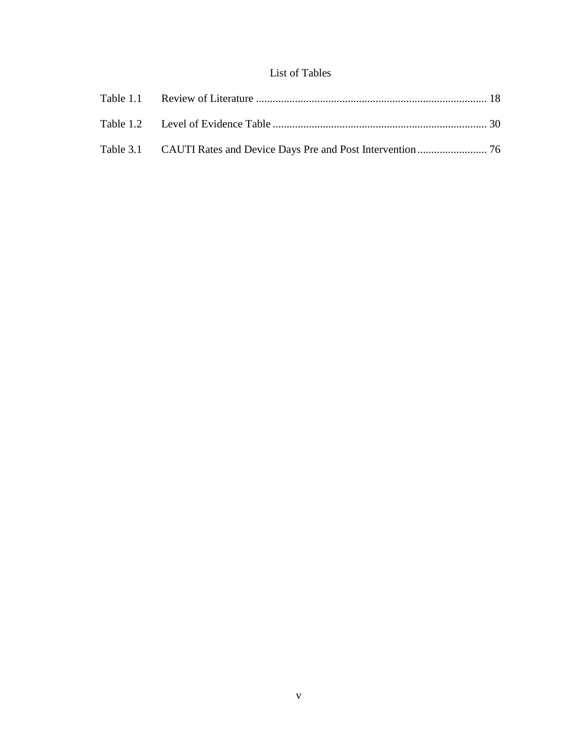# List of Tables

Table 1.1 Review of Literature .................................................................................. 18

Table 1.2 Level of Evidence Table ............................................................................ 30

Table 3.1 CAUTI Rates and Device Days Pre and Post Intervention ......................... 76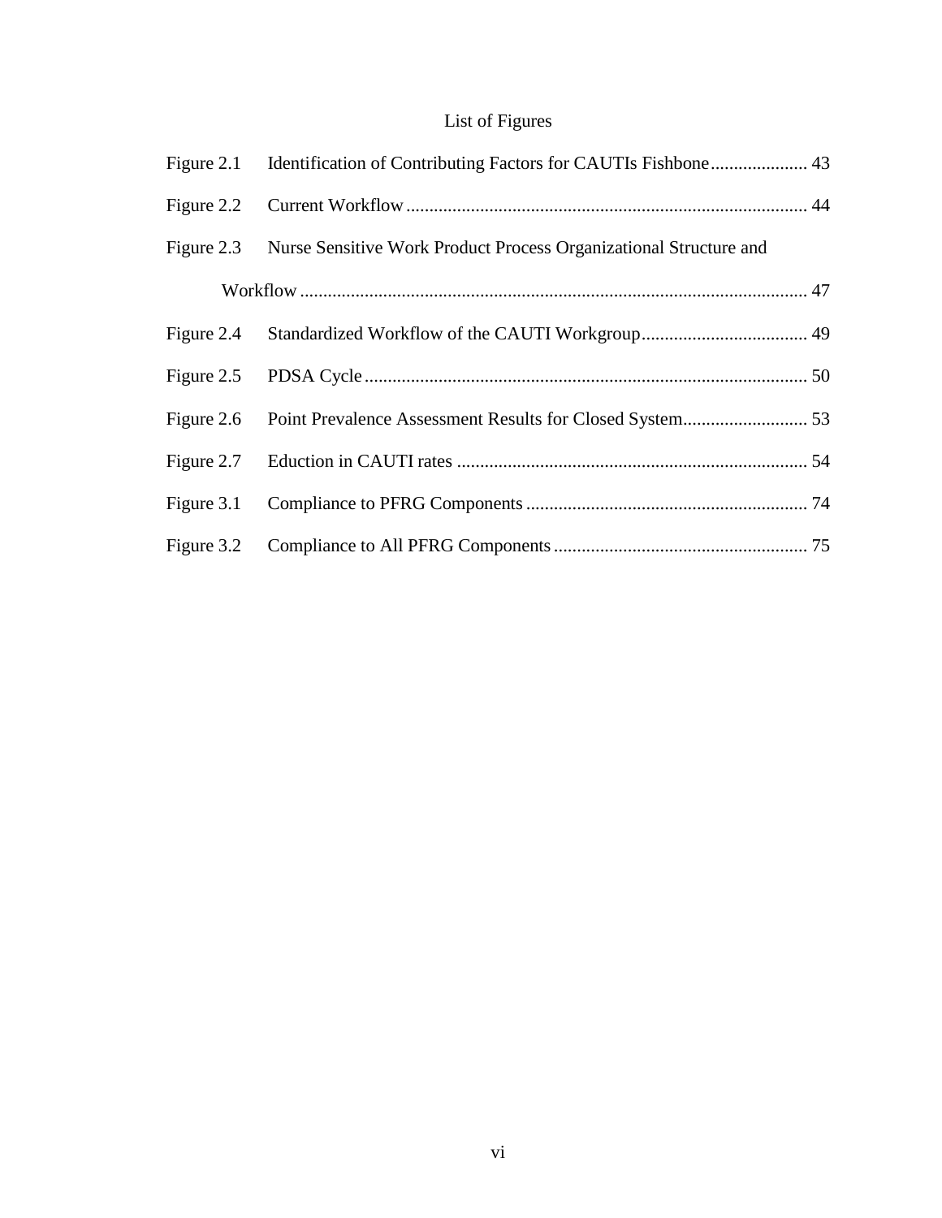# List of Figures

Figure 2.1 Identification of Contributing Factors for CAUTIs Fishbone ..................... 43

Figure 2.2 Current Workflow ....................................................................................... 44

Figure 2.3 Nurse Sensitive Work Product Process Organizational Structure and Workflow .............................................................................................................. 47

Figure 2.4 Standardized Workflow of the CAUTI Workgroup .................................... 49

Figure 2.5 PDSA Cycle ................................................................................................ 50

Figure 2.6 Point Prevalence Assessment Results for Closed System ........................... 53

Figure 2.7 Eduction in CAUTI rates ............................................................................ 54

Figure 3.1 Compliance to PFRG Components ............................................................. 74

Figure 3.2 Compliance to All PFRG Components ....................................................... 75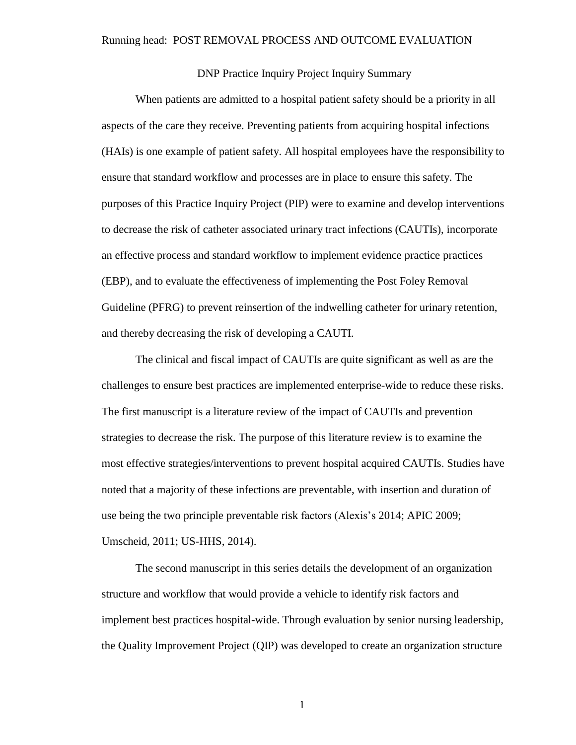# DNP Practice Inquiry Project Inquiry Summary

When patients are admitted to a hospital patient safety should be a priority in all aspects of the care they receive. Preventing patients from acquiring hospital infections (HAIs) is one example of patient safety. All hospital employees have the responsibility to ensure that standard workflow and processes are in place to ensure this safety. The purposes of this Practice Inquiry Project (PIP) were to examine and develop interventions to decrease the risk of catheter associated urinary tract infections (CAUTIs), incorporate an effective process and standard workflow to implement evidence practice practices (EBP), and to evaluate the effectiveness of implementing the Post Foley Removal Guideline (PFRG) to prevent reinsertion of the indwelling catheter for urinary retention, and thereby decreasing the risk of developing a CAUTI.

The clinical and fiscal impact of CAUTIs are quite significant as well as are the challenges to ensure best practices are implemented enterprise-wide to reduce these risks. The first manuscript is a literature review of the impact of CAUTIs and prevention strategies to decrease the risk. The purpose of this literature review is to examine the most effective strategies/interventions to prevent hospital acquired CAUTIs. Studies have noted that a majority of these infections are preventable, with insertion and duration of use being the two principle preventable risk factors (Alexis's 2014; APIC 2009; Umscheid, 2011; US-HHS, 2014).

The second manuscript in this series details the development of an organization structure and workflow that would provide a vehicle to identify risk factors and implement best practices hospital-wide. Through evaluation by senior nursing leadership, the Quality Improvement Project (QIP) was developed to create an organization structure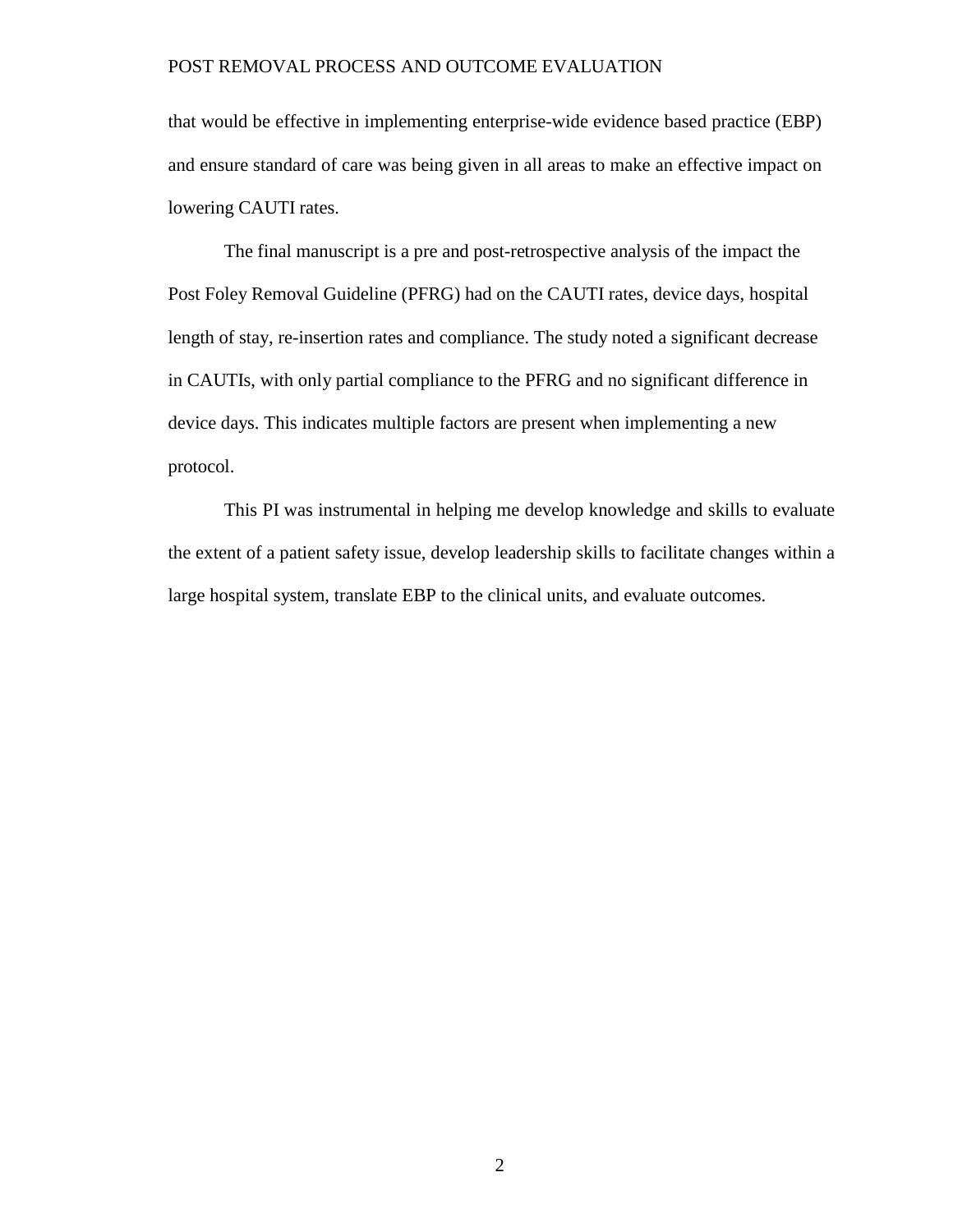that would be effective in implementing enterprise-wide evidence based practice (EBP) and ensure standard of care was being given in all areas to make an effective impact on lowering CAUTI rates.

The final manuscript is a pre and post-retrospective analysis of the impact the Post Foley Removal Guideline (PFRG) had on the CAUTI rates, device days, hospital length of stay, re-insertion rates and compliance. The study noted a significant decrease in CAUTIs, with only partial compliance to the PFRG and no significant difference in device days. This indicates multiple factors are present when implementing a new protocol.

This PI was instrumental in helping me develop knowledge and skills to evaluate the extent of a patient safety issue, develop leadership skills to facilitate changes within a large hospital system, translate EBP to the clinical units, and evaluate outcomes.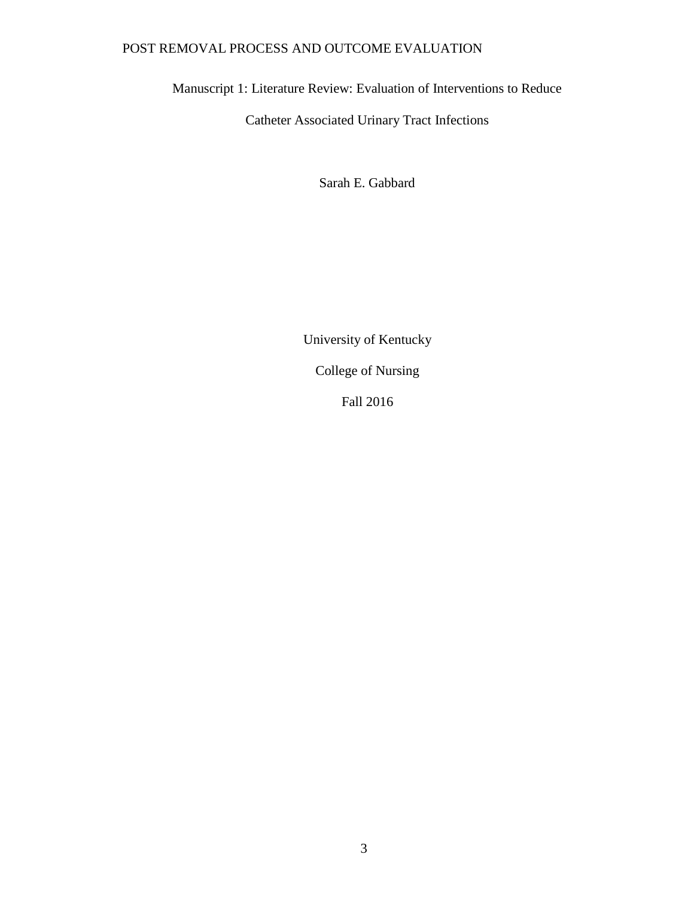# Manuscript 1: Literature Review: Evaluation of Interventions to Reduce Catheter Associated Urinary Tract Infections

Sarah E. Gabbard

University of Kentucky

College of Nursing

Fall 2016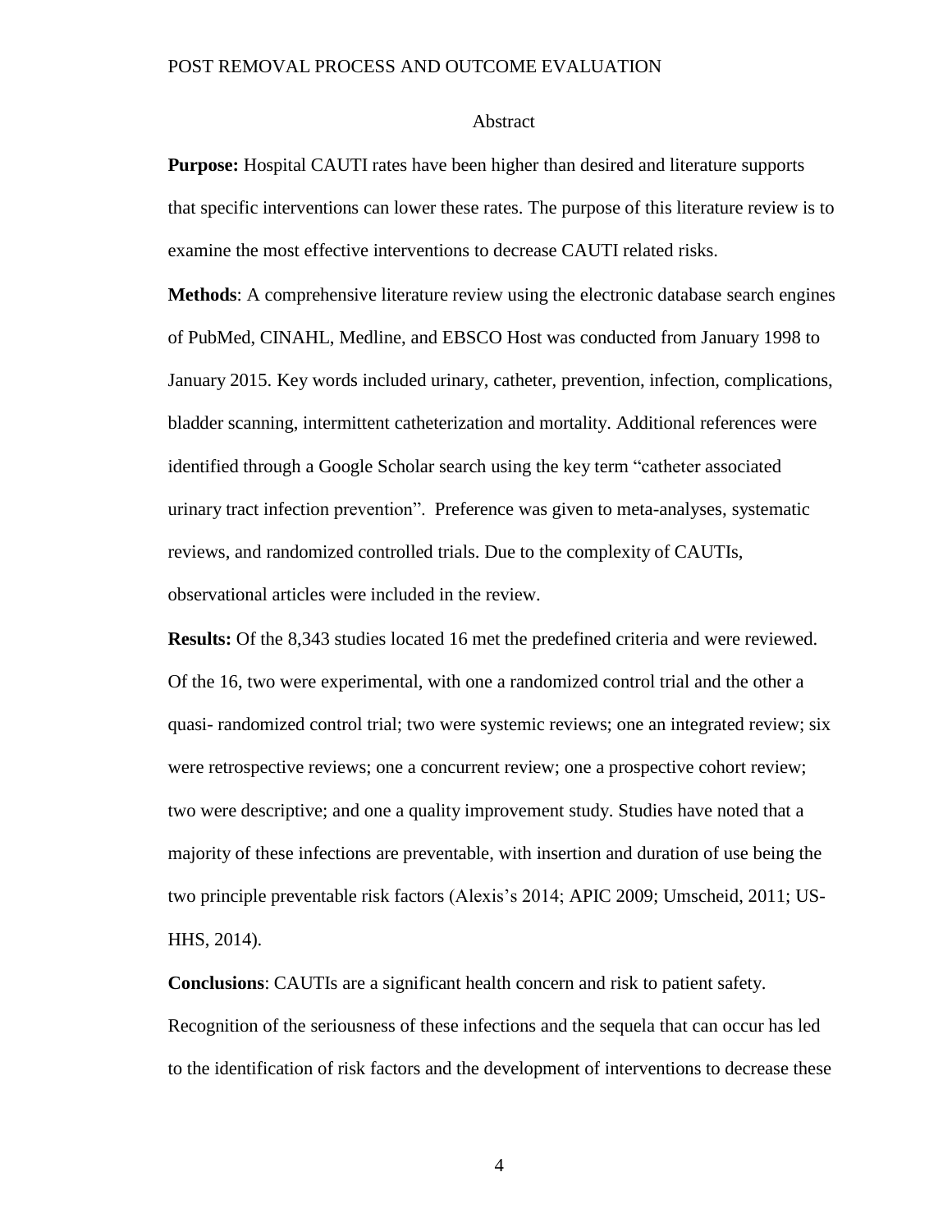## Abstract

**Purpose:** Hospital CAUTI rates have been higher than desired and literature supports that specific interventions can lower these rates. The purpose of this literature review is to examine the most effective interventions to decrease CAUTI related risks.

**Methods**: A comprehensive literature review using the electronic database search engines of PubMed, CINAHL, Medline, and EBSCO Host was conducted from January 1998 to January 2015. Key words included urinary, catheter, prevention, infection, complications, bladder scanning, intermittent catheterization and mortality. Additional references were identified through a Google Scholar search using the key term "catheter associated urinary tract infection prevention". Preference was given to meta-analyses, systematic reviews, and randomized controlled trials. Due to the complexity of CAUTIs, observational articles were included in the review.

**Results:** Of the 8,343 studies located 16 met the predefined criteria and were reviewed. Of the 16, two were experimental, with one a randomized control trial and the other a quasi- randomized control trial; two were systemic reviews; one an integrated review; six were retrospective reviews; one a concurrent review; one a prospective cohort review; two were descriptive; and one a quality improvement study. Studies have noted that a majority of these infections are preventable, with insertion and duration of use being the two principle preventable risk factors (Alexis's 2014; APIC 2009; Umscheid, 2011; US-HHS, 2014).

**Conclusions**: CAUTIs are a significant health concern and risk to patient safety. Recognition of the seriousness of these infections and the sequela that can occur has led to the identification of risk factors and the development of interventions to decrease these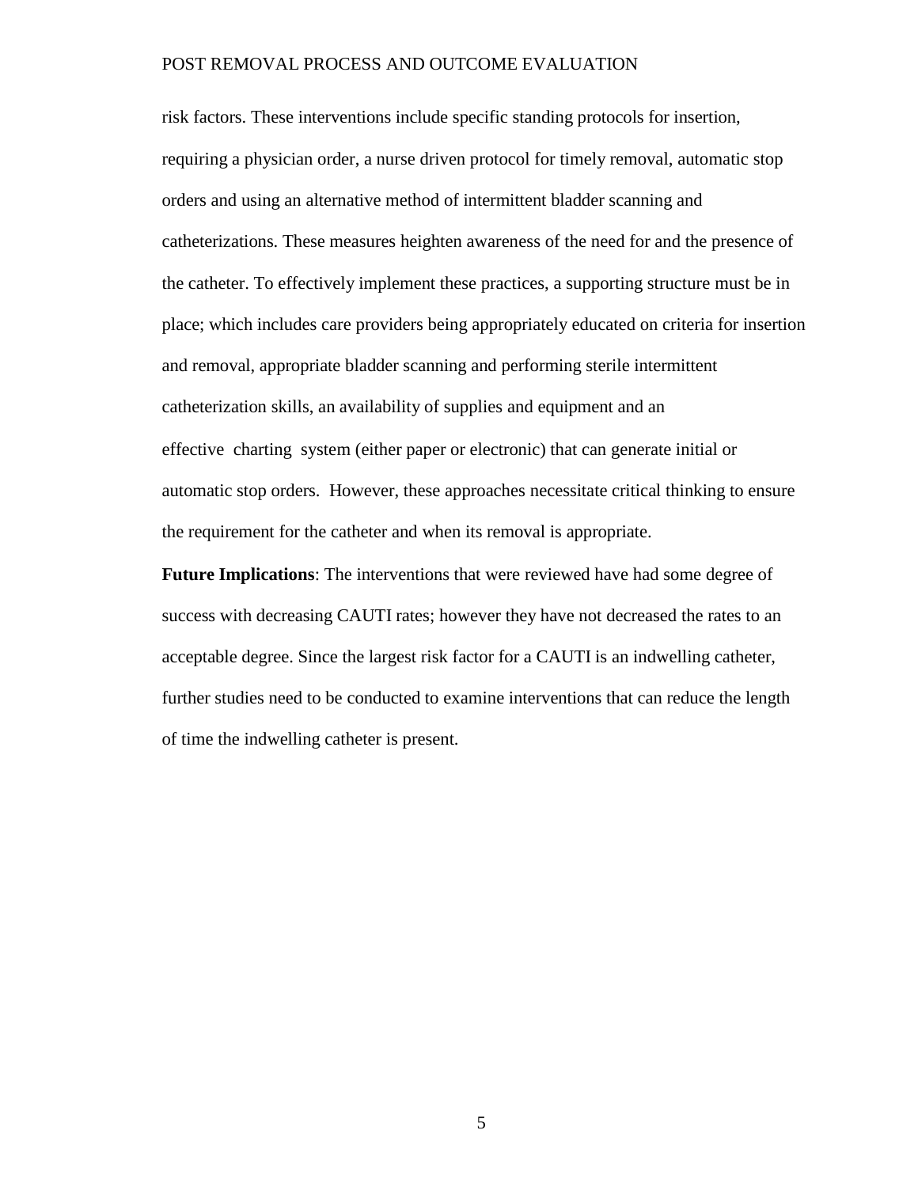risk factors. These interventions include specific standing protocols for insertion, requiring a physician order, a nurse driven protocol for timely removal, automatic stop orders and using an alternative method of intermittent bladder scanning and catheterizations. These measures heighten awareness of the need for and the presence of the catheter. To effectively implement these practices, a supporting structure must be in place; which includes care providers being appropriately educated on criteria for insertion and removal, appropriate bladder scanning and performing sterile intermittent catheterization skills, an availability of supplies and equipment and an effective charting system (either paper or electronic) that can generate initial or automatic stop orders. However, these approaches necessitate critical thinking to ensure the requirement for the catheter and when its removal is appropriate.

**Future Implications**: The interventions that were reviewed have had some degree of success with decreasing CAUTI rates; however they have not decreased the rates to an acceptable degree. Since the largest risk factor for a CAUTI is an indwelling catheter, further studies need to be conducted to examine interventions that can reduce the length of time the indwelling catheter is present.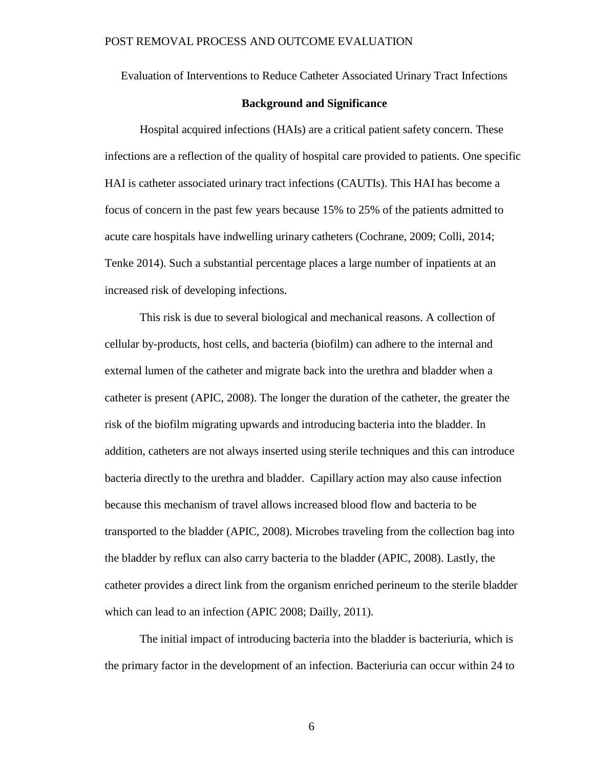Evaluation of Interventions to Reduce Catheter Associated Urinary Tract Infections

## Background and Significance

Hospital acquired infections (HAIs) are a critical patient safety concern. These infections are a reflection of the quality of hospital care provided to patients. One specific HAI is catheter associated urinary tract infections (CAUTIs). This HAI has become a focus of concern in the past few years because 15% to 25% of the patients admitted to acute care hospitals have indwelling urinary catheters (Cochrane, 2009; Colli, 2014; Tenke 2014). Such a substantial percentage places a large number of inpatients at an increased risk of developing infections.

This risk is due to several biological and mechanical reasons. A collection of cellular by-products, host cells, and bacteria (biofilm) can adhere to the internal and external lumen of the catheter and migrate back into the urethra and bladder when a catheter is present (APIC, 2008). The longer the duration of the catheter, the greater the risk of the biofilm migrating upwards and introducing bacteria into the bladder. In addition, catheters are not always inserted using sterile techniques and this can introduce bacteria directly to the urethra and bladder. Capillary action may also cause infection because this mechanism of travel allows increased blood flow and bacteria to be transported to the bladder (APIC, 2008). Microbes traveling from the collection bag into the bladder by reflux can also carry bacteria to the bladder (APIC, 2008). Lastly, the catheter provides a direct link from the organism enriched perineum to the sterile bladder which can lead to an infection (APIC 2008; Dailly, 2011).

The initial impact of introducing bacteria into the bladder is bacteriuria, which is the primary factor in the development of an infection. Bacteriuria can occur within 24 to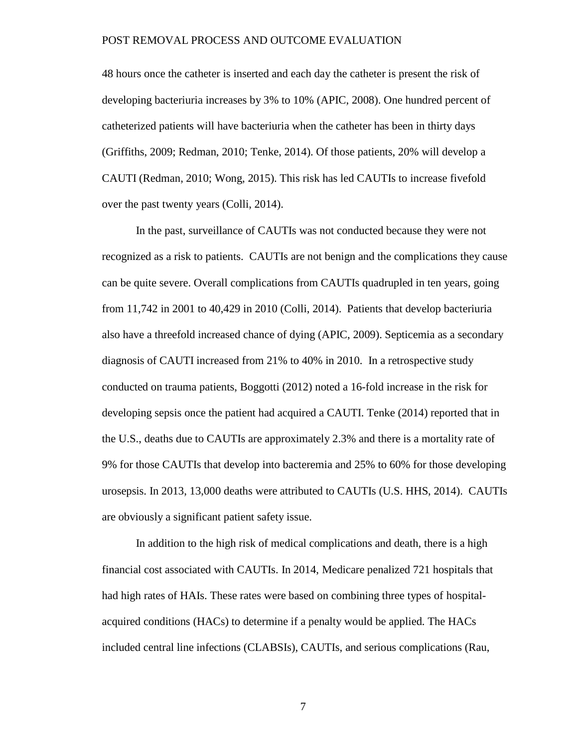48 hours once the catheter is inserted and each day the catheter is present the risk of developing bacteriuria increases by 3% to 10% (APIC, 2008). One hundred percent of catheterized patients will have bacteriuria when the catheter has been in thirty days (Griffiths, 2009; Redman, 2010; Tenke, 2014). Of those patients, 20% will develop a CAUTI (Redman, 2010; Wong, 2015). This risk has led CAUTIs to increase fivefold over the past twenty years (Colli, 2014).

In the past, surveillance of CAUTIs was not conducted because they were not recognized as a risk to patients. CAUTIs are not benign and the complications they cause can be quite severe. Overall complications from CAUTIs quadrupled in ten years, going from 11,742 in 2001 to 40,429 in 2010 (Colli, 2014). Patients that develop bacteriuria also have a threefold increased chance of dying (APIC, 2009). Septicemia as a secondary diagnosis of CAUTI increased from 21% to 40% in 2010. In a retrospective study conducted on trauma patients, Boggotti (2012) noted a 16-fold increase in the risk for developing sepsis once the patient had acquired a CAUTI. Tenke (2014) reported that in the U.S., deaths due to CAUTIs are approximately 2.3% and there is a mortality rate of 9% for those CAUTIs that develop into bacteremia and 25% to 60% for those developing urosepsis. In 2013, 13,000 deaths were attributed to CAUTIs (U.S. HHS, 2014). CAUTIs are obviously a significant patient safety issue.

In addition to the high risk of medical complications and death, there is a high financial cost associated with CAUTIs. In 2014, Medicare penalized 721 hospitals that had high rates of HAIs. These rates were based on combining three types of hospital-acquired conditions (HACs) to determine if a penalty would be applied. The HACs included central line infections (CLABSIs), CAUTIs, and serious complications (Rau,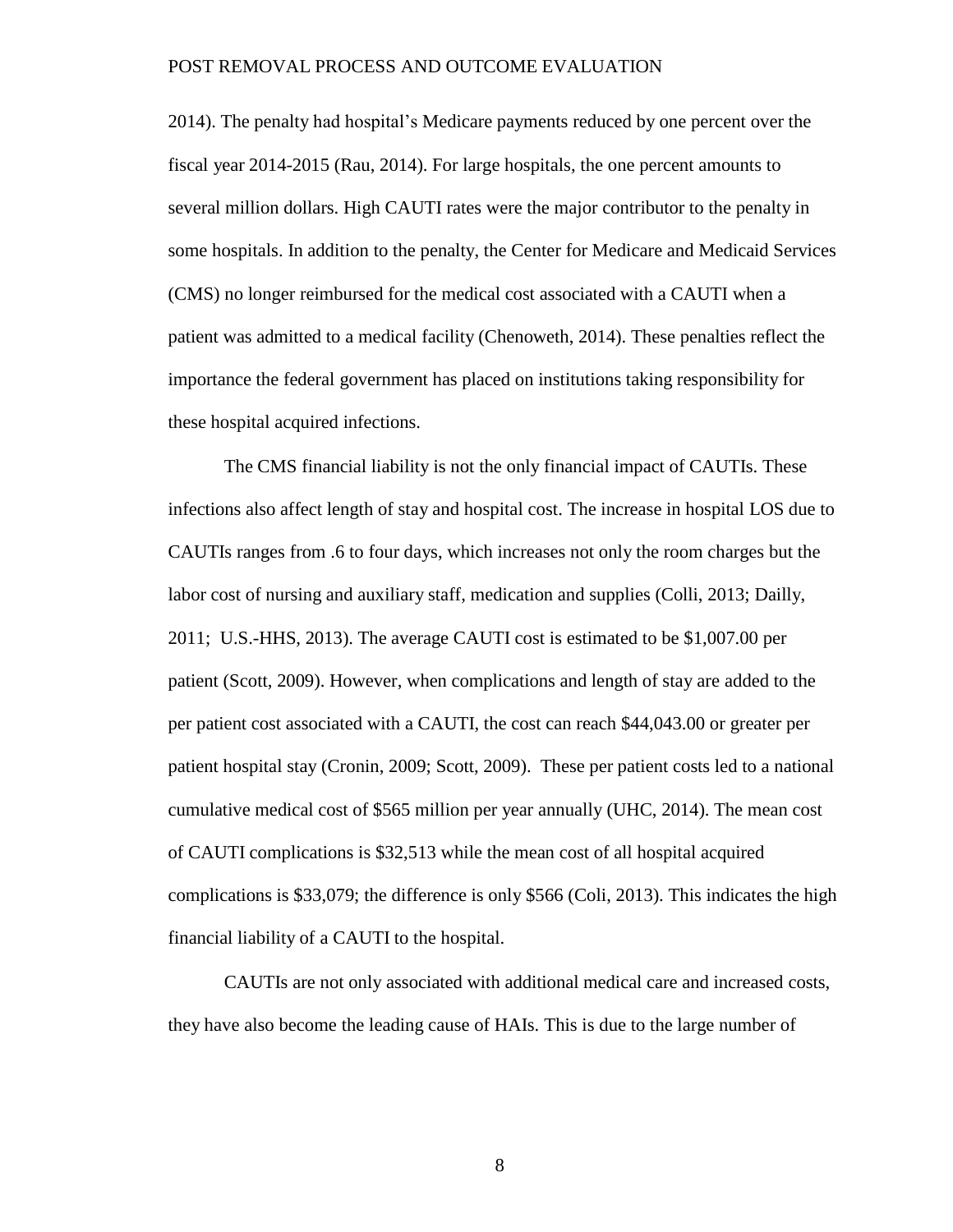2014). The penalty had hospital's Medicare payments reduced by one percent over the fiscal year 2014-2015 (Rau, 2014). For large hospitals, the one percent amounts to several million dollars. High CAUTI rates were the major contributor to the penalty in some hospitals. In addition to the penalty, the Center for Medicare and Medicaid Services (CMS) no longer reimbursed for the medical cost associated with a CAUTI when a patient was admitted to a medical facility (Chenoweth, 2014). These penalties reflect the importance the federal government has placed on institutions taking responsibility for these hospital acquired infections.

The CMS financial liability is not the only financial impact of CAUTIs. These infections also affect length of stay and hospital cost. The increase in hospital LOS due to CAUTIs ranges from .6 to four days, which increases not only the room charges but the labor cost of nursing and auxiliary staff, medication and supplies (Colli, 2013; Dailly, 2011; U.S.-HHS, 2013). The average CAUTI cost is estimated to be $1,007.00 per patient (Scott, 2009). However, when complications and length of stay are added to the per patient cost associated with a CAUTI, the cost can reach $44,043.00 or greater per patient hospital stay (Cronin, 2009; Scott, 2009). These per patient costs led to a national cumulative medical cost of $565 million per year annually (UHC, 2014). The mean cost of CAUTI complications is $32,513 while the mean cost of all hospital acquired complications is $33,079; the difference is only $566 (Coli, 2013). This indicates the high financial liability of a CAUTI to the hospital.

CAUTIs are not only associated with additional medical care and increased costs, they have also become the leading cause of HAIs. This is due to the large number of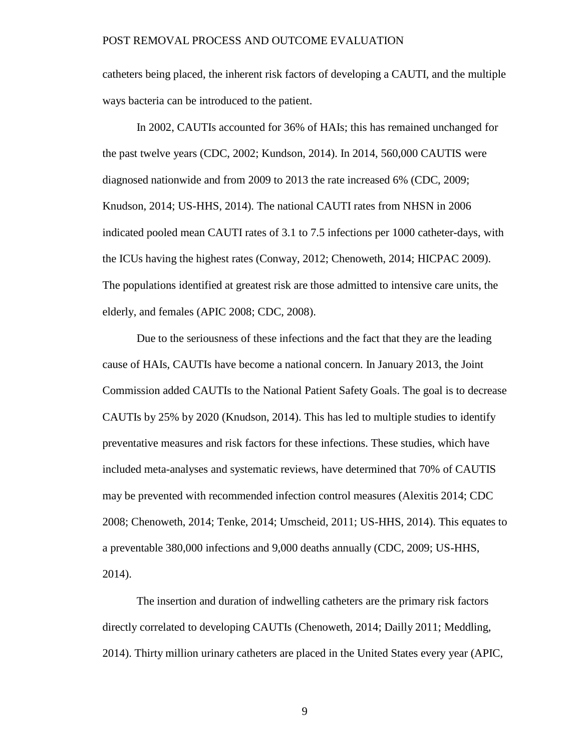catheters being placed, the inherent risk factors of developing a CAUTI, and the multiple ways bacteria can be introduced to the patient.

In 2002, CAUTIs accounted for 36% of HAIs; this has remained unchanged for the past twelve years (CDC, 2002; Kundson, 2014). In 2014, 560,000 CAUTIS were diagnosed nationwide and from 2009 to 2013 the rate increased 6% (CDC, 2009; Knudson, 2014; US-HHS, 2014). The national CAUTI rates from NHSN in 2006 indicated pooled mean CAUTI rates of 3.1 to 7.5 infections per 1000 catheter-days, with the ICUs having the highest rates (Conway, 2012; Chenoweth, 2014; HICPAC 2009). The populations identified at greatest risk are those admitted to intensive care units, the elderly, and females (APIC 2008; CDC, 2008).

Due to the seriousness of these infections and the fact that they are the leading cause of HAIs, CAUTIs have become a national concern. In January 2013, the Joint Commission added CAUTIs to the National Patient Safety Goals. The goal is to decrease CAUTIs by 25% by 2020 (Knudson, 2014). This has led to multiple studies to identify preventative measures and risk factors for these infections. These studies, which have included meta-analyses and systematic reviews, have determined that 70% of CAUTIS may be prevented with recommended infection control measures (Alexitis 2014; CDC 2008; Chenoweth, 2014; Tenke, 2014; Umscheid, 2011; US-HHS, 2014). This equates to a preventable 380,000 infections and 9,000 deaths annually (CDC, 2009; US-HHS, 2014).

The insertion and duration of indwelling catheters are the primary risk factors directly correlated to developing CAUTIs (Chenoweth, 2014; Dailly 2011; Meddling, 2014). Thirty million urinary catheters are placed in the United States every year (APIC,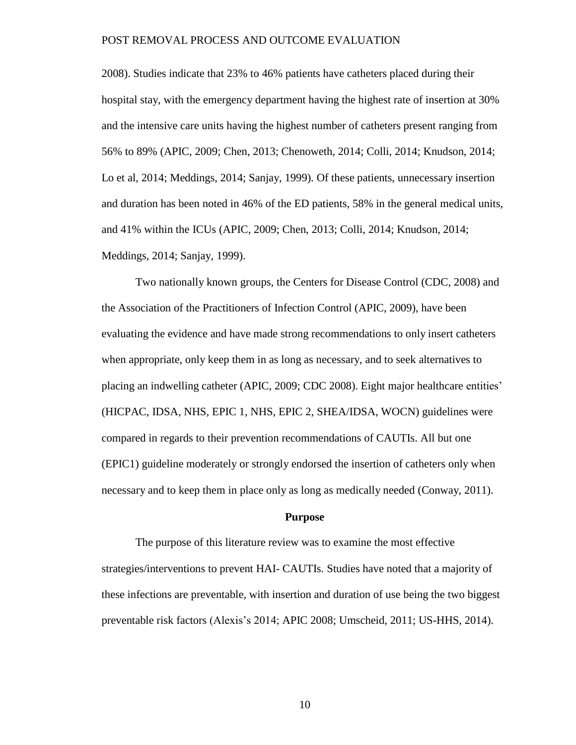2008). Studies indicate that 23% to 46% patients have catheters placed during their hospital stay, with the emergency department having the highest rate of insertion at 30% and the intensive care units having the highest number of catheters present ranging from 56% to 89% (APIC, 2009; Chen, 2013; Chenoweth, 2014; Colli, 2014; Knudson, 2014; Lo et al, 2014; Meddings, 2014; Sanjay, 1999). Of these patients, unnecessary insertion and duration has been noted in 46% of the ED patients, 58% in the general medical units, and 41% within the ICUs (APIC, 2009; Chen, 2013; Colli, 2014; Knudson, 2014; Meddings, 2014; Sanjay, 1999).

Two nationally known groups, the Centers for Disease Control (CDC, 2008) and the Association of the Practitioners of Infection Control (APIC, 2009), have been evaluating the evidence and have made strong recommendations to only insert catheters when appropriate, only keep them in as long as necessary, and to seek alternatives to placing an indwelling catheter (APIC, 2009; CDC 2008). Eight major healthcare entities' (HICPAC, IDSA, NHS, EPIC 1, NHS, EPIC 2, SHEA/IDSA, WOCN) guidelines were compared in regards to their prevention recommendations of CAUTIs. All but one (EPIC1) guideline moderately or strongly endorsed the insertion of catheters only when necessary and to keep them in place only as long as medically needed (Conway, 2011).

## Purpose

The purpose of this literature review was to examine the most effective strategies/interventions to prevent HAI- CAUTIs. Studies have noted that a majority of these infections are preventable, with insertion and duration of use being the two biggest preventable risk factors (Alexis's 2014; APIC 2008; Umscheid, 2011; US-HHS, 2014).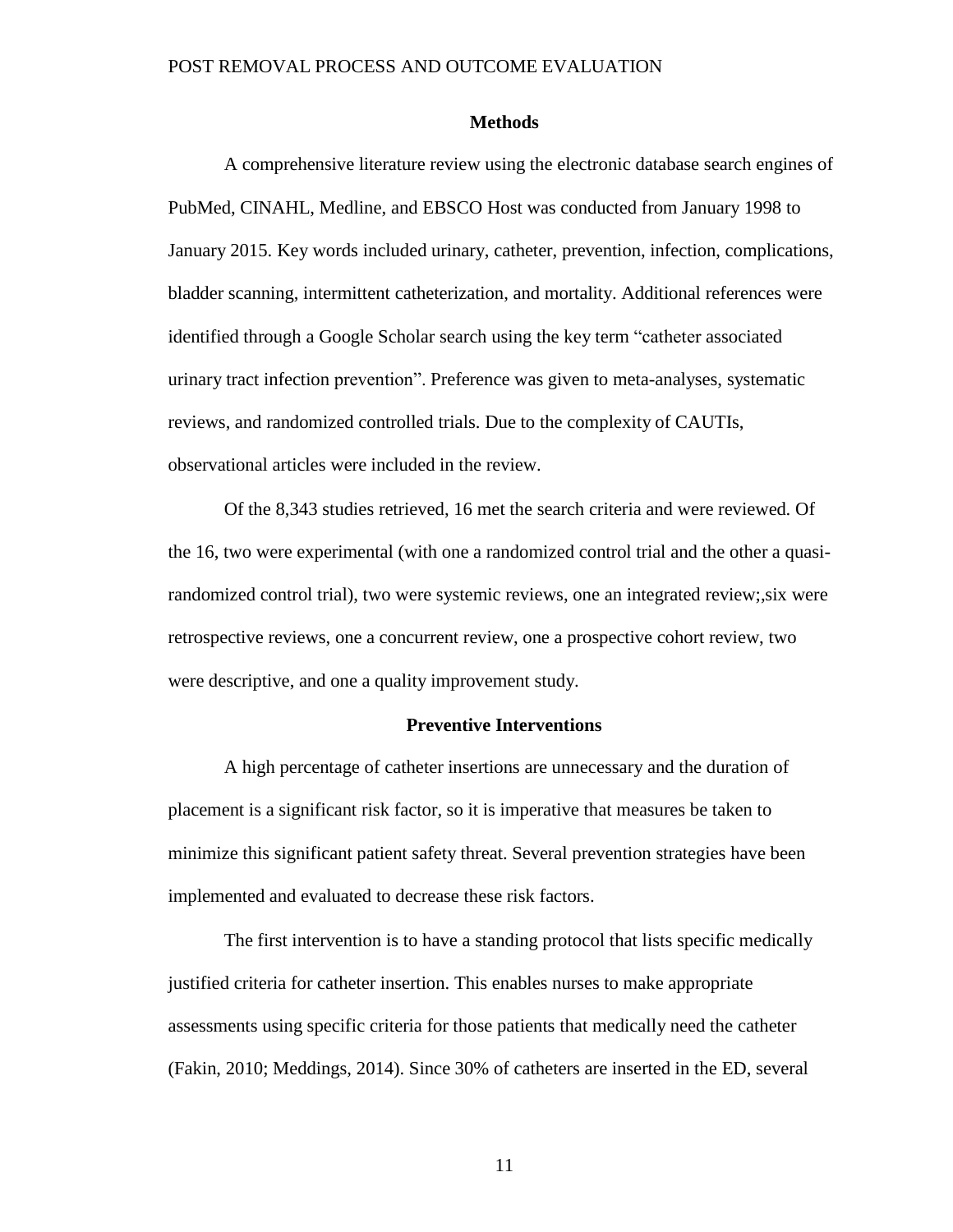## Methods

A comprehensive literature review using the electronic database search engines of PubMed, CINAHL, Medline, and EBSCO Host was conducted from January 1998 to January 2015. Key words included urinary, catheter, prevention, infection, complications, bladder scanning, intermittent catheterization, and mortality. Additional references were identified through a Google Scholar search using the key term "catheter associated urinary tract infection prevention". Preference was given to meta-analyses, systematic reviews, and randomized controlled trials. Due to the complexity of CAUTIs, observational articles were included in the review.

Of the 8,343 studies retrieved, 16 met the search criteria and were reviewed. Of the 16, two were experimental (with one a randomized control trial and the other a quasi-randomized control trial), two were systemic reviews, one an integrated review;,six were retrospective reviews, one a concurrent review, one a prospective cohort review, two were descriptive, and one a quality improvement study.

## Preventive Interventions

A high percentage of catheter insertions are unnecessary and the duration of placement is a significant risk factor, so it is imperative that measures be taken to minimize this significant patient safety threat. Several prevention strategies have been implemented and evaluated to decrease these risk factors.

The first intervention is to have a standing protocol that lists specific medically justified criteria for catheter insertion. This enables nurses to make appropriate assessments using specific criteria for those patients that medically need the catheter (Fakin, 2010; Meddings, 2014). Since 30% of catheters are inserted in the ED, several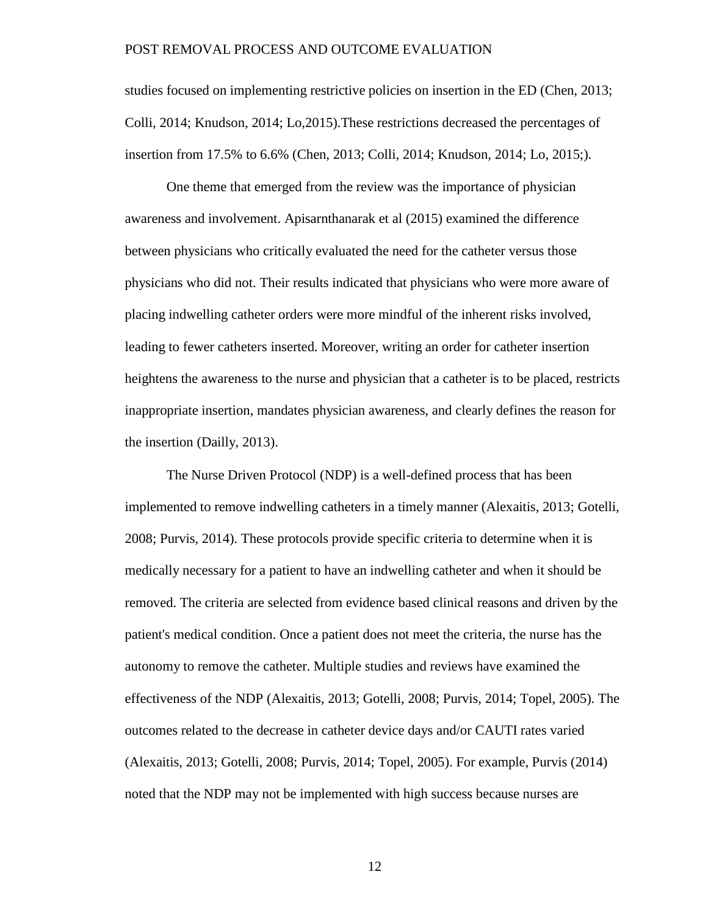studies focused on implementing restrictive policies on insertion in the ED (Chen, 2013; Colli, 2014; Knudson, 2014; Lo,2015).These restrictions decreased the percentages of insertion from 17.5% to 6.6% (Chen, 2013; Colli, 2014; Knudson, 2014; Lo, 2015;).

One theme that emerged from the review was the importance of physician awareness and involvement. Apisarnthanarak et al (2015) examined the difference between physicians who critically evaluated the need for the catheter versus those physicians who did not. Their results indicated that physicians who were more aware of placing indwelling catheter orders were more mindful of the inherent risks involved, leading to fewer catheters inserted. Moreover, writing an order for catheter insertion heightens the awareness to the nurse and physician that a catheter is to be placed, restricts inappropriate insertion, mandates physician awareness, and clearly defines the reason for the insertion (Dailly, 2013).

The Nurse Driven Protocol (NDP) is a well-defined process that has been implemented to remove indwelling catheters in a timely manner (Alexaitis, 2013; Gotelli, 2008; Purvis, 2014). These protocols provide specific criteria to determine when it is medically necessary for a patient to have an indwelling catheter and when it should be removed. The criteria are selected from evidence based clinical reasons and driven by the patient's medical condition. Once a patient does not meet the criteria, the nurse has the autonomy to remove the catheter. Multiple studies and reviews have examined the effectiveness of the NDP (Alexaitis, 2013; Gotelli, 2008; Purvis, 2014; Topel, 2005). The outcomes related to the decrease in catheter device days and/or CAUTI rates varied (Alexaitis, 2013; Gotelli, 2008; Purvis, 2014; Topel, 2005). For example, Purvis (2014) noted that the NDP may not be implemented with high success because nurses are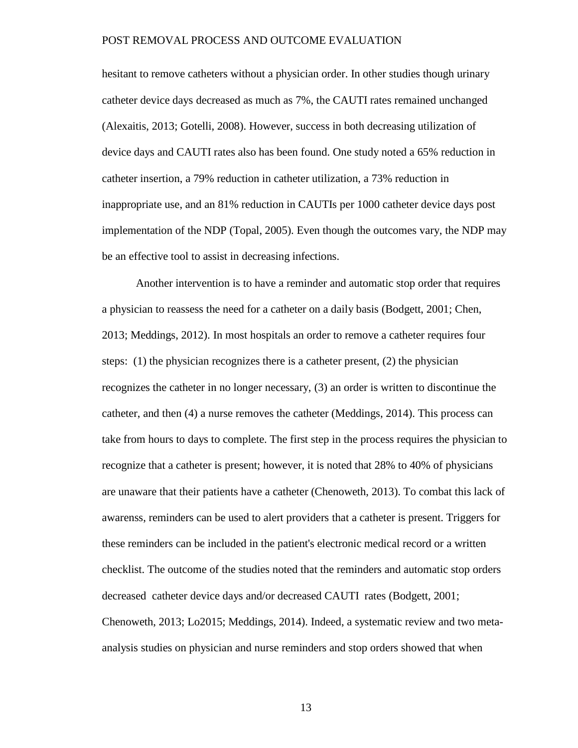hesitant to remove catheters without a physician order. In other studies though urinary catheter device days decreased as much as 7%, the CAUTI rates remained unchanged (Alexaitis, 2013; Gotelli, 2008). However, success in both decreasing utilization of device days and CAUTI rates also has been found. One study noted a 65% reduction in catheter insertion, a 79% reduction in catheter utilization, a 73% reduction in inappropriate use, and an 81% reduction in CAUTIs per 1000 catheter device days post implementation of the NDP (Topal, 2005). Even though the outcomes vary, the NDP may be an effective tool to assist in decreasing infections.

Another intervention is to have a reminder and automatic stop order that requires a physician to reassess the need for a catheter on a daily basis (Bodgett, 2001; Chen, 2013; Meddings, 2012). In most hospitals an order to remove a catheter requires four steps: (1) the physician recognizes there is a catheter present, (2) the physician recognizes the catheter in no longer necessary, (3) an order is written to discontinue the catheter, and then (4) a nurse removes the catheter (Meddings, 2014). This process can take from hours to days to complete. The first step in the process requires the physician to recognize that a catheter is present; however, it is noted that 28% to 40% of physicians are unaware that their patients have a catheter (Chenoweth, 2013). To combat this lack of awarenss, reminders can be used to alert providers that a catheter is present. Triggers for these reminders can be included in the patient's electronic medical record or a written checklist. The outcome of the studies noted that the reminders and automatic stop orders decreased catheter device days and/or decreased CAUTI rates (Bodgett, 2001; Chenoweth, 2013; Lo2015; Meddings, 2014). Indeed, a systematic review and two meta-analysis studies on physician and nurse reminders and stop orders showed that when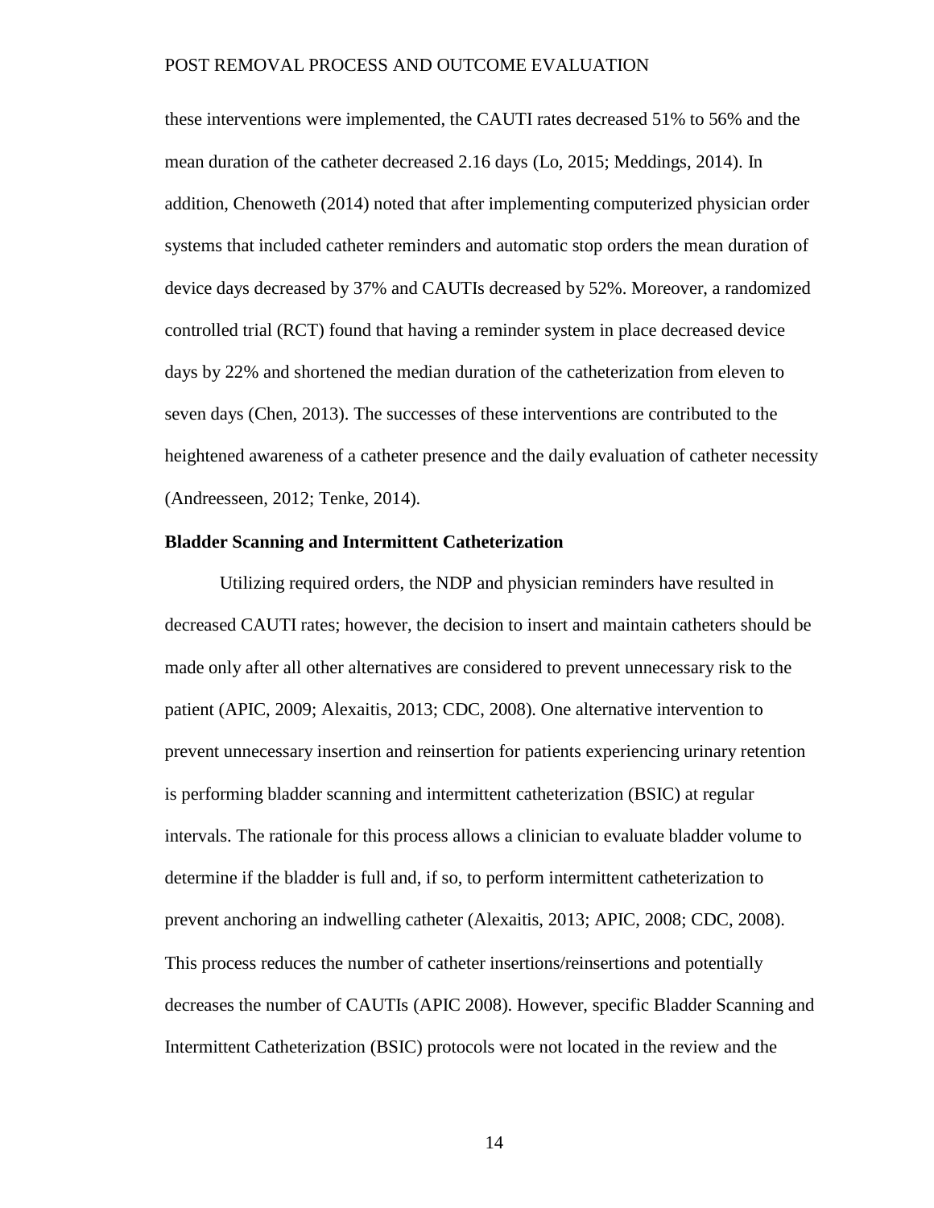these interventions were implemented, the CAUTI rates decreased 51% to 56% and the mean duration of the catheter decreased 2.16 days (Lo, 2015; Meddings, 2014). In addition, Chenoweth (2014) noted that after implementing computerized physician order systems that included catheter reminders and automatic stop orders the mean duration of device days decreased by 37% and CAUTIs decreased by 52%. Moreover, a randomized controlled trial (RCT) found that having a reminder system in place decreased device days by 22% and shortened the median duration of the catheterization from eleven to seven days (Chen, 2013). The successes of these interventions are contributed to the heightened awareness of a catheter presence and the daily evaluation of catheter necessity (Andreesseen, 2012; Tenke, 2014).

**Bladder Scanning and Intermittent Catheterization**

Utilizing required orders, the NDP and physician reminders have resulted in decreased CAUTI rates; however, the decision to insert and maintain catheters should be made only after all other alternatives are considered to prevent unnecessary risk to the patient (APIC, 2009; Alexaitis, 2013; CDC, 2008). One alternative intervention to prevent unnecessary insertion and reinsertion for patients experiencing urinary retention is performing bladder scanning and intermittent catheterization (BSIC) at regular intervals. The rationale for this process allows a clinician to evaluate bladder volume to determine if the bladder is full and, if so, to perform intermittent catheterization to prevent anchoring an indwelling catheter (Alexaitis, 2013; APIC, 2008; CDC, 2008). This process reduces the number of catheter insertions/reinsertions and potentially decreases the number of CAUTIs (APIC 2008). However, specific Bladder Scanning and Intermittent Catheterization (BSIC) protocols were not located in the review and the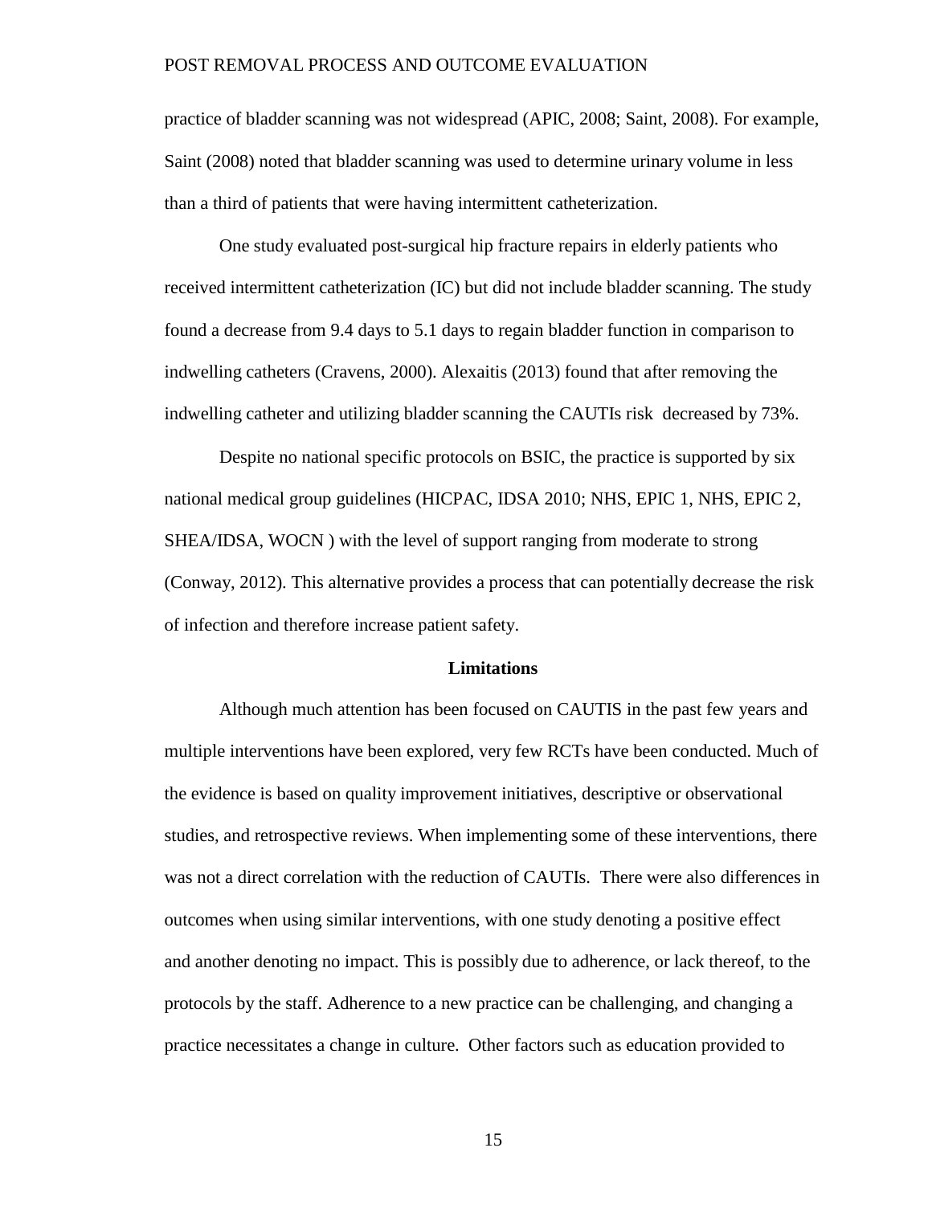practice of bladder scanning was not widespread (APIC, 2008; Saint, 2008). For example, Saint (2008) noted that bladder scanning was used to determine urinary volume in less than a third of patients that were having intermittent catheterization.

One study evaluated post-surgical hip fracture repairs in elderly patients who received intermittent catheterization (IC) but did not include bladder scanning. The study found a decrease from 9.4 days to 5.1 days to regain bladder function in comparison to indwelling catheters (Cravens, 2000). Alexaitis (2013) found that after removing the indwelling catheter and utilizing bladder scanning the CAUTIs risk decreased by 73%.

Despite no national specific protocols on BSIC, the practice is supported by six national medical group guidelines (HICPAC, IDSA 2010; NHS, EPIC 1, NHS, EPIC 2, SHEA/IDSA, WOCN ) with the level of support ranging from moderate to strong (Conway, 2012). This alternative provides a process that can potentially decrease the risk of infection and therefore increase patient safety.

## Limitations

Although much attention has been focused on CAUTIS in the past few years and multiple interventions have been explored, very few RCTs have been conducted. Much of the evidence is based on quality improvement initiatives, descriptive or observational studies, and retrospective reviews. When implementing some of these interventions, there was not a direct correlation with the reduction of CAUTIs. There were also differences in outcomes when using similar interventions, with one study denoting a positive effect and another denoting no impact. This is possibly due to adherence, or lack thereof, to the protocols by the staff. Adherence to a new practice can be challenging, and changing a practice necessitates a change in culture. Other factors such as education provided to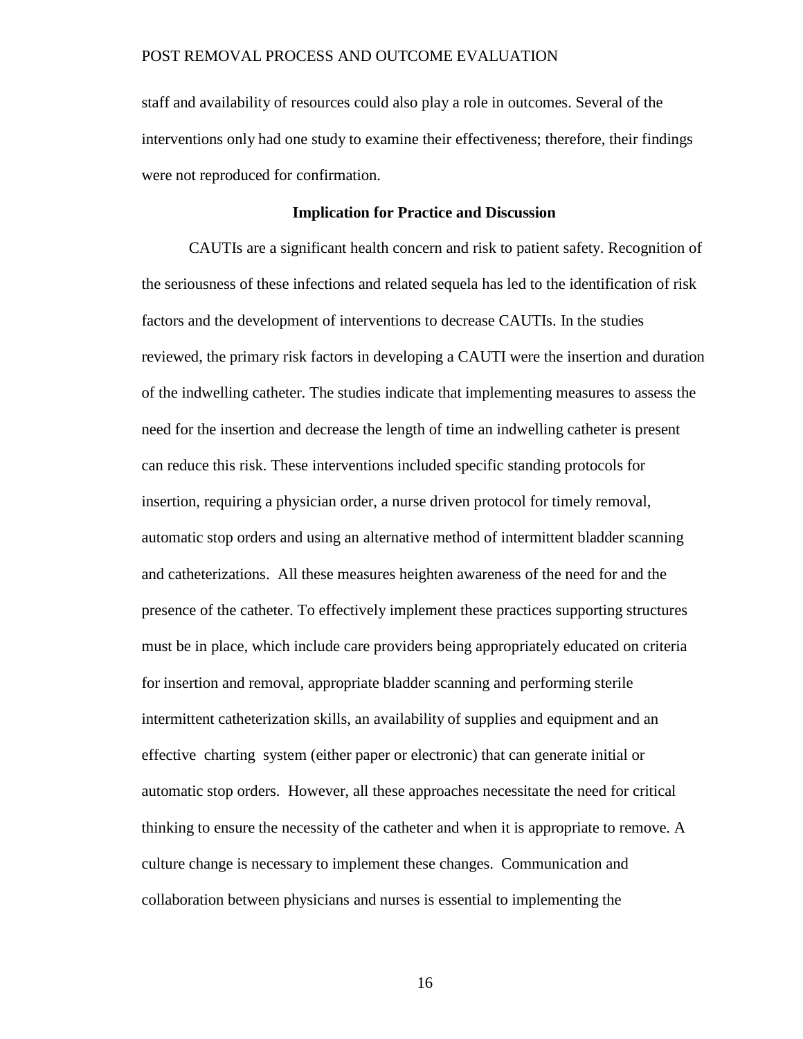staff and availability of resources could also play a role in outcomes. Several of the interventions only had one study to examine their effectiveness; therefore, their findings were not reproduced for confirmation.

## Implication for Practice and Discussion

CAUTIs are a significant health concern and risk to patient safety. Recognition of the seriousness of these infections and related sequela has led to the identification of risk factors and the development of interventions to decrease CAUTIs. In the studies reviewed, the primary risk factors in developing a CAUTI were the insertion and duration of the indwelling catheter. The studies indicate that implementing measures to assess the need for the insertion and decrease the length of time an indwelling catheter is present can reduce this risk. These interventions included specific standing protocols for insertion, requiring a physician order, a nurse driven protocol for timely removal, automatic stop orders and using an alternative method of intermittent bladder scanning and catheterizations. All these measures heighten awareness of the need for and the presence of the catheter. To effectively implement these practices supporting structures must be in place, which include care providers being appropriately educated on criteria for insertion and removal, appropriate bladder scanning and performing sterile intermittent catheterization skills, an availability of supplies and equipment and an effective charting system (either paper or electronic) that can generate initial or automatic stop orders. However, all these approaches necessitate the need for critical thinking to ensure the necessity of the catheter and when it is appropriate to remove. A culture change is necessary to implement these changes. Communication and collaboration between physicians and nurses is essential to implementing the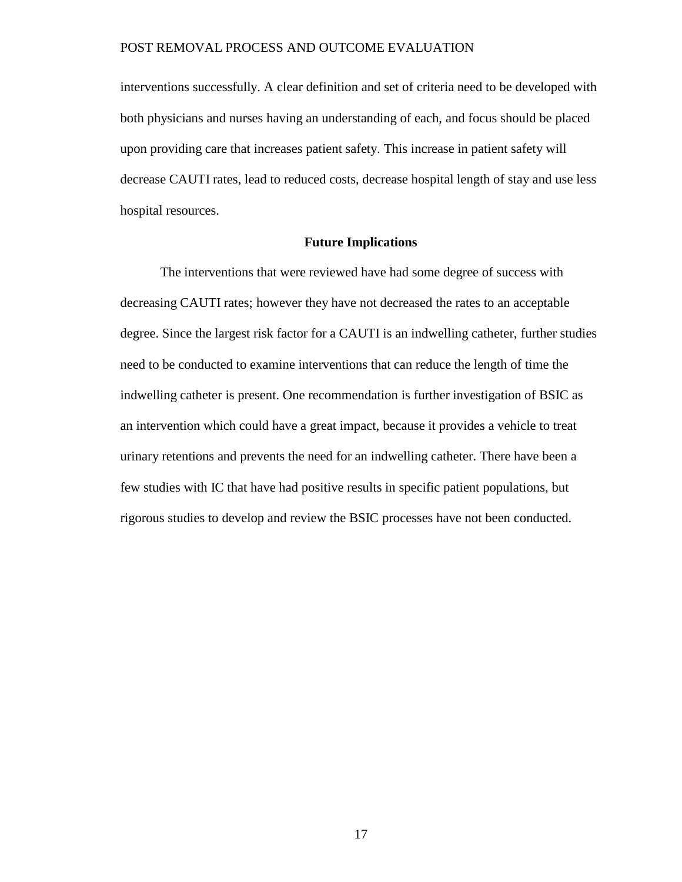interventions successfully. A clear definition and set of criteria need to be developed with both physicians and nurses having an understanding of each, and focus should be placed upon providing care that increases patient safety. This increase in patient safety will decrease CAUTI rates, lead to reduced costs, decrease hospital length of stay and use less hospital resources.

## Future Implications

The interventions that were reviewed have had some degree of success with decreasing CAUTI rates; however they have not decreased the rates to an acceptable degree. Since the largest risk factor for a CAUTI is an indwelling catheter, further studies need to be conducted to examine interventions that can reduce the length of time the indwelling catheter is present. One recommendation is further investigation of BSIC as an intervention which could have a great impact, because it provides a vehicle to treat urinary retentions and prevents the need for an indwelling catheter. There have been a few studies with IC that have had positive results in specific patient populations, but rigorous studies to develop and review the BSIC processes have not been conducted.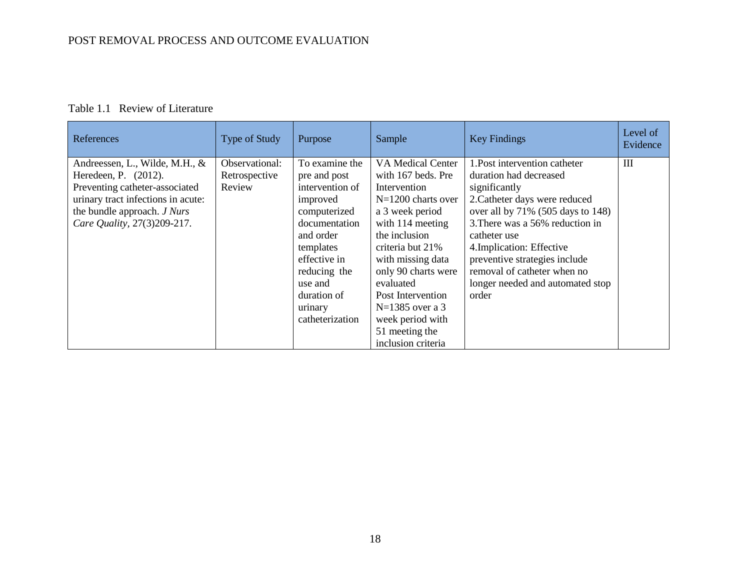Table 1.1 Review of Literature

| References | Type of Study | Purpose | Sample | Key Findings | Level of Evidence |
|---|---|---|---|---|---|
| Andreessen, L., Wilde, M.H., & Heredeen, P. (2012). Preventing catheter-associated urinary tract infections in acute: the bundle approach. *J Nurs Care Quality*, 27(3)209-217. | Observational: Retrospective Review | To examine the pre and post intervention of improved computerized documentation and order templates effective in reducing the use and duration of urinary catheterization | VA Medical Center with 167 beds. Pre Intervention N=1200 charts over a 3 week period with 114 meeting the inclusion criteria but 21% with missing data only 90 charts were evaluated Post Intervention N=1385 over a 3 week period with 51 meeting the inclusion criteria | 1.Post intervention catheter duration had decreased significantly 2.Catheter days were reduced over all by 71% (505 days to 148) 3.There was a 56% reduction in catheter use 4.Implication: Effective preventive strategies include removal of catheter when no longer needed and automated stop order | III |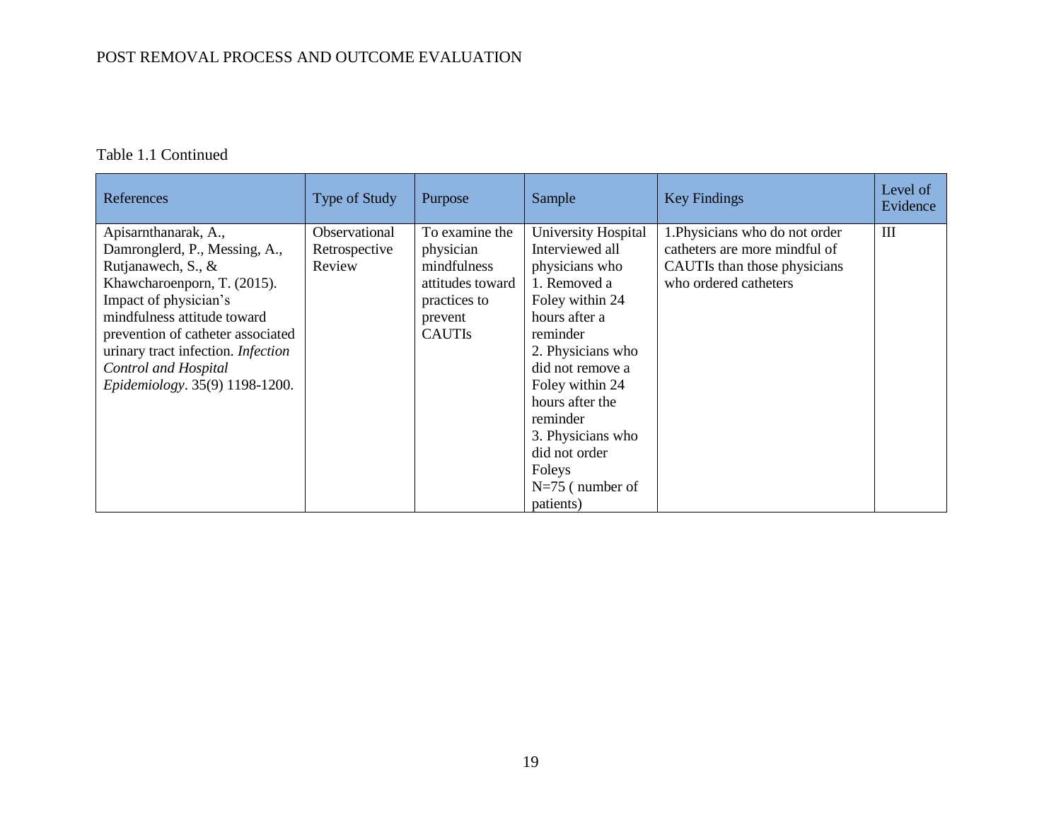Table 1.1 Continued

| References | Type of Study | Purpose | Sample | Key Findings | Level of Evidence |
|---|---|---|---|---|---|
| Apisarnthanarak, A., Damronglerd, P., Messing, A., Rutjanawech, S., & Khawcharoenporn, T. (2015). Impact of physician's mindfulness attitude toward prevention of catheter associated urinary tract infection. *Infection Control and Hospital Epidemiology*. 35(9) 1198-1200. | Observational Retrospective Review | To examine the physician mindfulness attitudes toward practices to prevent CAUTIs | University Hospital Interviewed all physicians who 1. Removed a Foley within 24 hours after a reminder 2. Physicians who did not remove a Foley within 24 hours after the reminder 3. Physicians who did not order Foleys N=75 ( number of patients) | 1.Physicians who do not order catheters are more mindful of CAUTIs than those physicians who ordered catheters | III |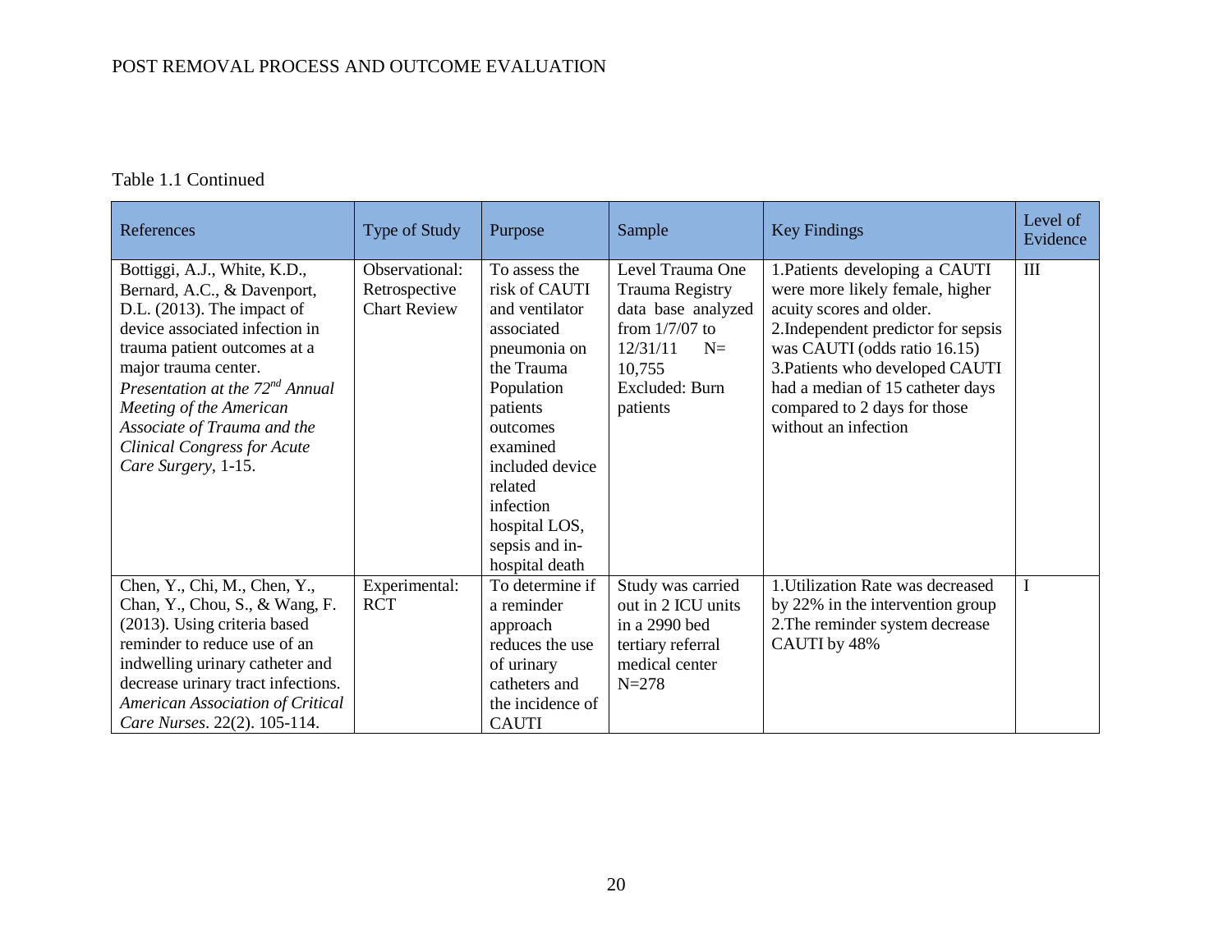Table 1.1 Continued

| References | Type of Study | Purpose | Sample | Key Findings | Level of Evidence |
|---|---|---|---|---|---|
| Bottiggi, A.J., White, K.D., Bernard, A.C., & Davenport, D.L. (2013). The impact of device associated infection in trauma patient outcomes at a major trauma center. *Presentation at the 72nd Annual Meeting of the American Associate of Trauma and the Clinical Congress for Acute Care Surgery*, 1-15. | Observational: Retrospective Chart Review | To assess the risk of CAUTI and ventilator associated pneumonia on the Trauma Population patients outcomes examined included device related infection hospital LOS, sepsis and in-hospital death | Level Trauma One Trauma Registry data base analyzed from 1/7/07 to 12/31/11 N= 10,755 Excluded: Burn patients | 1.Patients developing a CAUTI were more likely female, higher acuity scores and older. 2.Independent predictor for sepsis was CAUTI (odds ratio 16.15) 3.Patients who developed CAUTI had a median of 15 catheter days compared to 2 days for those without an infection | III |
| Chen, Y., Chi, M., Chen, Y., Chan, Y., Chou, S., & Wang, F. (2013). Using criteria based reminder to reduce use of an indwelling urinary catheter and decrease urinary tract infections. *American Association of Critical Care Nurses*. 22(2). 105-114. | Experimental: RCT | To determine if a reminder approach reduces the use of urinary catheters and the incidence of CAUTI | Study was carried out in 2 ICU units in a 2990 bed tertiary referral medical center N=278 | 1.Utilization Rate was decreased by 22% in the intervention group 2.The reminder system decrease CAUTI by 48% | I |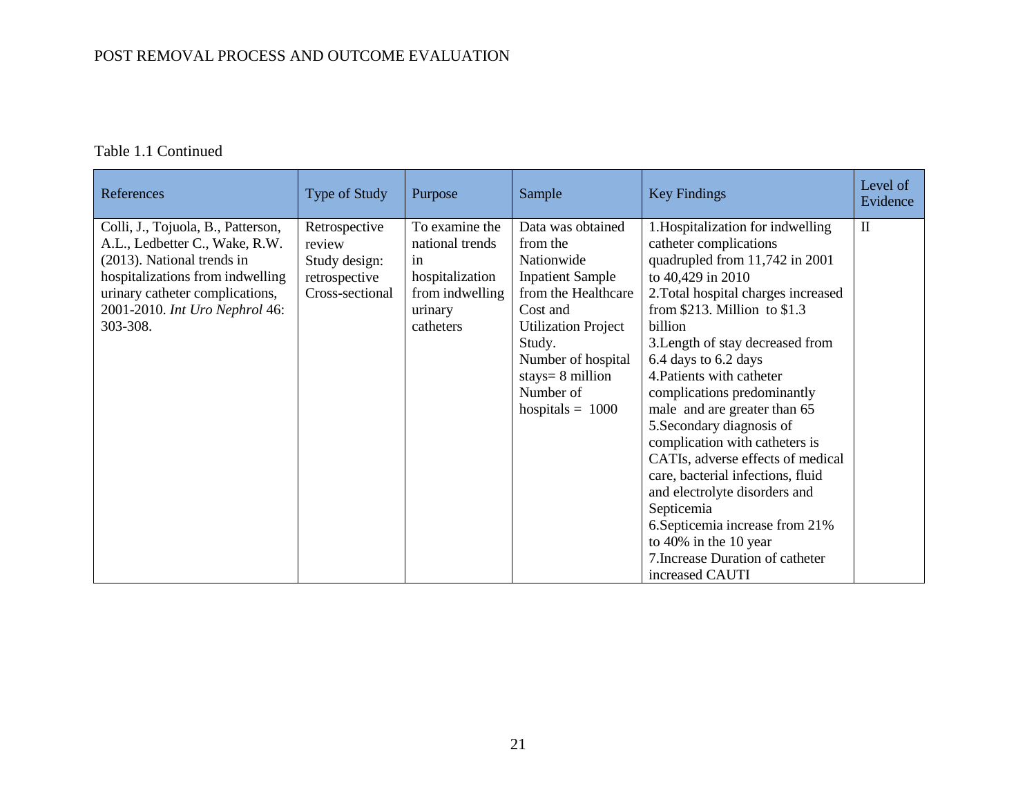Table 1.1 Continued

| References | Type of Study | Purpose | Sample | Key Findings | Level of Evidence |
|---|---|---|---|---|---|
| Colli, J., Tojuola, B., Patterson, A.L., Ledbetter C., Wake, R.W. (2013). National trends in hospitalizations from indwelling urinary catheter complications, 2001-2010. *Int Uro Nephrol* 46: 303-308. | Retrospective review Study design: retrospective Cross-sectional | To examine the national trends in hospitalization from indwelling urinary catheters | Data was obtained from the Nationwide Inpatient Sample from the Healthcare Cost and Utilization Project Study. Number of hospital stays= 8 million Number of hospitals = 1000 | 1.Hospitalization for indwelling catheter complications quadrupled from 11,742 in 2001 to 40,429 in 2010 2.Total hospital charges increased from $213. Million to $1.3 billion 3.Length of stay decreased from 6.4 days to 6.2 days 4.Patients with catheter complications predominantly male and are greater than 65 5.Secondary diagnosis of complication with catheters is CATIs, adverse effects of medical care, bacterial infections, fluid and electrolyte disorders and Septicemia 6.Septicemia increase from 21% to 40% in the 10 year 7.Increase Duration of catheter increased CAUTI | II |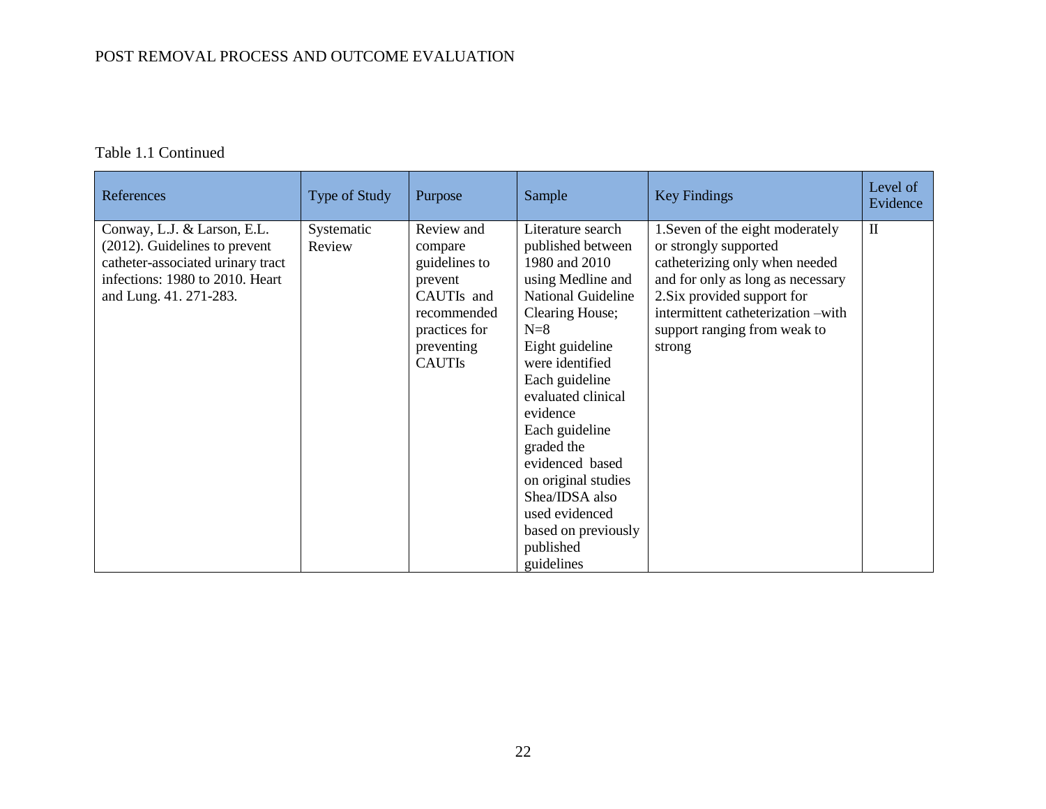Table 1.1 Continued

| References | Type of Study | Purpose | Sample | Key Findings | Level of Evidence |
|---|---|---|---|---|---|
| Conway, L.J. & Larson, E.L. (2012). Guidelines to prevent catheter-associated urinary tract infections: 1980 to 2010. Heart and Lung. 41. 271-283. | Systematic Review | Review and compare guidelines to prevent CAUTIs and recommended practices for preventing CAUTIs | Literature search published between 1980 and 2010 using Medline and National Guideline Clearing House; N=8 Eight guideline were identified Each guideline evaluated clinical evidence Each guideline graded the evidenced based on original studies Shea/IDSA also used evidenced based on previously published guidelines | 1.Seven of the eight moderately or strongly supported catheterizing only when needed and for only as long as necessary 2.Six provided support for intermittent catheterization –with support ranging from weak to strong | II |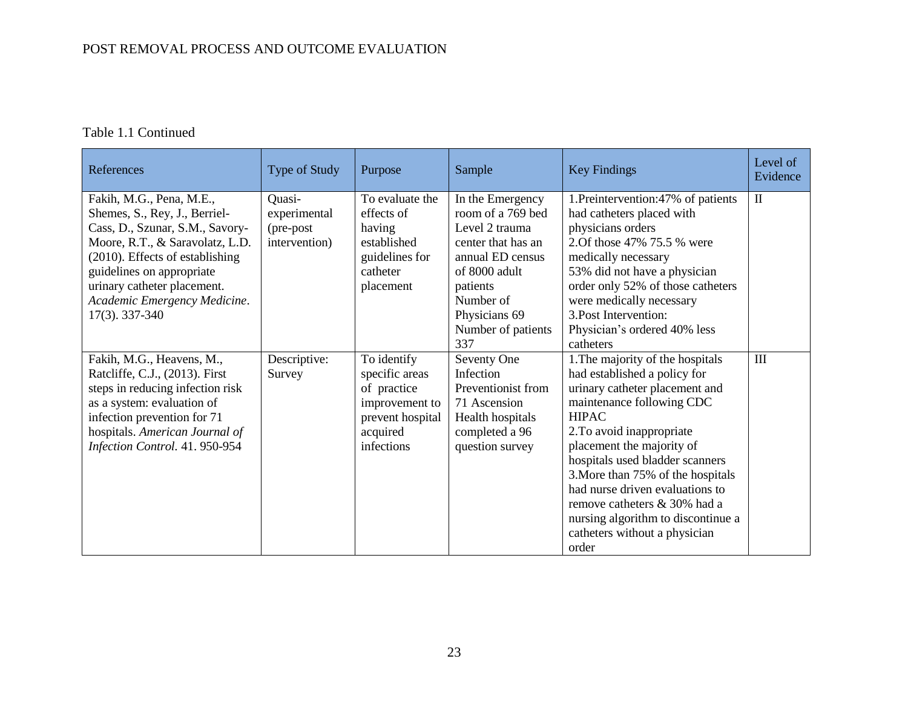Table 1.1 Continued

| References | Type of Study | Purpose | Sample | Key Findings | Level of Evidence |
|---|---|---|---|---|---|
| Fakih, M.G., Pena, M.E., Shemes, S., Rey, J., Berriel-Cass, D., Szunar, S.M., Savory-Moore, R.T., & Saravolatz, L.D. (2010). Effects of establishing guidelines on appropriate urinary catheter placement. *Academic Emergency Medicine*. 17(3). 337-340 | Quasi-experimental (pre-post intervention) | To evaluate the effects of having established guidelines for catheter placement | In the Emergency room of a 769 bed Level 2 trauma center that has an annual ED census of 8000 adult patients<br>Number of Physicians 69<br>Number of patients 337 | 1.Preintervention:47% of patients had catheters placed with physicians orders<br>2.Of those 47% 75.5 % were medically necessary<br>53% did not have a physician order only 52% of those catheters were medically necessary<br>3.Post Intervention: Physician's ordered 40% less catheters | II |
| Fakih, M.G., Heavens, M., Ratcliffe, C.J., (2013). First steps in reducing infection risk as a system: evaluation of infection prevention for 71 hospitals. *American Journal of Infection Control*. 41. 950-954 | Descriptive: Survey | To identify specific areas of practice improvement to prevent hospital acquired infections | Seventy One Infection Preventionist from 71 Ascension Health hospitals completed a 96 question survey | 1.The majority of the hospitals had established a policy for urinary catheter placement and maintenance following CDC HIPAC<br>2.To avoid inappropriate placement the majority of hospitals used bladder scanners<br>3.More than 75% of the hospitals had nurse driven evaluations to remove catheters & 30% had a nursing algorithm to discontinue a catheters without a physician order | III |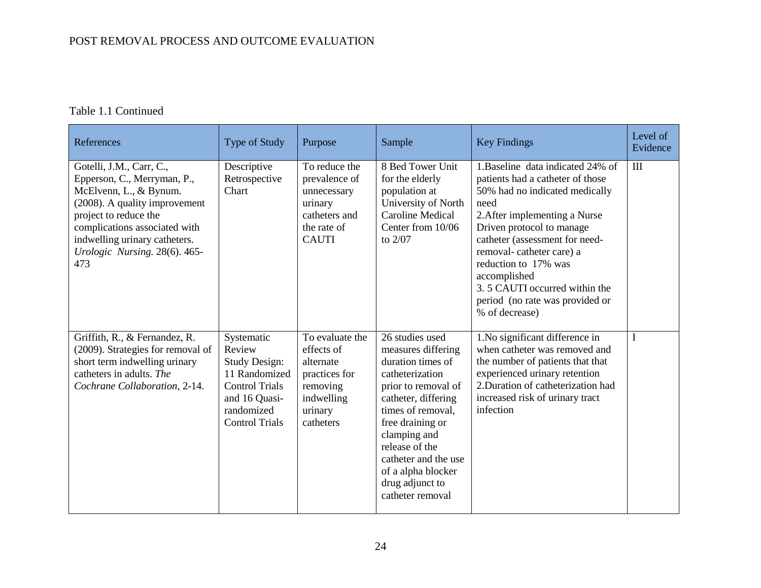Table 1.1 Continued

| References | Type of Study | Purpose | Sample | Key Findings | Level of Evidence |
|---|---|---|---|---|---|
| Gotelli, J.M., Carr, C., Epperson, C., Merryman, P., McElvenn, L., & Bynum. (2008). A quality improvement project to reduce the complications associated with indwelling urinary catheters. *Urologic Nursing.* 28(6). 465-473 | Descriptive Retrospective Chart | To reduce the prevalence of unnecessary urinary catheters and the rate of CAUTI | 8 Bed Tower Unit for the elderly population at University of North Caroline Medical Center from 10/06 to 2/07 | 1.Baseline data indicated 24% of patients had a catheter of those 50% had no indicated medically need<br>2.After implementing a Nurse Driven protocol to manage catheter (assessment for need- removal- catheter care) a reduction to 17% was accomplished<br>3. 5 CAUTI occurred within the period (no rate was provided or % of decrease) | III |
| Griffith, R., & Fernandez, R. (2009). Strategies for removal of short term indwelling urinary catheters in adults. *The Cochrane Collaboration*, 2-14. | Systematic Review Study Design: 11 Randomized Control Trials and 16 Quasi-randomized Control Trials | To evaluate the effects of alternate practices for removing indwelling urinary catheters | 26 studies used measures differing duration times of catheterization prior to removal of catheter, differing times of removal, free draining or clamping and release of the catheter and the use of a alpha blocker drug adjunct to catheter removal | 1.No significant difference in when catheter was removed and the number of patients that that experienced urinary retention<br>2.Duration of catheterization had increased risk of urinary tract infection | I |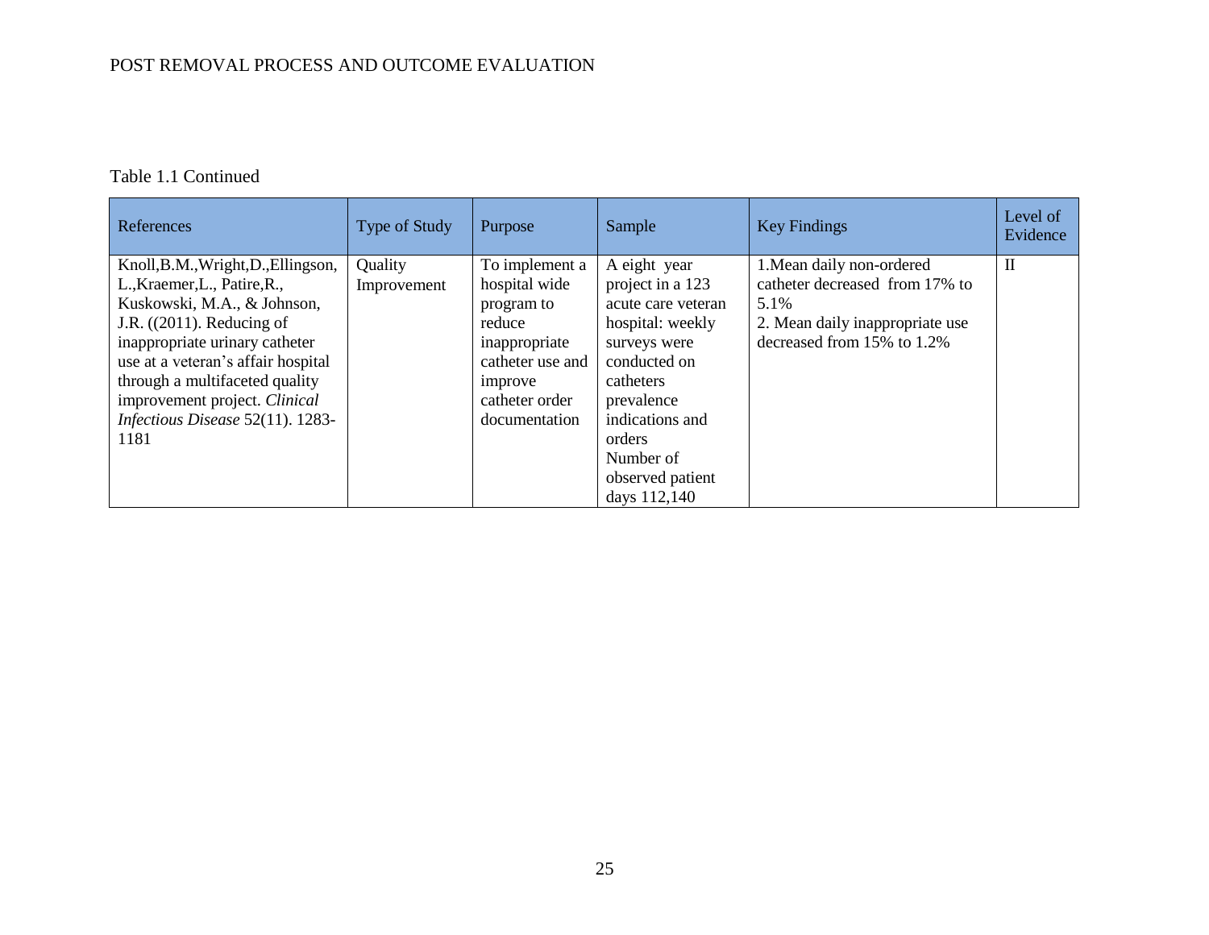Table 1.1 Continued

| References | Type of Study | Purpose | Sample | Key Findings | Level of Evidence |
| --- | --- | --- | --- | --- | --- |
| Knoll,B.M.,Wright,D.,Ellingson, L.,Kraemer,L., Patire,R., Kuskowski, M.A., & Johnson, J.R. ((2011). Reducing of inappropriate urinary catheter use at a veteran's affair hospital through a multifaceted quality improvement project. *Clinical Infectious Disease* 52(11). 1283-1181 | Quality Improvement | To implement a hospital wide program to reduce inappropriate catheter use and improve catheter order documentation | A eight year project in a 123 acute care veteran hospital: weekly surveys were conducted on catheters prevalence indications and orders Number of observed patient days 112,140 | 1.Mean daily non-ordered catheter decreased from 17% to 5.1% 2. Mean daily inappropriate use decreased from 15% to 1.2% | II |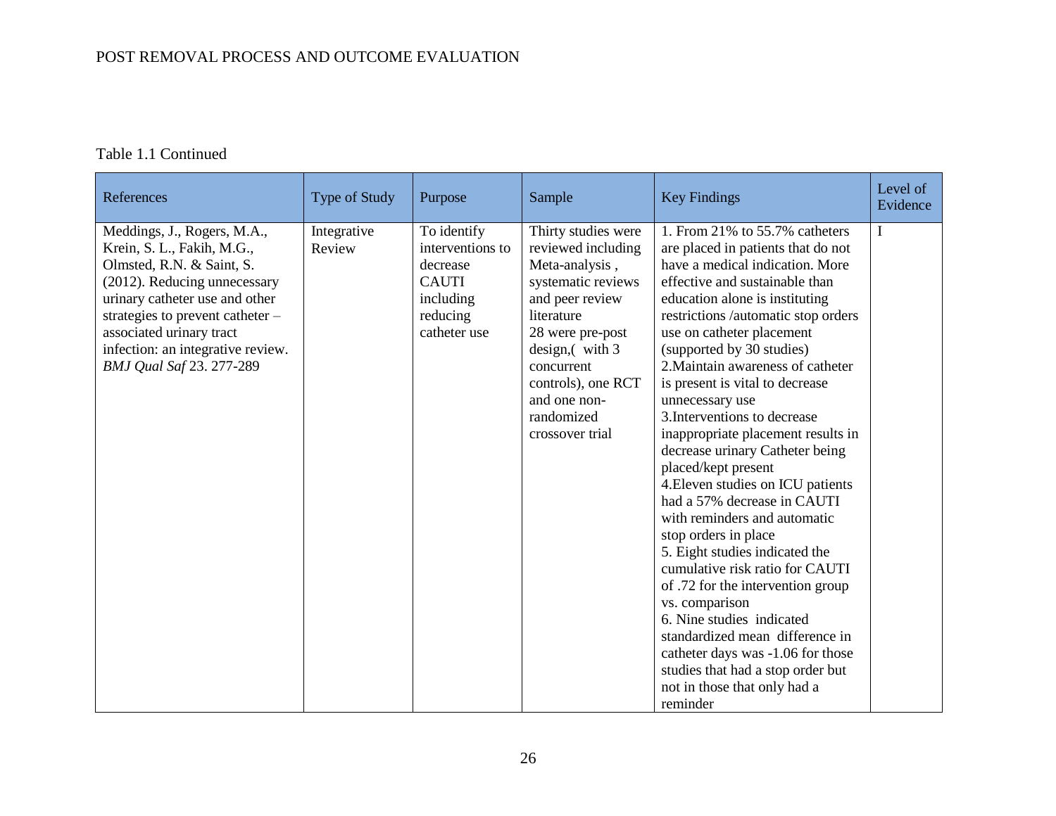Table 1.1 Continued

| References | Type of Study | Purpose | Sample | Key Findings | Level of Evidence |
|---|---|---|---|---|---|
| Meddings, J., Rogers, M.A., Krein, S. L., Fakih, M.G., Olmsted, R.N. & Saint, S. (2012). Reducing unnecessary urinary catheter use and other strategies to prevent catheter – associated urinary tract infection: an integrative review. *BMJ Qual Saf* 23. 277-289 | Integrative Review | To identify interventions to decrease CAUTI including reducing catheter use | Thirty studies were reviewed including Meta-analysis , systematic reviews and peer review literature 28 were pre-post design,( with 3 concurrent controls), one RCT and one non-randomized crossover trial | 1. From 21% to 55.7% catheters are placed in patients that do not have a medical indication. More effective and sustainable than education alone is instituting restrictions /automatic stop orders use on catheter placement (supported by 30 studies) 2.Maintain awareness of catheter is present is vital to decrease unnecessary use 3.Interventions to decrease inappropriate placement results in decrease urinary Catheter being placed/kept present 4.Eleven studies on ICU patients had a 57% decrease in CAUTI with reminders and automatic stop orders in place 5. Eight studies indicated the cumulative risk ratio for CAUTI of .72 for the intervention group vs. comparison 6. Nine studies indicated standardized mean difference in catheter days was -1.06 for those studies that had a stop order but not in those that only had a reminder | I |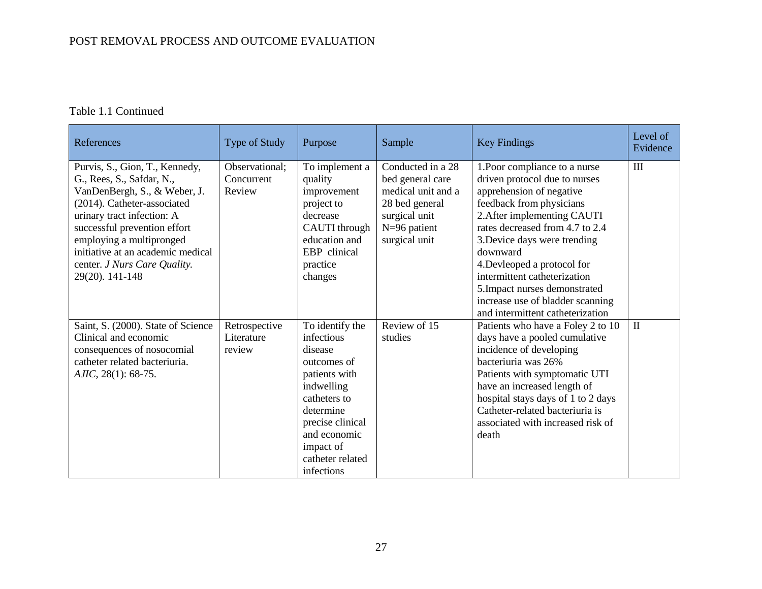Table 1.1 Continued

| References | Type of Study | Purpose | Sample | Key Findings | Level of Evidence |
|---|---|---|---|---|---|
| Purvis, S., Gion, T., Kennedy, G., Rees, S., Safdar, N., VanDenBergh, S., & Weber, J. (2014). Catheter-associated urinary tract infection: A successful prevention effort employing a multipronged initiative at an academic medical center. *J Nurs Care Quality.* 29(20). 141-148 | Observational; Concurrent Review | To implement a quality improvement project to decrease CAUTI through education and EBP clinical practice changes | Conducted in a 28 bed general care medical unit and a 28 bed general surgical unit N=96 patient surgical unit | 1.Poor compliance to a nurse driven protocol due to nurses apprehension of negative feedback from physicians 2.After implementing CAUTI rates decreased from 4.7 to 2.4 3.Device days were trending downward 4.Devleoped a protocol for intermittent catheterization 5.Impact nurses demonstrated increase use of bladder scanning and intermittent catheterization | III |
| Saint, S. (2000). State of Science Clinical and economic consequences of nosocomial catheter related bacteriuria. *AJIC*, 28(1): 68-75. | Retrospective Literature review | To identify the infectious disease outcomes of patients with indwelling catheters to determine precise clinical and economic impact of catheter related infections | Review of 15 studies | Patients who have a Foley 2 to 10 days have a pooled cumulative incidence of developing bacteriuria was 26% Patients with symptomatic UTI have an increased length of hospital stays days of 1 to 2 days Catheter-related bacteriuria is associated with increased risk of death | II |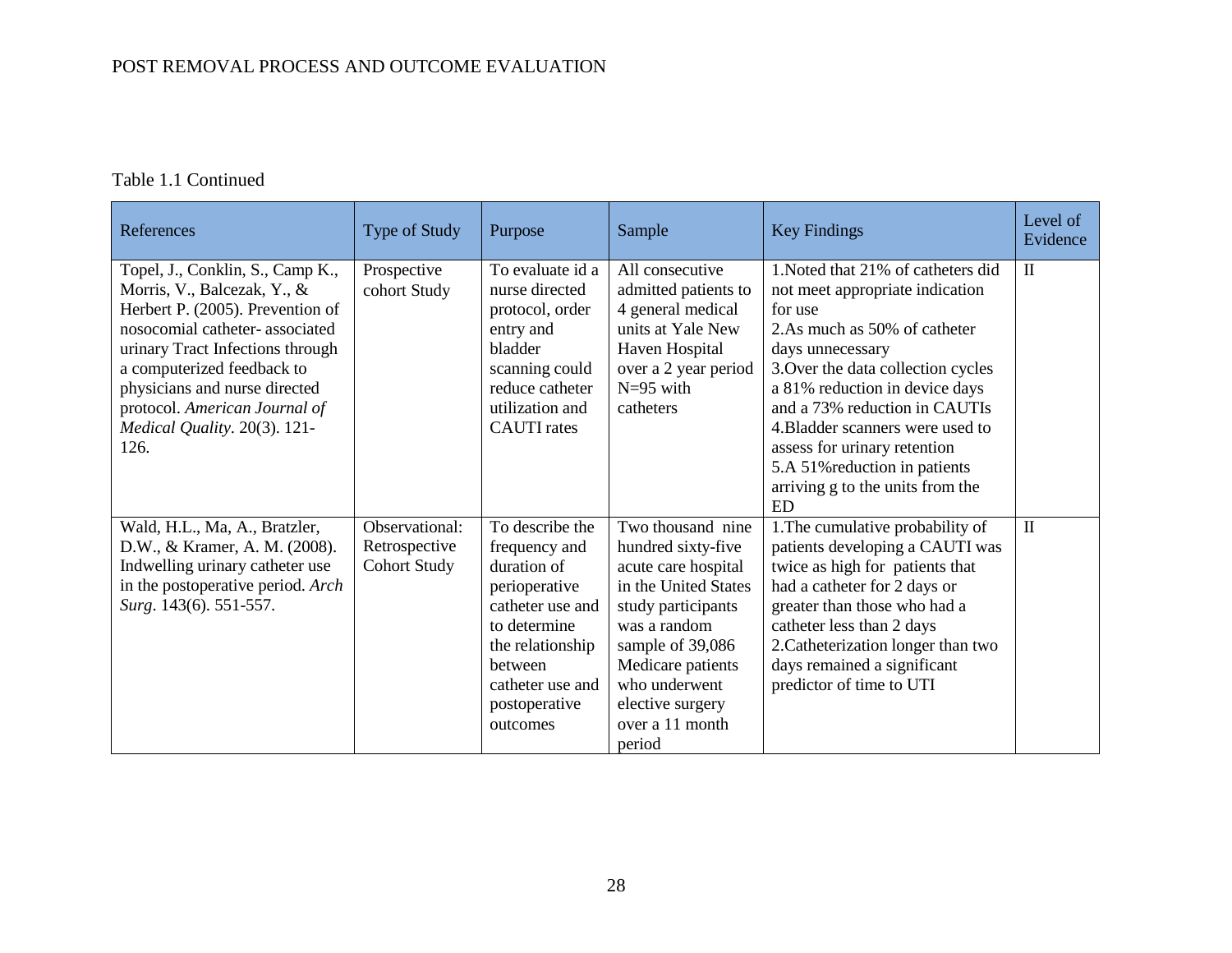Table 1.1 Continued

| References | Type of Study | Purpose | Sample | Key Findings | Level of Evidence |
|---|---|---|---|---|---|
| Topel, J., Conklin, S., Camp K., Morris, V., Balcezak, Y., & Herbert P. (2005). Prevention of nosocomial catheter- associated urinary Tract Infections through a computerized feedback to physicians and nurse directed protocol. *American Journal of Medical Quality*. 20(3). 121-126. | Prospective cohort Study | To evaluate id a nurse directed protocol, order entry and bladder scanning could reduce catheter utilization and CAUTI rates | All consecutive admitted patients to 4 general medical units at Yale New Haven Hospital over a 2 year period N=95 with catheters | 1.Noted that 21% of catheters did not meet appropriate indication for use<br>2.As much as 50% of catheter days unnecessary<br>3.Over the data collection cycles a 81% reduction in device days and a 73% reduction in CAUTIs<br>4.Bladder scanners were used to assess for urinary retention<br>5.A 51%reduction in patients arriving g to the units from the ED | II |
| Wald, H.L., Ma, A., Bratzler, D.W., & Kramer, A. M. (2008). Indwelling urinary catheter use in the postoperative period. *Arch Surg*. 143(6). 551-557. | Observational: Retrospective Cohort Study | To describe the frequency and duration of perioperative catheter use and to determine the relationship between catheter use and postoperative outcomes | Two thousand nine hundred sixty-five acute care hospital in the United States study participants was a random sample of 39,086 Medicare patients who underwent elective surgery over a 11 month period | 1.The cumulative probability of patients developing a CAUTI was twice as high for patients that had a catheter for 2 days or greater than those who had a catheter less than 2 days<br>2.Catheterization longer than two days remained a significant predictor of time to UTI | II |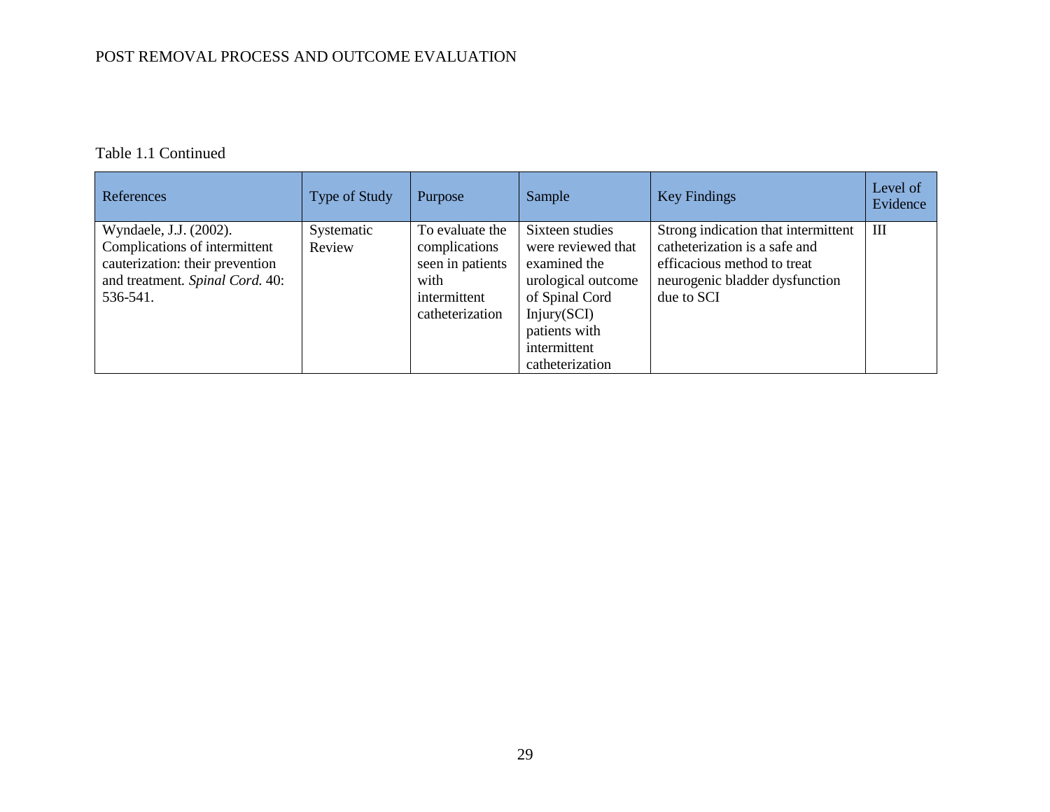Table 1.1 Continued

| References | Type of Study | Purpose | Sample | Key Findings | Level of Evidence |
|---|---|---|---|---|---|
| Wyndaele, J.J. (2002). Complications of intermittent cauterization: their prevention and treatment. *Spinal Cord.* 40: 536-541. | Systematic Review | To evaluate the complications seen in patients with intermittent catheterization | Sixteen studies were reviewed that examined the urological outcome of Spinal Cord Injury(SCI) patients with intermittent catheterization | Strong indication that intermittent catheterization is a safe and efficacious method to treat neurogenic bladder dysfunction due to SCI | III |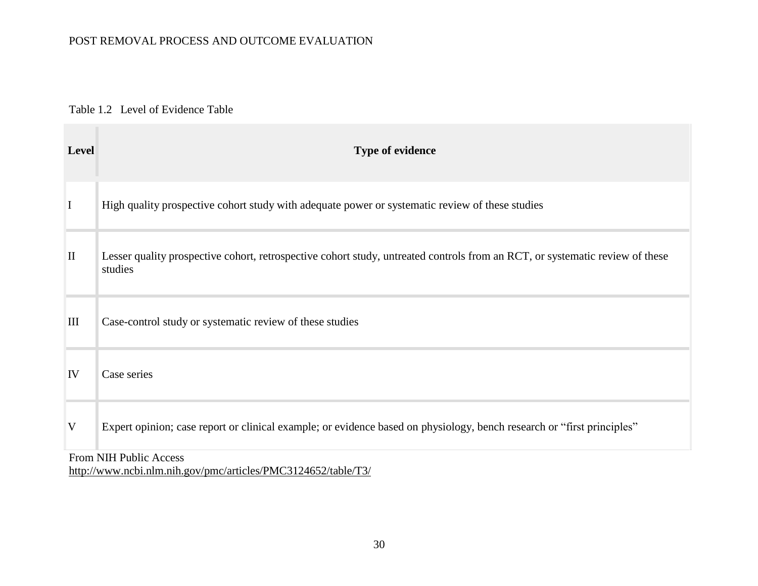Table 1.2 Level of Evidence Table

| Level | Type of evidence |
|---|---|
| I | High quality prospective cohort study with adequate power or systematic review of these studies |
| II | Lesser quality prospective cohort, retrospective cohort study, untreated controls from an RCT, or systematic review of these studies |
| III | Case-control study or systematic review of these studies |
| IV | Case series |
| V | Expert opinion; case report or clinical example; or evidence based on physiology, bench research or "first principles" |

From NIH Public Access
http://www.ncbi.nlm.nih.gov/pmc/articles/PMC3124652/table/T3/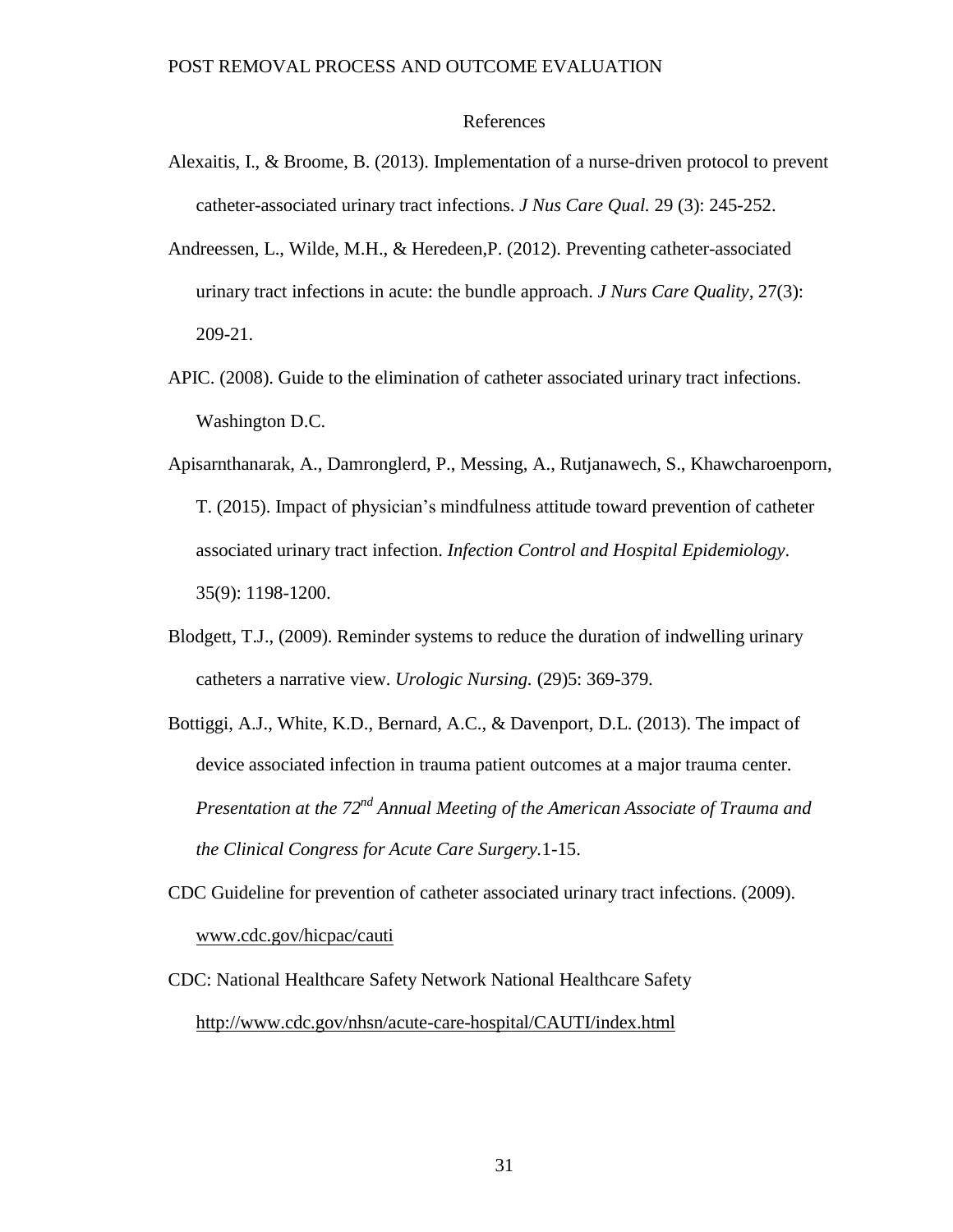# References

Alexaitis, I., & Broome, B. (2013). Implementation of a nurse-driven protocol to prevent catheter-associated urinary tract infections. *J Nus Care Qual.* 29 (3): 245-252.

Andreessen, L., Wilde, M.H., & Heredeen,P. (2012). Preventing catheter-associated urinary tract infections in acute: the bundle approach. *J Nurs Care Quality*, 27(3): 209-21.

APIC. (2008). Guide to the elimination of catheter associated urinary tract infections. Washington D.C.

Apisarnthanarak, A., Damronglerd, P., Messing, A., Rutjanawech, S., Khawcharoenporn, T. (2015). Impact of physician's mindfulness attitude toward prevention of catheter associated urinary tract infection. *Infection Control and Hospital Epidemiology*. 35(9): 1198-1200.

Blodgett, T.J., (2009). Reminder systems to reduce the duration of indwelling urinary catheters a narrative view. *Urologic Nursing.* (29)5: 369-379.

Bottiggi, A.J., White, K.D., Bernard, A.C., & Davenport, D.L. (2013). The impact of device associated infection in trauma patient outcomes at a major trauma center. *Presentation at the 72nd Annual Meeting of the American Associate of Trauma and the Clinical Congress for Acute Care Surgery.*1-15.

CDC Guideline for prevention of catheter associated urinary tract infections. (2009). www.cdc.gov/hicpac/cauti

CDC: National Healthcare Safety Network National Healthcare Safety http://www.cdc.gov/nhsn/acute-care-hospital/CAUTI/index.html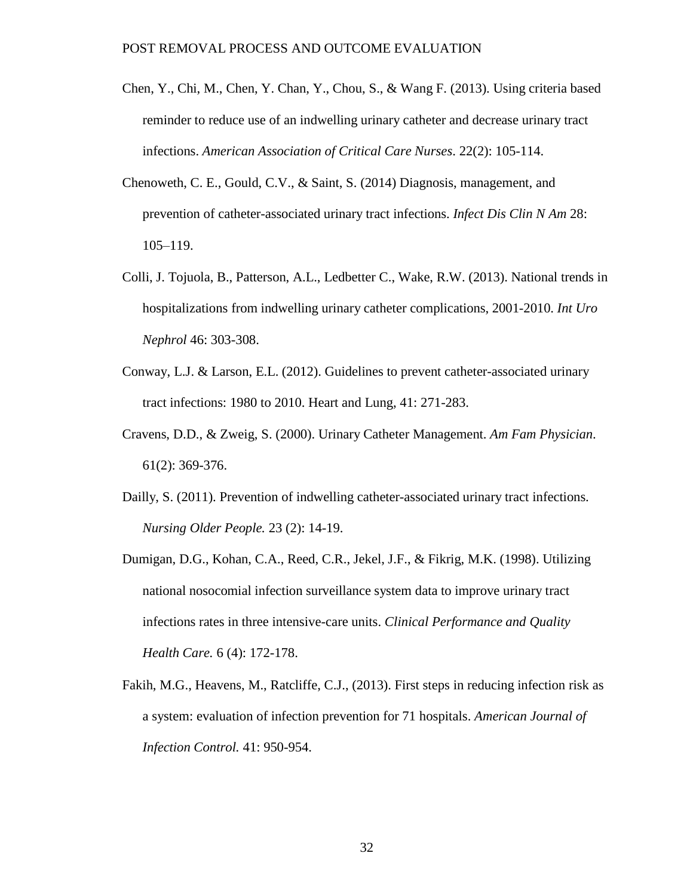Chen, Y., Chi, M., Chen, Y. Chan, Y., Chou, S., & Wang F. (2013). Using criteria based reminder to reduce use of an indwelling urinary catheter and decrease urinary tract infections. *American Association of Critical Care Nurses*. 22(2): 105-114.

Chenoweth, C. E., Gould, C.V., & Saint, S. (2014) Diagnosis, management, and prevention of catheter-associated urinary tract infections. *Infect Dis Clin N Am* 28: 105–119.

Colli, J. Tojuola, B., Patterson, A.L., Ledbetter C., Wake, R.W. (2013). National trends in hospitalizations from indwelling urinary catheter complications, 2001-2010. *Int Uro Nephrol* 46: 303-308.

Conway, L.J. & Larson, E.L. (2012). Guidelines to prevent catheter-associated urinary tract infections: 1980 to 2010. Heart and Lung, 41: 271-283.

Cravens, D.D., & Zweig, S. (2000). Urinary Catheter Management. *Am Fam Physician*. 61(2): 369-376.

Dailly, S. (2011). Prevention of indwelling catheter-associated urinary tract infections. *Nursing Older People.* 23 (2): 14-19.

Dumigan, D.G., Kohan, C.A., Reed, C.R., Jekel, J.F., & Fikrig, M.K. (1998). Utilizing national nosocomial infection surveillance system data to improve urinary tract infections rates in three intensive-care units. *Clinical Performance and Quality Health Care.* 6 (4): 172-178.

Fakih, M.G., Heavens, M., Ratcliffe, C.J., (2013). First steps in reducing infection risk as a system: evaluation of infection prevention for 71 hospitals. *American Journal of Infection Control.* 41: 950-954.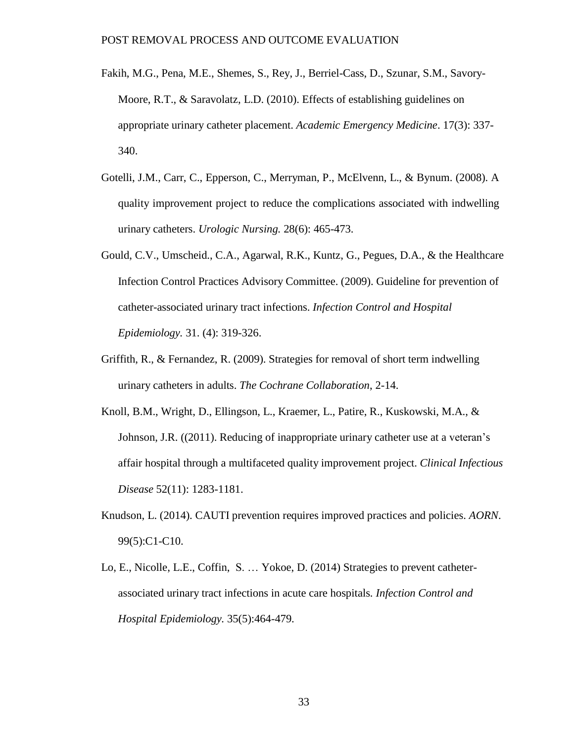Fakih, M.G., Pena, M.E., Shemes, S., Rey, J., Berriel-Cass, D., Szunar, S.M., Savory-Moore, R.T., & Saravolatz, L.D. (2010). Effects of establishing guidelines on appropriate urinary catheter placement. *Academic Emergency Medicine*. 17(3): 337-340.

Gotelli, J.M., Carr, C., Epperson, C., Merryman, P., McElvenn, L., & Bynum. (2008). A quality improvement project to reduce the complications associated with indwelling urinary catheters. *Urologic Nursing.* 28(6): 465-473.

Gould, C.V., Umscheid., C.A., Agarwal, R.K., Kuntz, G., Pegues, D.A., & the Healthcare Infection Control Practices Advisory Committee. (2009). Guideline for prevention of catheter-associated urinary tract infections. *Infection Control and Hospital Epidemiology.* 31. (4): 319-326.

Griffith, R., & Fernandez, R. (2009). Strategies for removal of short term indwelling urinary catheters in adults. *The Cochrane Collaboration*, 2-14.

Knoll, B.M., Wright, D., Ellingson, L., Kraemer, L., Patire, R., Kuskowski, M.A., & Johnson, J.R. ((2011). Reducing of inappropriate urinary catheter use at a veteran's affair hospital through a multifaceted quality improvement project. *Clinical Infectious Disease* 52(11): 1283-1181.

Knudson, L. (2014). CAUTI prevention requires improved practices and policies. *AORN.* 99(5):C1-C10.

Lo, E., Nicolle, L.E., Coffin, S. … Yokoe, D. (2014) Strategies to prevent catheter-associated urinary tract infections in acute care hospitals. *Infection Control and Hospital Epidemiology.* 35(5):464-479.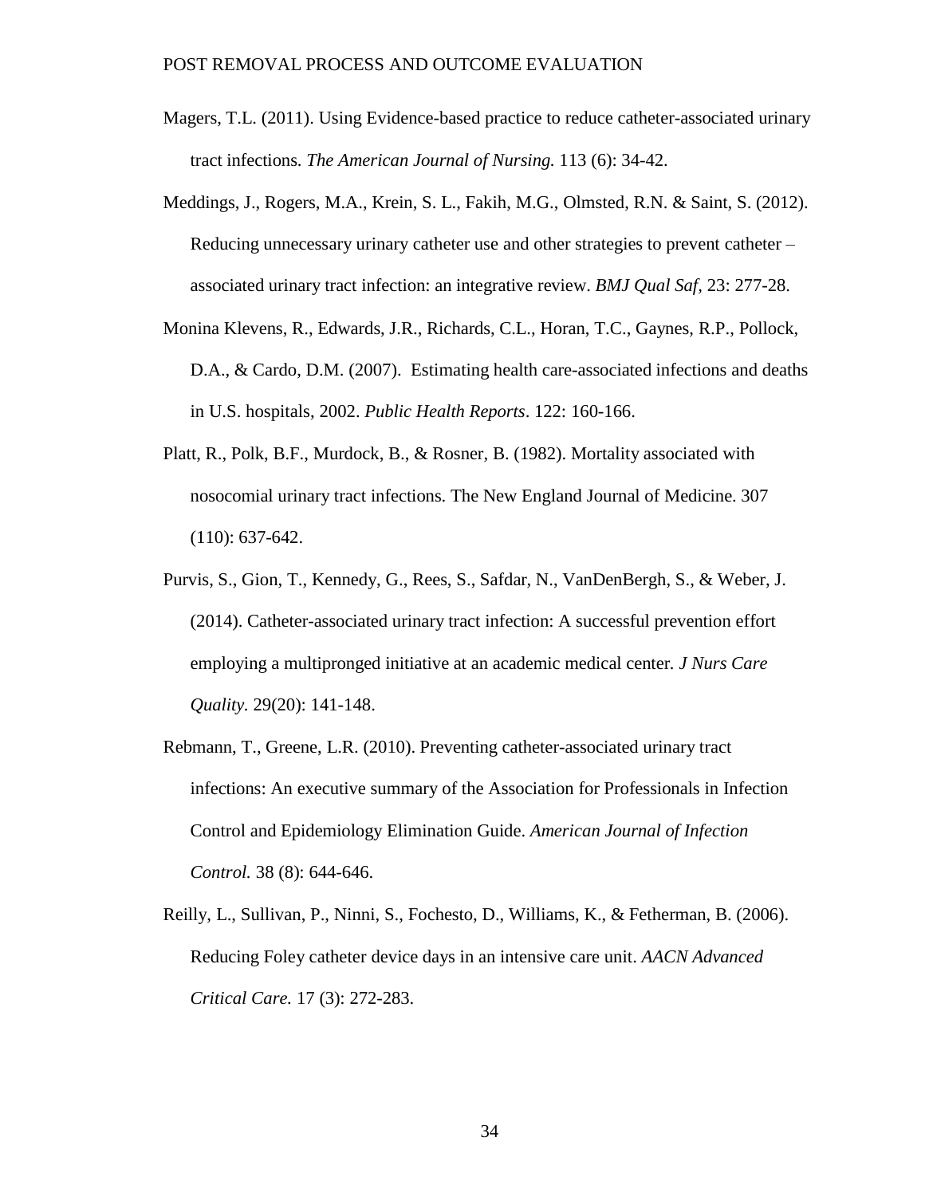Magers, T.L. (2011). Using Evidence-based practice to reduce catheter-associated urinary tract infections. *The American Journal of Nursing.* 113 (6): 34-42.

Meddings, J., Rogers, M.A., Krein, S. L., Fakih, M.G., Olmsted, R.N. & Saint, S. (2012). Reducing unnecessary urinary catheter use and other strategies to prevent catheter – associated urinary tract infection: an integrative review. *BMJ Qual Saf,* 23: 277-28.

Monina Klevens, R., Edwards, J.R., Richards, C.L., Horan, T.C., Gaynes, R.P., Pollock, D.A., & Cardo, D.M. (2007). Estimating health care-associated infections and deaths in U.S. hospitals, 2002. *Public Health Reports*. 122: 160-166.

Platt, R., Polk, B.F., Murdock, B., & Rosner, B. (1982). Mortality associated with nosocomial urinary tract infections. The New England Journal of Medicine. 307 (110): 637-642.

Purvis, S., Gion, T., Kennedy, G., Rees, S., Safdar, N., VanDenBergh, S., & Weber, J. (2014). Catheter-associated urinary tract infection: A successful prevention effort employing a multipronged initiative at an academic medical center. *J Nurs Care Quality.* 29(20): 141-148.

Rebmann, T., Greene, L.R. (2010). Preventing catheter-associated urinary tract infections: An executive summary of the Association for Professionals in Infection Control and Epidemiology Elimination Guide. *American Journal of Infection Control.* 38 (8): 644-646.

Reilly, L., Sullivan, P., Ninni, S., Fochesto, D., Williams, K., & Fetherman, B. (2006). Reducing Foley catheter device days in an intensive care unit. *AACN Advanced Critical Care.* 17 (3): 272-283.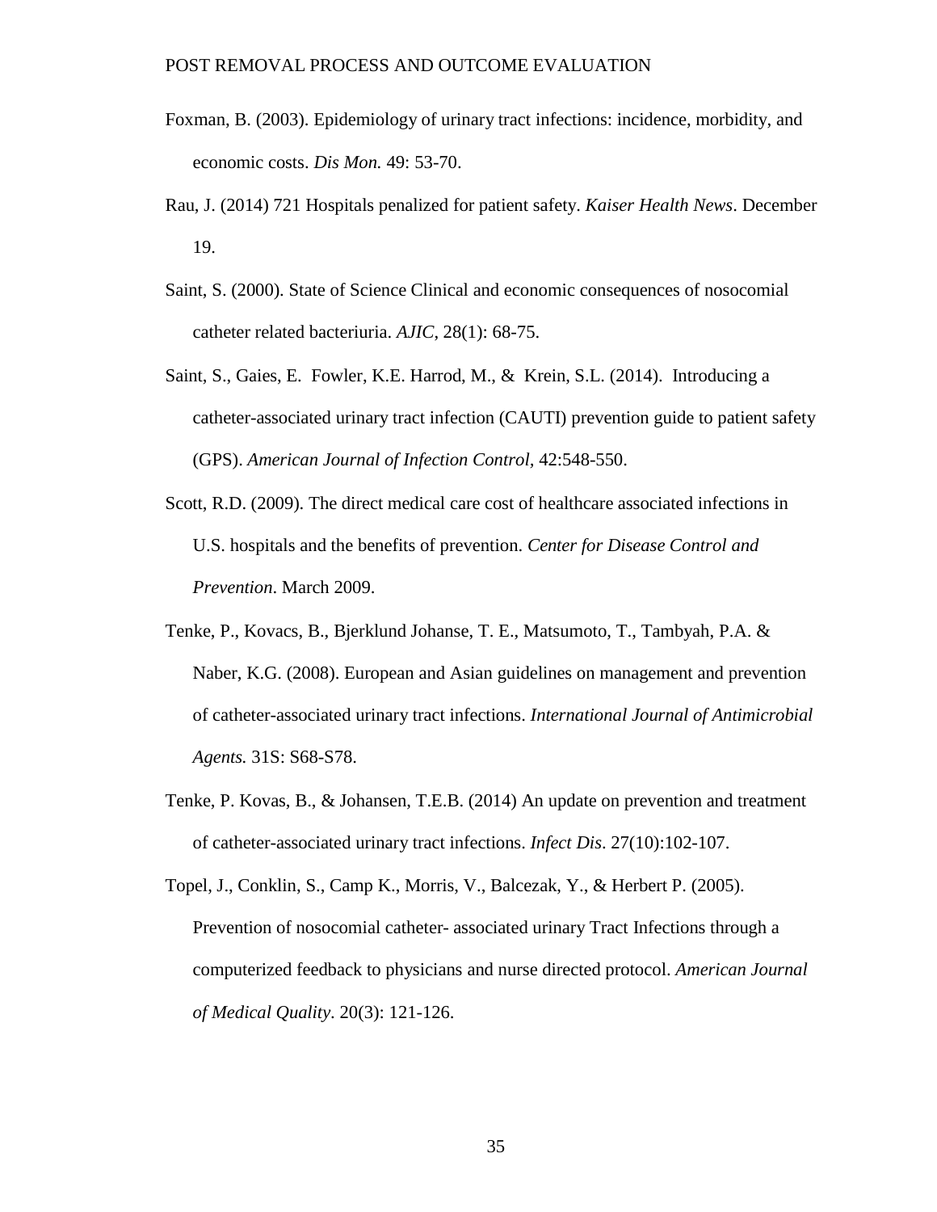Foxman, B. (2003). Epidemiology of urinary tract infections: incidence, morbidity, and economic costs. *Dis Mon.* 49: 53-70.

Rau, J. (2014) 721 Hospitals penalized for patient safety. *Kaiser Health News*. December 19.

Saint, S. (2000). State of Science Clinical and economic consequences of nosocomial catheter related bacteriuria. *AJIC*, 28(1): 68-75.

Saint, S., Gaies, E. Fowler, K.E. Harrod, M., & Krein, S.L. (2014). Introducing a catheter-associated urinary tract infection (CAUTI) prevention guide to patient safety (GPS). *American Journal of Infection Control*, 42:548-550.

Scott, R.D. (2009). The direct medical care cost of healthcare associated infections in U.S. hospitals and the benefits of prevention. *Center for Disease Control and Prevention*. March 2009.

Tenke, P., Kovacs, B., Bjerklund Johanse, T. E., Matsumoto, T., Tambyah, P.A. & Naber, K.G. (2008). European and Asian guidelines on management and prevention of catheter-associated urinary tract infections. *International Journal of Antimicrobial Agents.* 31S: S68-S78.

Tenke, P. Kovas, B., & Johansen, T.E.B. (2014) An update on prevention and treatment of catheter-associated urinary tract infections. *Infect Dis*. 27(10):102-107.

Topel, J., Conklin, S., Camp K., Morris, V., Balcezak, Y., & Herbert P. (2005). Prevention of nosocomial catheter- associated urinary Tract Infections through a computerized feedback to physicians and nurse directed protocol. *American Journal of Medical Quality*. 20(3): 121-126.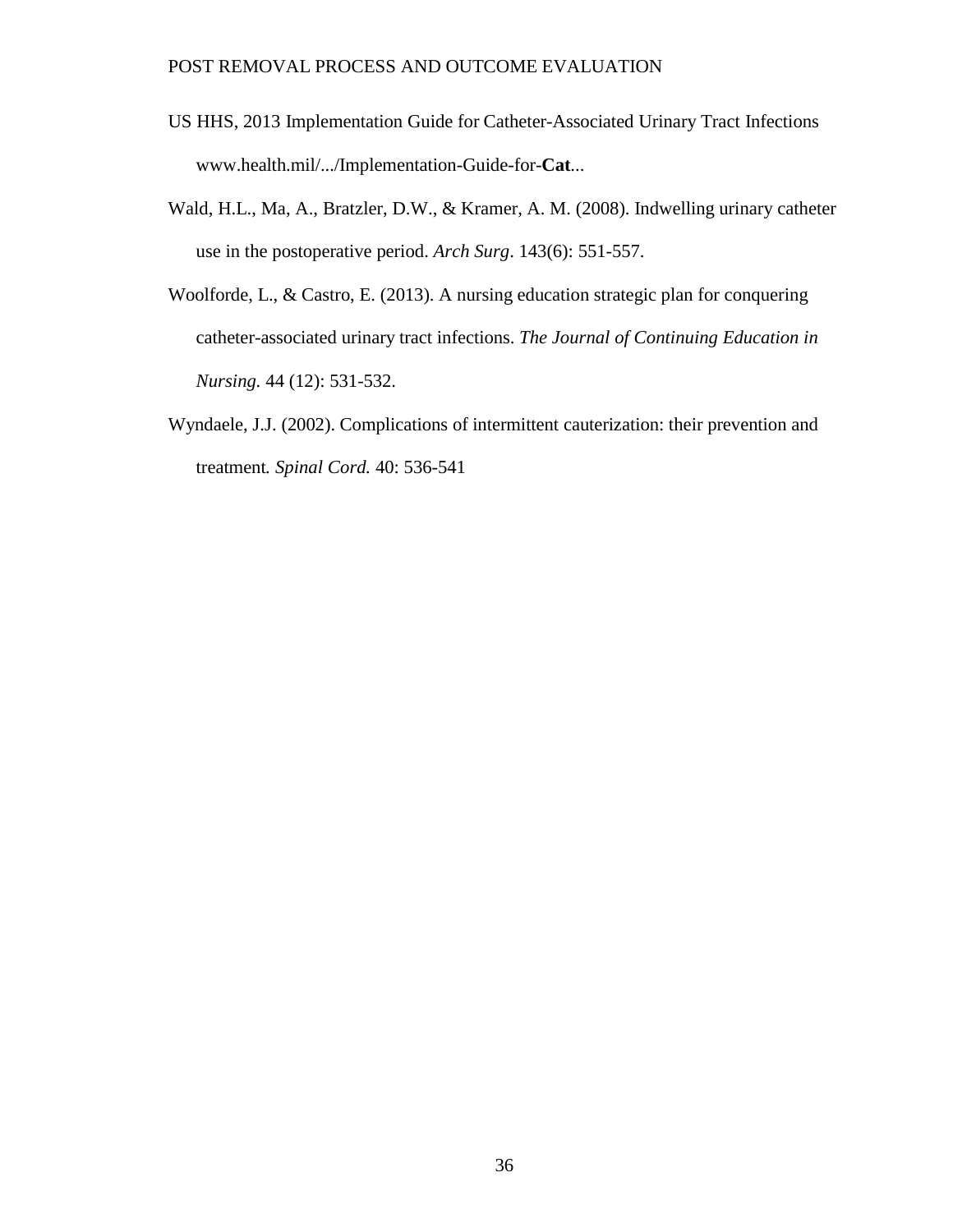US HHS, 2013 Implementation Guide for Catheter-Associated Urinary Tract Infections www.health.mil/.../Implementation-Guide-for-**Cat**...

Wald, H.L., Ma, A., Bratzler, D.W., & Kramer, A. M. (2008). Indwelling urinary catheter use in the postoperative period. *Arch Surg*. 143(6): 551-557.

Woolforde, L., & Castro, E. (2013). A nursing education strategic plan for conquering catheter-associated urinary tract infections. *The Journal of Continuing Education in Nursing.* 44 (12): 531-532.

Wyndaele, J.J. (2002). Complications of intermittent cauterization: their prevention and treatment*. Spinal Cord.* 40: 536-541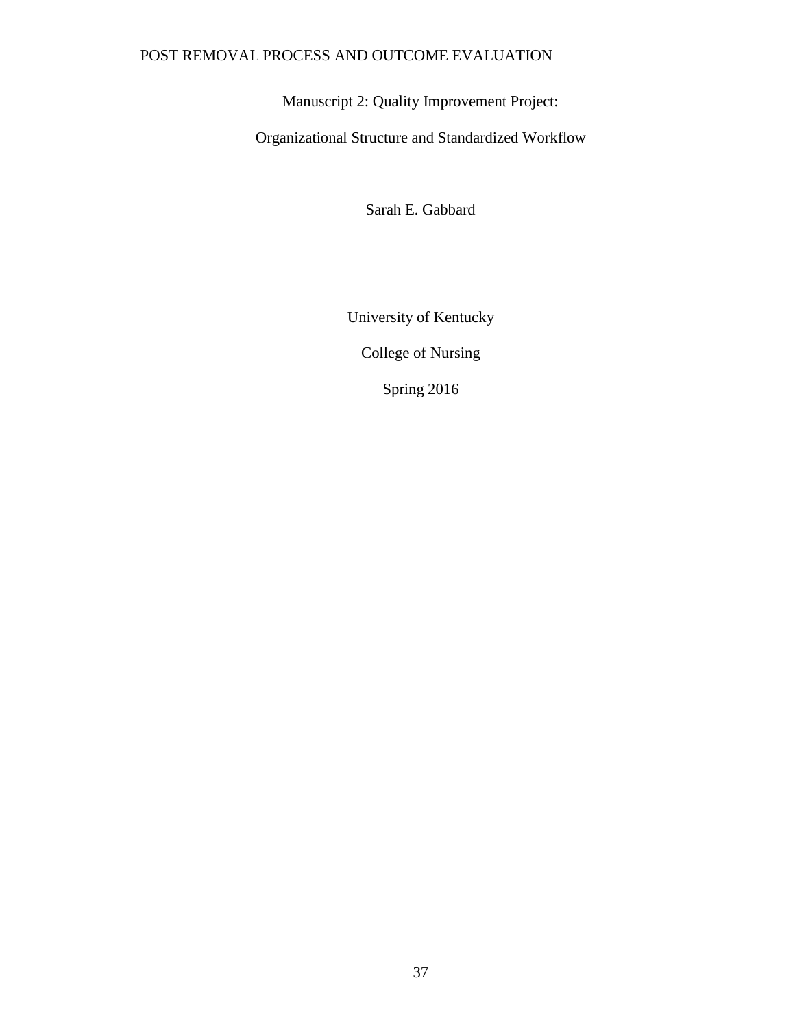Manuscript 2: Quality Improvement Project:

Organizational Structure and Standardized Workflow

Sarah E. Gabbard

University of Kentucky

College of Nursing

Spring 2016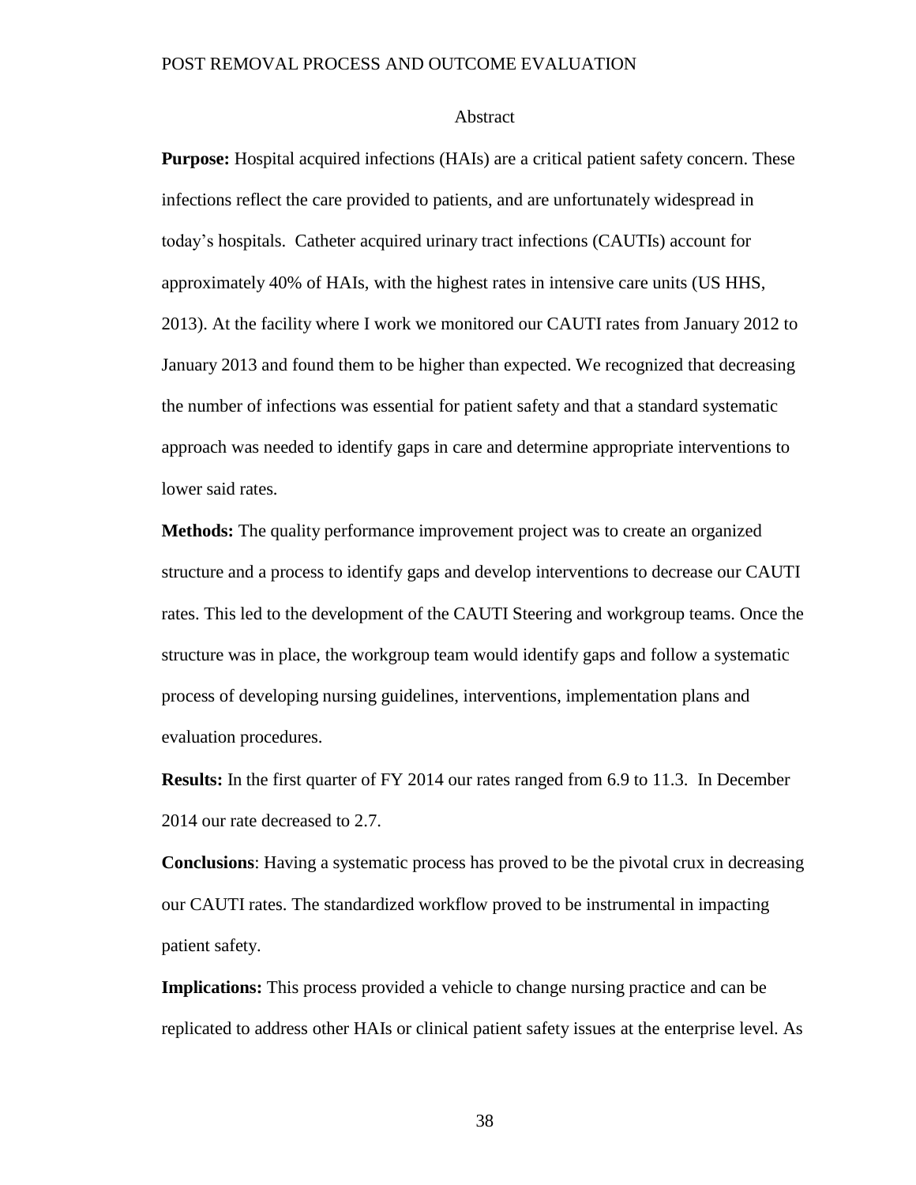## Abstract

**Purpose:** Hospital acquired infections (HAIs) are a critical patient safety concern. These infections reflect the care provided to patients, and are unfortunately widespread in today's hospitals. Catheter acquired urinary tract infections (CAUTIs) account for approximately 40% of HAIs, with the highest rates in intensive care units (US HHS, 2013). At the facility where I work we monitored our CAUTI rates from January 2012 to January 2013 and found them to be higher than expected. We recognized that decreasing the number of infections was essential for patient safety and that a standard systematic approach was needed to identify gaps in care and determine appropriate interventions to lower said rates.

**Methods:** The quality performance improvement project was to create an organized structure and a process to identify gaps and develop interventions to decrease our CAUTI rates. This led to the development of the CAUTI Steering and workgroup teams. Once the structure was in place, the workgroup team would identify gaps and follow a systematic process of developing nursing guidelines, interventions, implementation plans and evaluation procedures.

**Results:** In the first quarter of FY 2014 our rates ranged from 6.9 to 11.3. In December 2014 our rate decreased to 2.7.

**Conclusions**: Having a systematic process has proved to be the pivotal crux in decreasing our CAUTI rates. The standardized workflow proved to be instrumental in impacting patient safety.

**Implications:** This process provided a vehicle to change nursing practice and can be replicated to address other HAIs or clinical patient safety issues at the enterprise level. As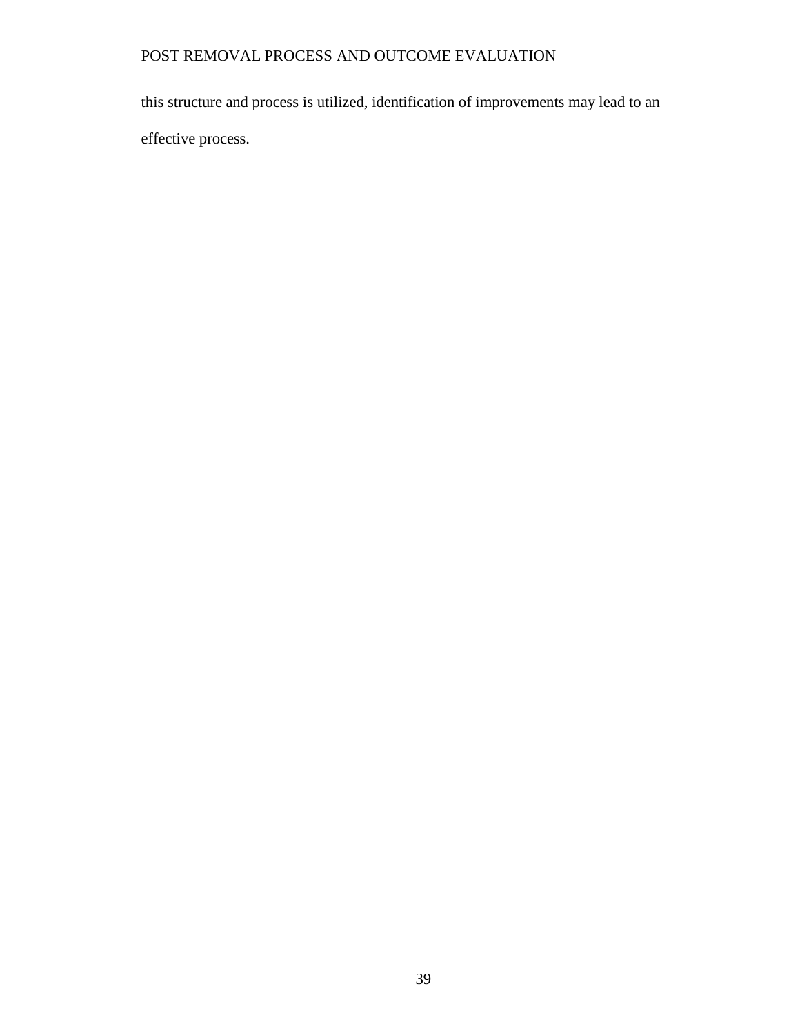this structure and process is utilized, identification of improvements may lead to an effective process.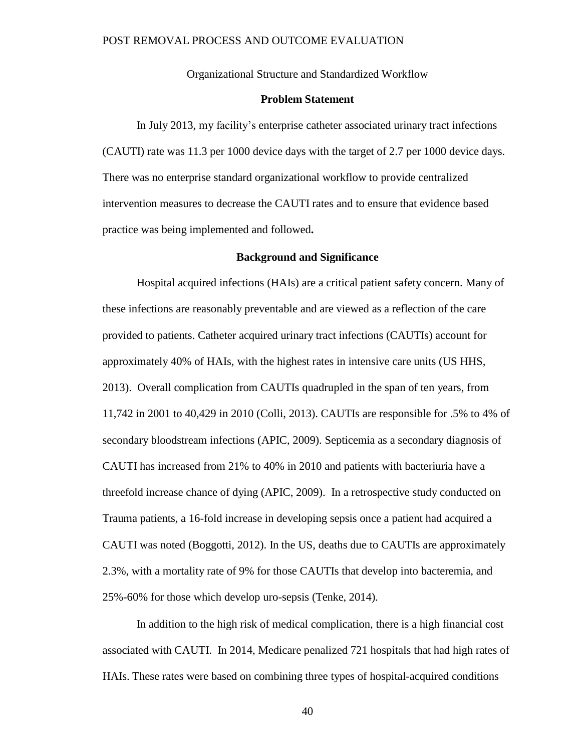Organizational Structure and Standardized Workflow

## Problem Statement

In July 2013, my facility's enterprise catheter associated urinary tract infections (CAUTI) rate was 11.3 per 1000 device days with the target of 2.7 per 1000 device days. There was no enterprise standard organizational workflow to provide centralized intervention measures to decrease the CAUTI rates and to ensure that evidence based practice was being implemented and followed**.**

## Background and Significance

Hospital acquired infections (HAIs) are a critical patient safety concern. Many of these infections are reasonably preventable and are viewed as a reflection of the care provided to patients. Catheter acquired urinary tract infections (CAUTIs) account for approximately 40% of HAIs, with the highest rates in intensive care units (US HHS, 2013). Overall complication from CAUTIs quadrupled in the span of ten years, from 11,742 in 2001 to 40,429 in 2010 (Colli, 2013). CAUTIs are responsible for .5% to 4% of secondary bloodstream infections (APIC, 2009). Septicemia as a secondary diagnosis of CAUTI has increased from 21% to 40% in 2010 and patients with bacteriuria have a threefold increase chance of dying (APIC, 2009). In a retrospective study conducted on Trauma patients, a 16-fold increase in developing sepsis once a patient had acquired a CAUTI was noted (Boggotti, 2012). In the US, deaths due to CAUTIs are approximately 2.3%, with a mortality rate of 9% for those CAUTIs that develop into bacteremia, and 25%-60% for those which develop uro-sepsis (Tenke, 2014).

In addition to the high risk of medical complication, there is a high financial cost associated with CAUTI. In 2014, Medicare penalized 721 hospitals that had high rates of HAIs. These rates were based on combining three types of hospital-acquired conditions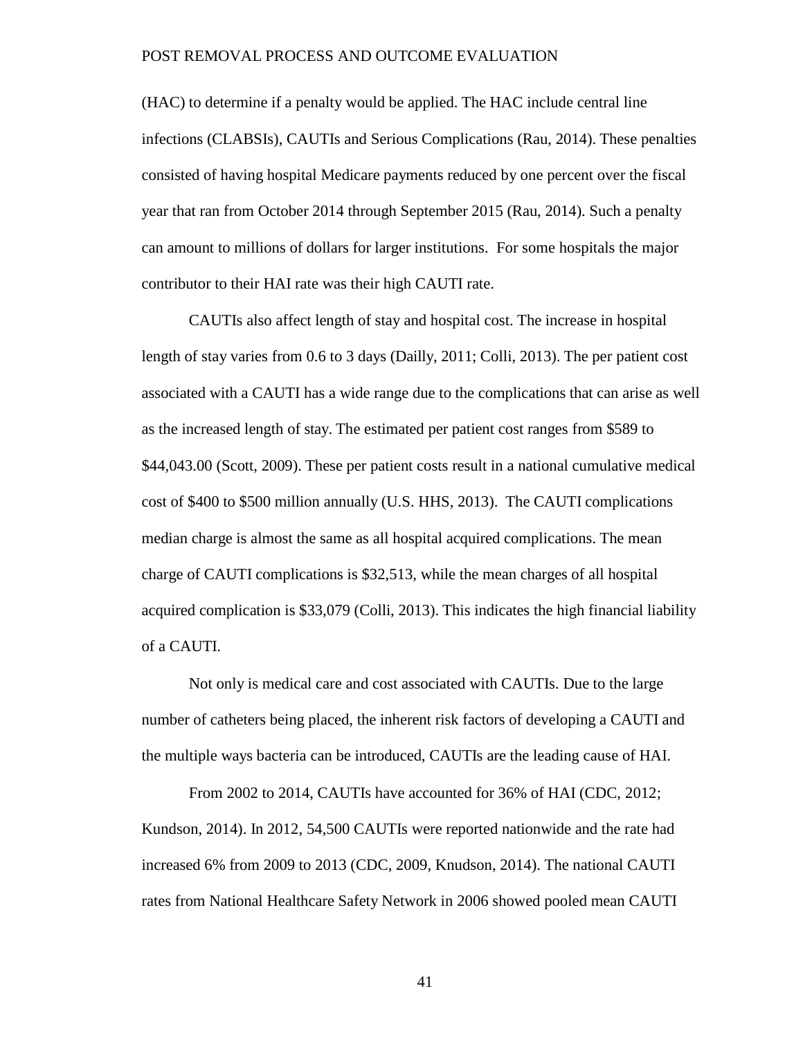(HAC) to determine if a penalty would be applied. The HAC include central line infections (CLABSIs), CAUTIs and Serious Complications (Rau, 2014). These penalties consisted of having hospital Medicare payments reduced by one percent over the fiscal year that ran from October 2014 through September 2015 (Rau, 2014). Such a penalty can amount to millions of dollars for larger institutions. For some hospitals the major contributor to their HAI rate was their high CAUTI rate.

CAUTIs also affect length of stay and hospital cost. The increase in hospital length of stay varies from 0.6 to 3 days (Dailly, 2011; Colli, 2013). The per patient cost associated with a CAUTI has a wide range due to the complications that can arise as well as the increased length of stay. The estimated per patient cost ranges from $589 to $44,043.00 (Scott, 2009). These per patient costs result in a national cumulative medical cost of $400 to $500 million annually (U.S. HHS, 2013). The CAUTI complications median charge is almost the same as all hospital acquired complications. The mean charge of CAUTI complications is $32,513, while the mean charges of all hospital acquired complication is $33,079 (Colli, 2013). This indicates the high financial liability of a CAUTI.

Not only is medical care and cost associated with CAUTIs. Due to the large number of catheters being placed, the inherent risk factors of developing a CAUTI and the multiple ways bacteria can be introduced, CAUTIs are the leading cause of HAI.

From 2002 to 2014, CAUTIs have accounted for 36% of HAI (CDC, 2012; Kundson, 2014). In 2012, 54,500 CAUTIs were reported nationwide and the rate had increased 6% from 2009 to 2013 (CDC, 2009, Knudson, 2014). The national CAUTI rates from National Healthcare Safety Network in 2006 showed pooled mean CAUTI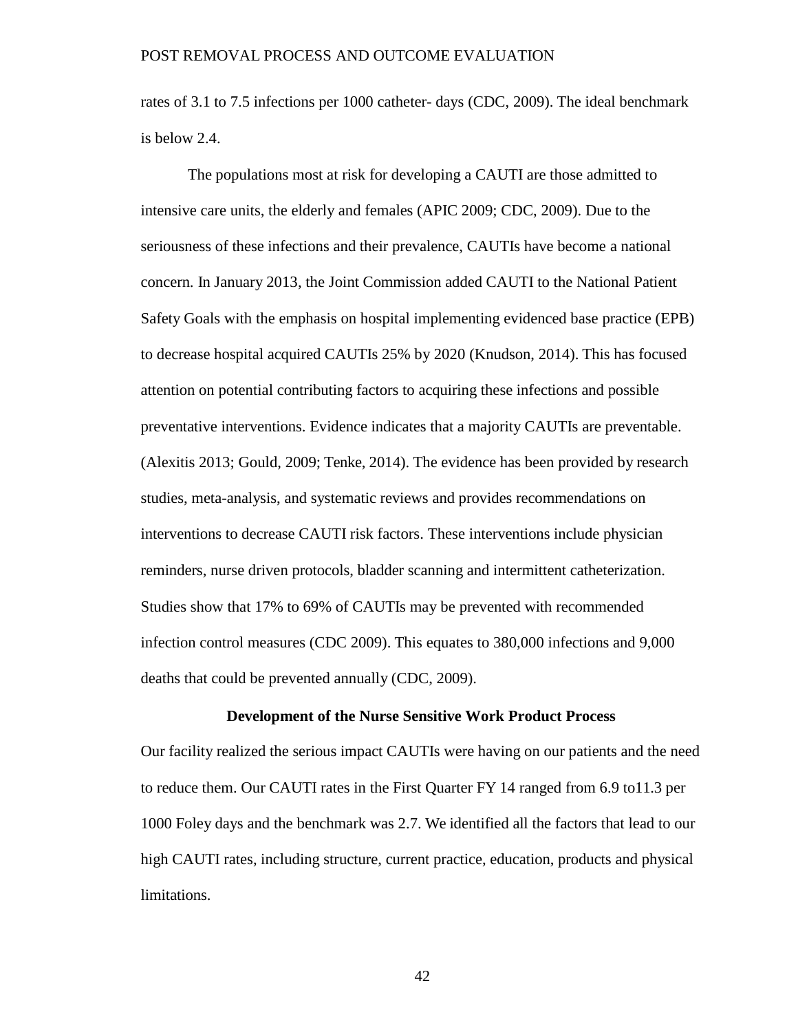rates of 3.1 to 7.5 infections per 1000 catheter- days (CDC, 2009). The ideal benchmark is below 2.4.

The populations most at risk for developing a CAUTI are those admitted to intensive care units, the elderly and females (APIC 2009; CDC, 2009). Due to the seriousness of these infections and their prevalence, CAUTIs have become a national concern. In January 2013, the Joint Commission added CAUTI to the National Patient Safety Goals with the emphasis on hospital implementing evidenced base practice (EPB) to decrease hospital acquired CAUTIs 25% by 2020 (Knudson, 2014). This has focused attention on potential contributing factors to acquiring these infections and possible preventative interventions. Evidence indicates that a majority CAUTIs are preventable. (Alexitis 2013; Gould, 2009; Tenke, 2014). The evidence has been provided by research studies, meta-analysis, and systematic reviews and provides recommendations on interventions to decrease CAUTI risk factors. These interventions include physician reminders, nurse driven protocols, bladder scanning and intermittent catheterization. Studies show that 17% to 69% of CAUTIs may be prevented with recommended infection control measures (CDC 2009). This equates to 380,000 infections and 9,000 deaths that could be prevented annually (CDC, 2009).

## Development of the Nurse Sensitive Work Product Process

Our facility realized the serious impact CAUTIs were having on our patients and the need to reduce them. Our CAUTI rates in the First Quarter FY 14 ranged from 6.9 to11.3 per 1000 Foley days and the benchmark was 2.7. We identified all the factors that lead to our high CAUTI rates, including structure, current practice, education, products and physical limitations.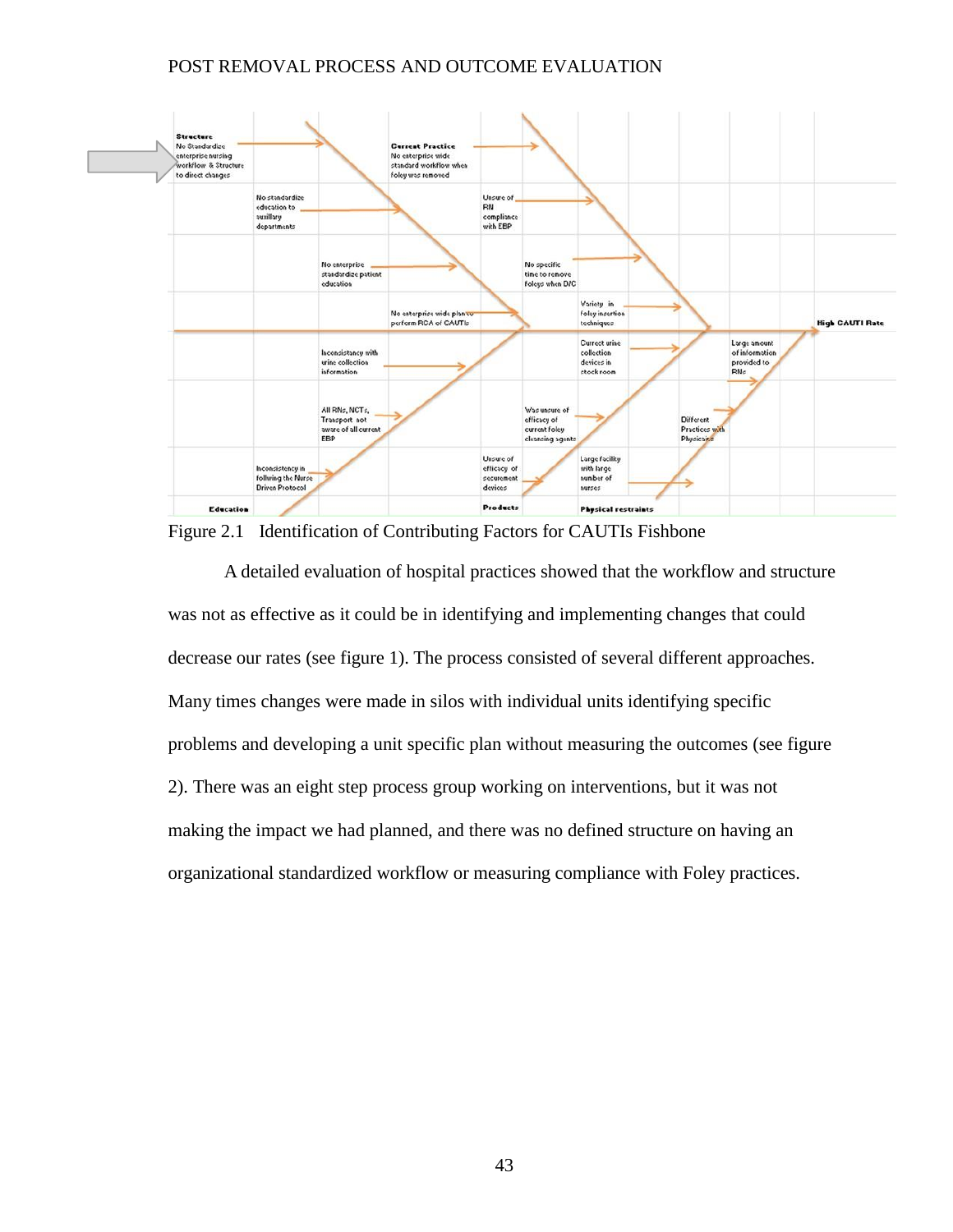**Structure**
No Standardize enterprise nursing workflow & Structure to direct changes

**Current Practice**
No enterprise wide standard workflow when foley was removed

No standardize education to auxiliary departments

Unsure of RN compliance with EBP

No enterprise standardize patient education

No specific time to remove Foleys when D/C

No enterprise wide plan to perform RCA of CAUTIs

Variety in foley insertion techniques

**High CAUTI Rate**

Inconsistency with urine collection information

Current urine collection devices in stock room

Large amount of information provided to RNs

All RNs, NCTs, Transport not aware of all current EBP

Was unsure of efficacy of current foley cleansing agents

Different Practices with Physicians

Inconsistency in follwing the Nurse Driven Protocol

Unsure of efficacy of securement devices

Large facility with large number of nurses

**Education** | **Products** | **Physical restraints**

Figure 2.1 Identification of Contributing Factors for CAUTIs Fishbone

A detailed evaluation of hospital practices showed that the workflow and structure was not as effective as it could be in identifying and implementing changes that could decrease our rates (see figure 1). The process consisted of several different approaches. Many times changes were made in silos with individual units identifying specific problems and developing a unit specific plan without measuring the outcomes (see figure 2). There was an eight step process group working on interventions, but it was not making the impact we had planned, and there was no defined structure on having an organizational standardized workflow or measuring compliance with Foley practices.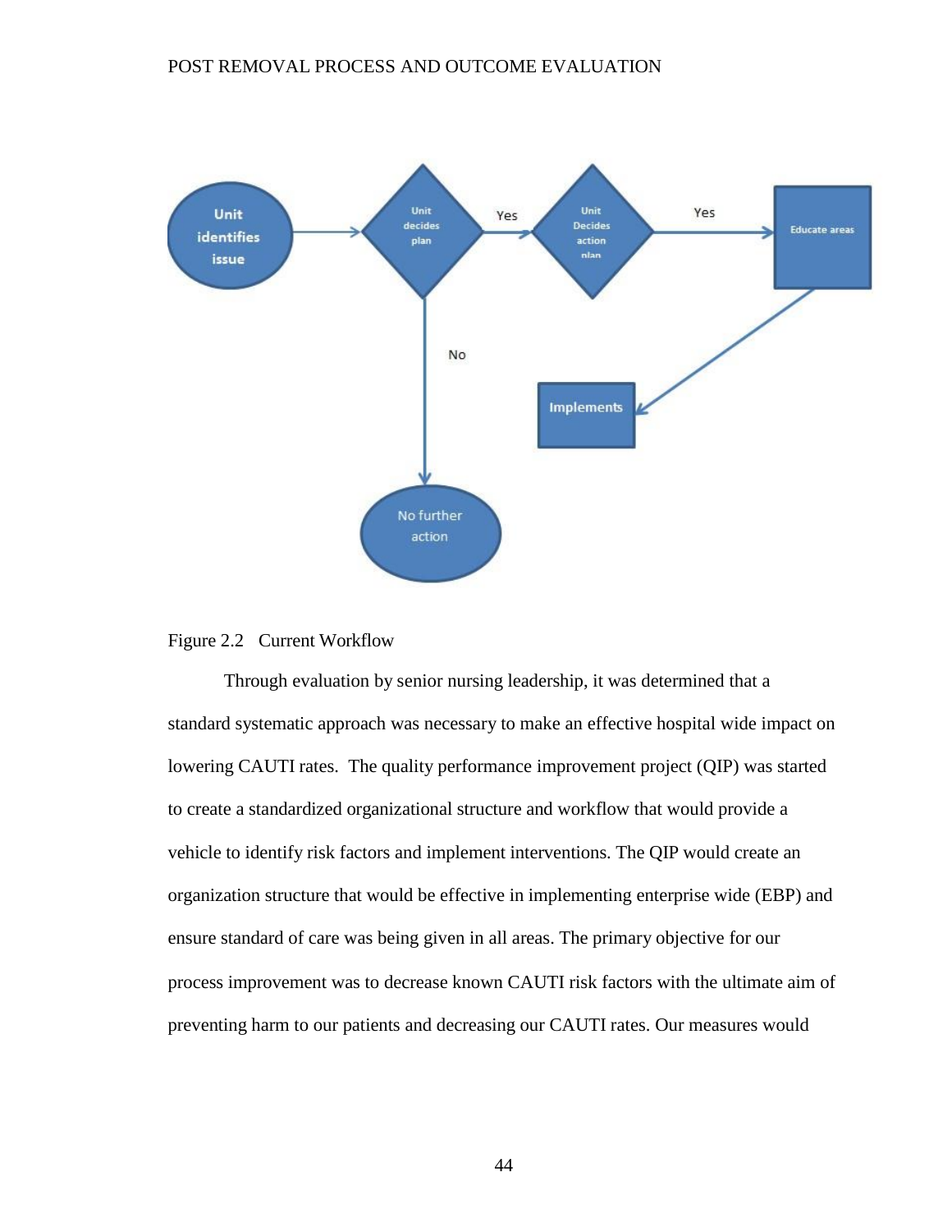Figure 2.2 Current Workflow

Through evaluation by senior nursing leadership, it was determined that a standard systematic approach was necessary to make an effective hospital wide impact on lowering CAUTI rates. The quality performance improvement project (QIP) was started to create a standardized organizational structure and workflow that would provide a vehicle to identify risk factors and implement interventions. The QIP would create an organization structure that would be effective in implementing enterprise wide (EBP) and ensure standard of care was being given in all areas. The primary objective for our process improvement was to decrease known CAUTI risk factors with the ultimate aim of preventing harm to our patients and decreasing our CAUTI rates. Our measures would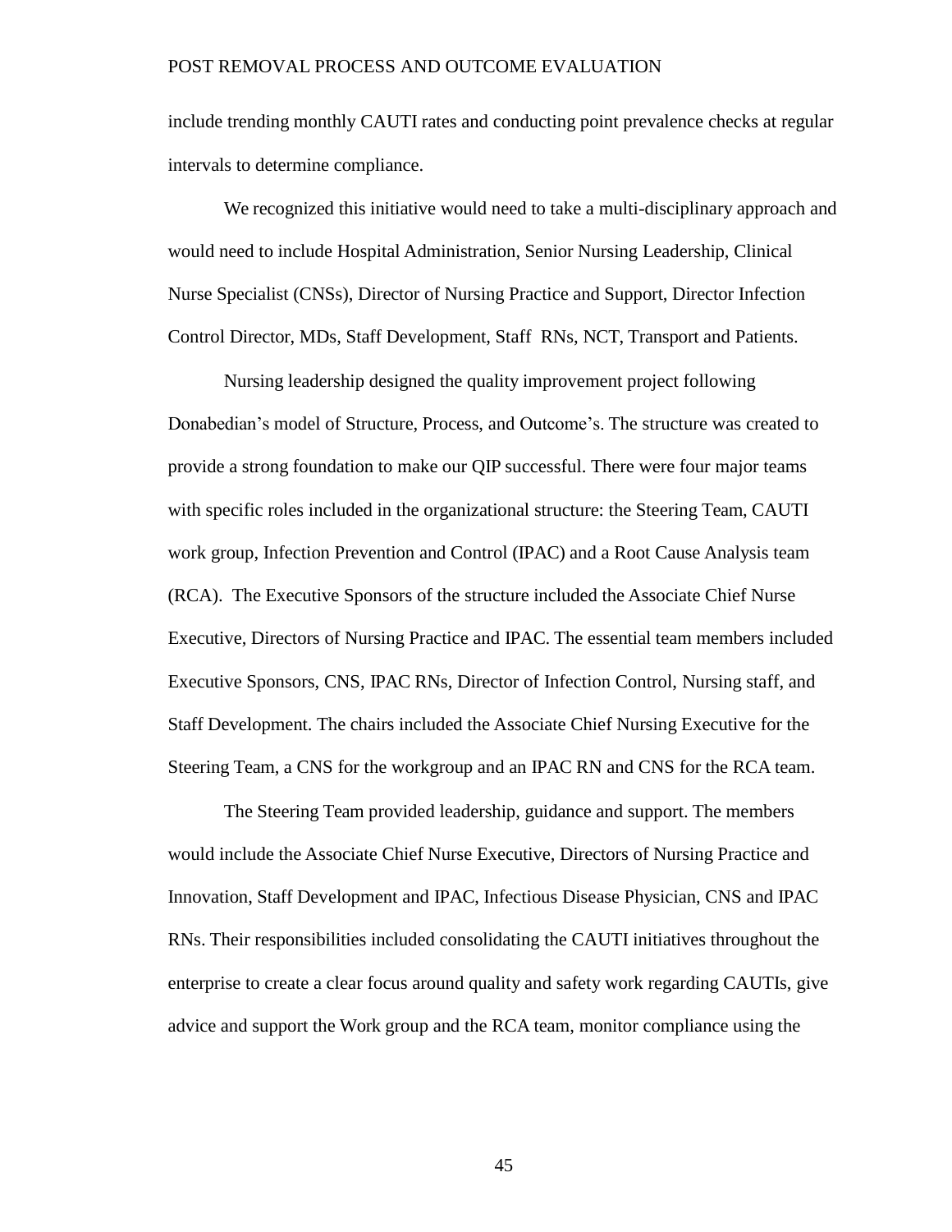include trending monthly CAUTI rates and conducting point prevalence checks at regular intervals to determine compliance.

We recognized this initiative would need to take a multi-disciplinary approach and would need to include Hospital Administration, Senior Nursing Leadership, Clinical Nurse Specialist (CNSs), Director of Nursing Practice and Support, Director Infection Control Director, MDs, Staff Development, Staff RNs, NCT, Transport and Patients.

Nursing leadership designed the quality improvement project following Donabedian's model of Structure, Process, and Outcome's. The structure was created to provide a strong foundation to make our QIP successful. There were four major teams with specific roles included in the organizational structure: the Steering Team, CAUTI work group, Infection Prevention and Control (IPAC) and a Root Cause Analysis team (RCA). The Executive Sponsors of the structure included the Associate Chief Nurse Executive, Directors of Nursing Practice and IPAC. The essential team members included Executive Sponsors, CNS, IPAC RNs, Director of Infection Control, Nursing staff, and Staff Development. The chairs included the Associate Chief Nursing Executive for the Steering Team, a CNS for the workgroup and an IPAC RN and CNS for the RCA team.

The Steering Team provided leadership, guidance and support. The members would include the Associate Chief Nurse Executive, Directors of Nursing Practice and Innovation, Staff Development and IPAC, Infectious Disease Physician, CNS and IPAC RNs. Their responsibilities included consolidating the CAUTI initiatives throughout the enterprise to create a clear focus around quality and safety work regarding CAUTIs, give advice and support the Work group and the RCA team, monitor compliance using the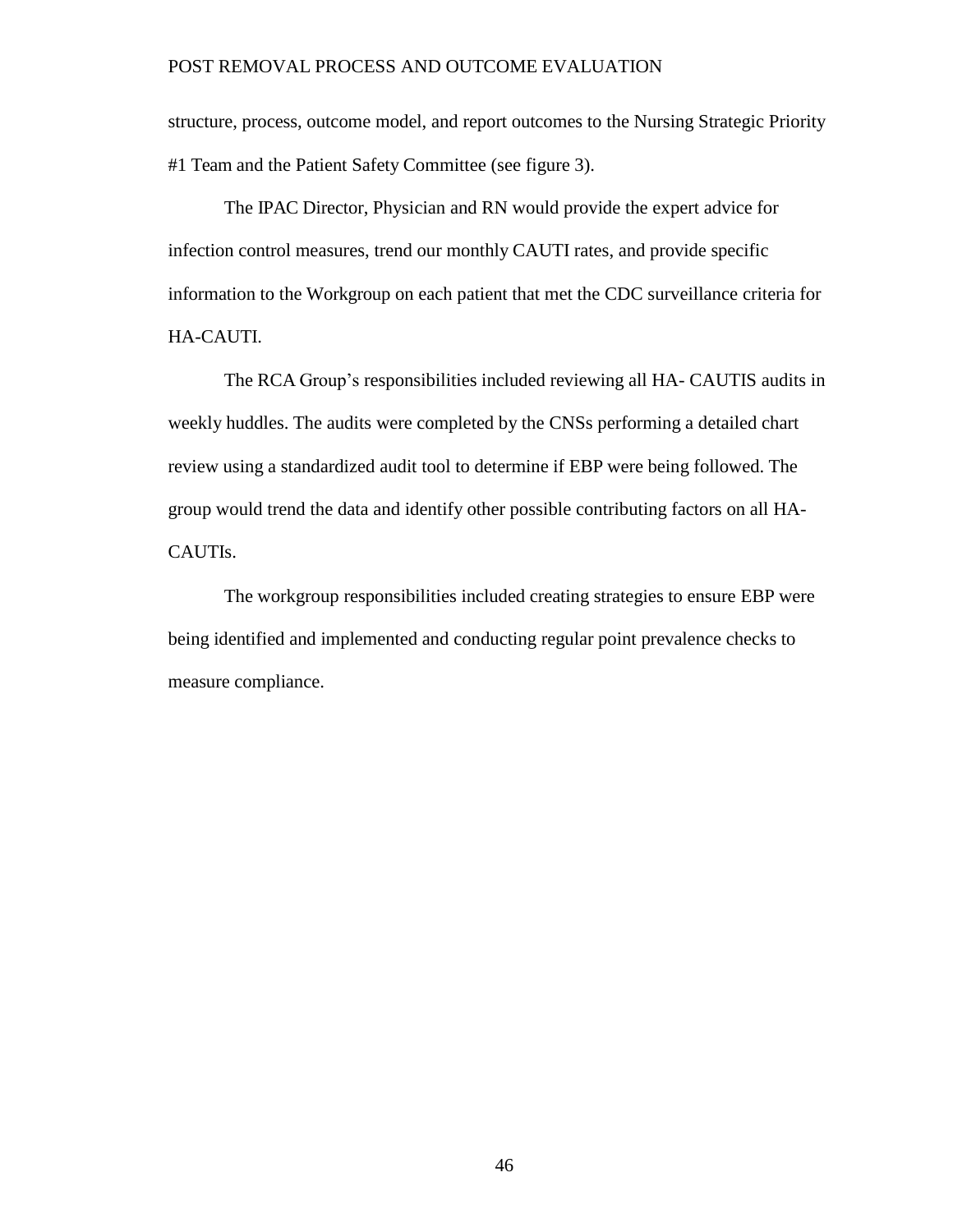structure, process, outcome model, and report outcomes to the Nursing Strategic Priority #1 Team and the Patient Safety Committee (see figure 3).

The IPAC Director, Physician and RN would provide the expert advice for infection control measures, trend our monthly CAUTI rates, and provide specific information to the Workgroup on each patient that met the CDC surveillance criteria for HA-CAUTI.

The RCA Group's responsibilities included reviewing all HA- CAUTIS audits in weekly huddles. The audits were completed by the CNSs performing a detailed chart review using a standardized audit tool to determine if EBP were being followed. The group would trend the data and identify other possible contributing factors on all HA-CAUTIs.

The workgroup responsibilities included creating strategies to ensure EBP were being identified and implemented and conducting regular point prevalence checks to measure compliance.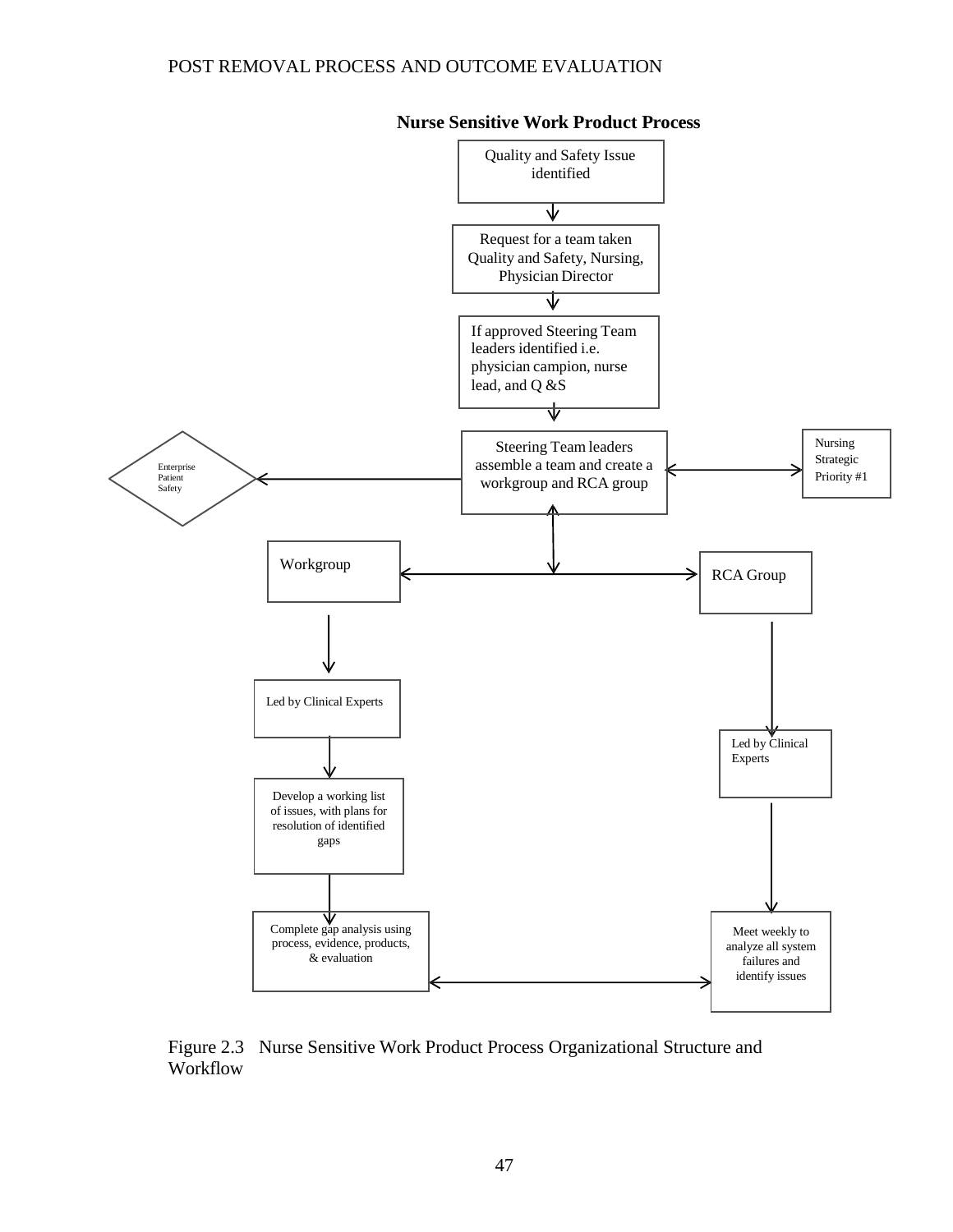**Nurse Sensitive Work Product Process**

Quality and Safety Issue identified

Request for a team taken Quality and Safety, Nursing, Physician Director

If approved Steering Team leaders identified i.e. physician campion, nurse lead, and Q &S

Steering Team leaders assemble a team and create a workgroup and RCA group

Enterprise Patient Safety

Nursing Strategic Priority #1

Workgroup

RCA Group

Led by Clinical Experts

Develop a working list of issues, with plans for resolution of identified gaps

Complete gap analysis using process, evidence, products, & evaluation

Led by Clinical Experts

Meet weekly to analyze all system failures and identify issues

Figure 2.3 Nurse Sensitive Work Product Process Organizational Structure and Workflow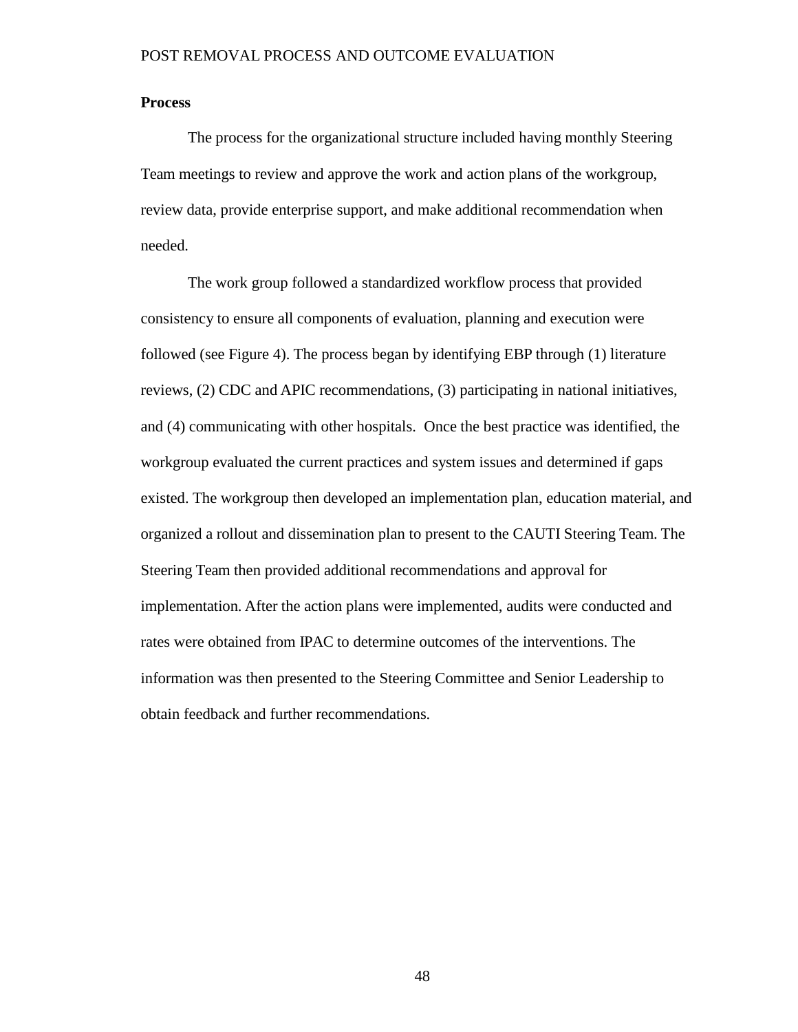**Process**

The process for the organizational structure included having monthly Steering Team meetings to review and approve the work and action plans of the workgroup, review data, provide enterprise support, and make additional recommendation when needed.

The work group followed a standardized workflow process that provided consistency to ensure all components of evaluation, planning and execution were followed (see Figure 4). The process began by identifying EBP through (1) literature reviews, (2) CDC and APIC recommendations, (3) participating in national initiatives, and (4) communicating with other hospitals. Once the best practice was identified, the workgroup evaluated the current practices and system issues and determined if gaps existed. The workgroup then developed an implementation plan, education material, and organized a rollout and dissemination plan to present to the CAUTI Steering Team. The Steering Team then provided additional recommendations and approval for implementation. After the action plans were implemented, audits were conducted and rates were obtained from IPAC to determine outcomes of the interventions. The information was then presented to the Steering Committee and Senior Leadership to obtain feedback and further recommendations.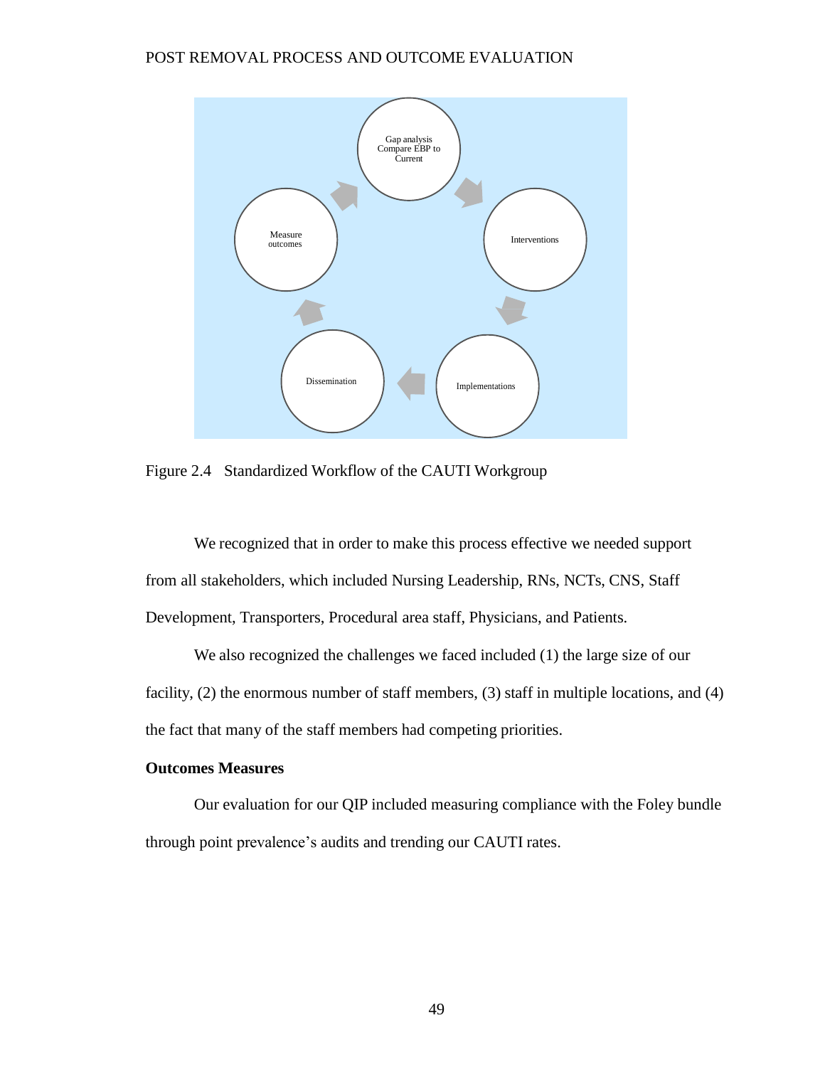Gap analysis Compare EBP to Current

Interventions

Implementations

Dissemination

Measure outcomes

Figure 2.4 Standardized Workflow of the CAUTI Workgroup

We recognized that in order to make this process effective we needed support from all stakeholders, which included Nursing Leadership, RNs, NCTs, CNS, Staff Development, Transporters, Procedural area staff, Physicians, and Patients.

We also recognized the challenges we faced included (1) the large size of our facility, (2) the enormous number of staff members, (3) staff in multiple locations, and (4) the fact that many of the staff members had competing priorities.

**Outcomes Measures**

Our evaluation for our QIP included measuring compliance with the Foley bundle through point prevalence's audits and trending our CAUTI rates.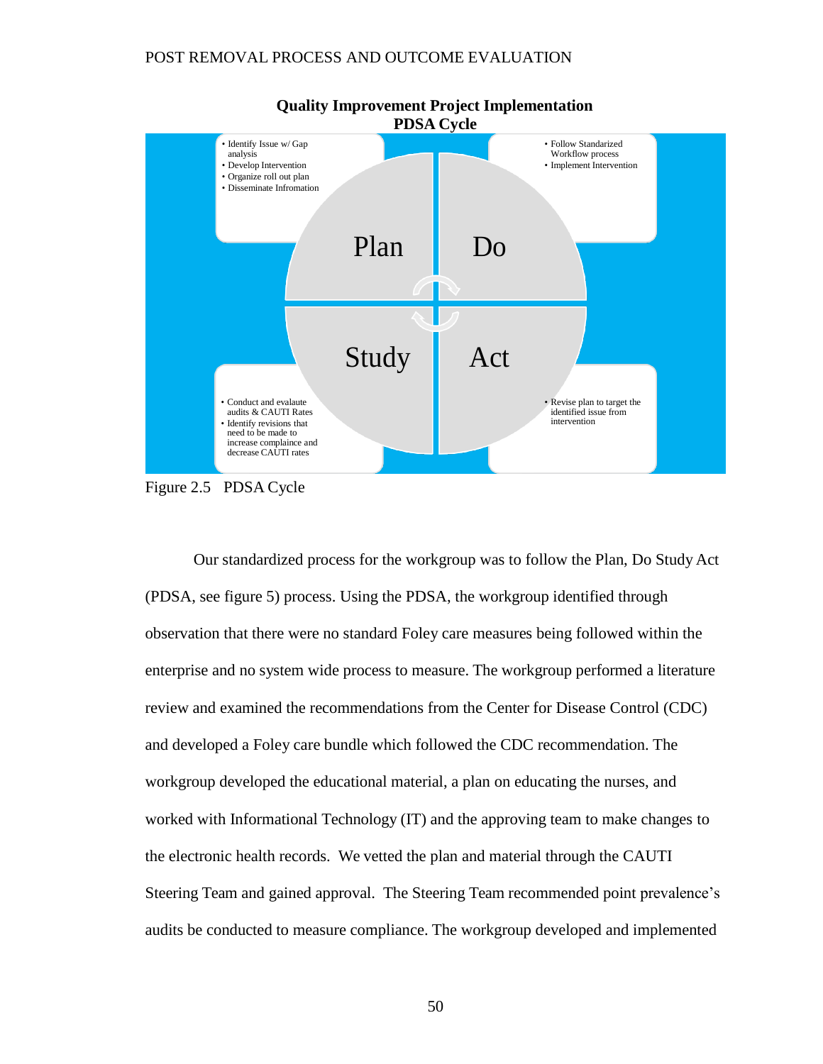**Quality Improvement Project Implementation PDSA Cycle**

**Plan**
- Identify Issue w/ Gap analysis
- Develop Intervention
- Organize roll out plan
- Disseminate Infromation

**Do**
- Follow Standarized Workflow process
- Implement Intervention

**Study**
- Conduct and evalaute audits & CAUTI Rates
- Identify revisions that need to be made to increase complaince and decrease CAUTI rates

**Act**
- Revise plan to target the identified issue from intervention

Figure 2.5 PDSA Cycle

Our standardized process for the workgroup was to follow the Plan, Do Study Act (PDSA, see figure 5) process. Using the PDSA, the workgroup identified through observation that there were no standard Foley care measures being followed within the enterprise and no system wide process to measure. The workgroup performed a literature review and examined the recommendations from the Center for Disease Control (CDC) and developed a Foley care bundle which followed the CDC recommendation. The workgroup developed the educational material, a plan on educating the nurses, and worked with Informational Technology (IT) and the approving team to make changes to the electronic health records. We vetted the plan and material through the CAUTI Steering Team and gained approval. The Steering Team recommended point prevalence's audits be conducted to measure compliance. The workgroup developed and implemented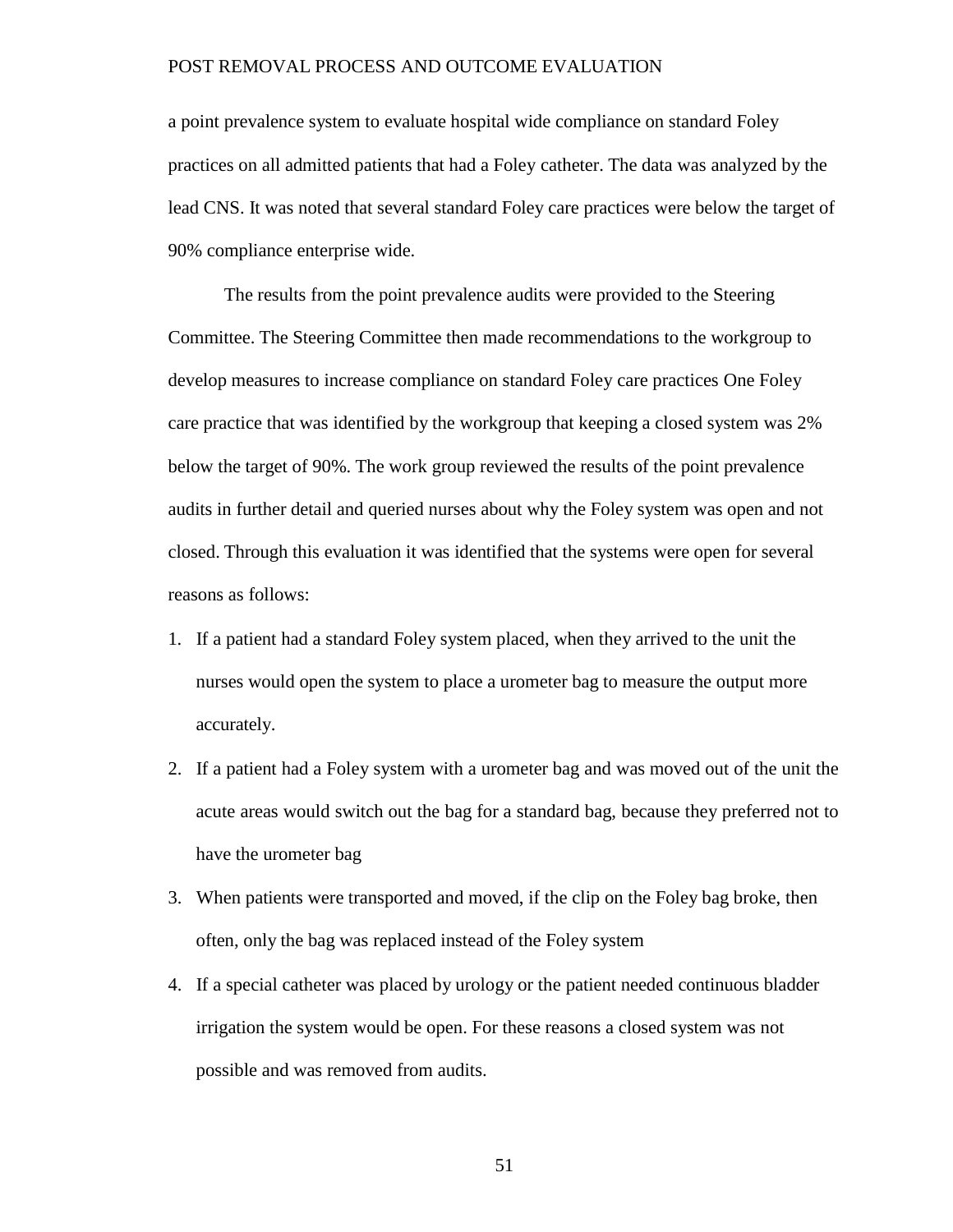a point prevalence system to evaluate hospital wide compliance on standard Foley practices on all admitted patients that had a Foley catheter. The data was analyzed by the lead CNS. It was noted that several standard Foley care practices were below the target of 90% compliance enterprise wide.

The results from the point prevalence audits were provided to the Steering Committee. The Steering Committee then made recommendations to the workgroup to develop measures to increase compliance on standard Foley care practices One Foley care practice that was identified by the workgroup that keeping a closed system was 2% below the target of 90%. The work group reviewed the results of the point prevalence audits in further detail and queried nurses about why the Foley system was open and not closed. Through this evaluation it was identified that the systems were open for several reasons as follows:

1. If a patient had a standard Foley system placed, when they arrived to the unit the nurses would open the system to place a urometer bag to measure the output more accurately.
2. If a patient had a Foley system with a urometer bag and was moved out of the unit the acute areas would switch out the bag for a standard bag, because they preferred not to have the urometer bag
3. When patients were transported and moved, if the clip on the Foley bag broke, then often, only the bag was replaced instead of the Foley system
4. If a special catheter was placed by urology or the patient needed continuous bladder irrigation the system would be open. For these reasons a closed system was not possible and was removed from audits.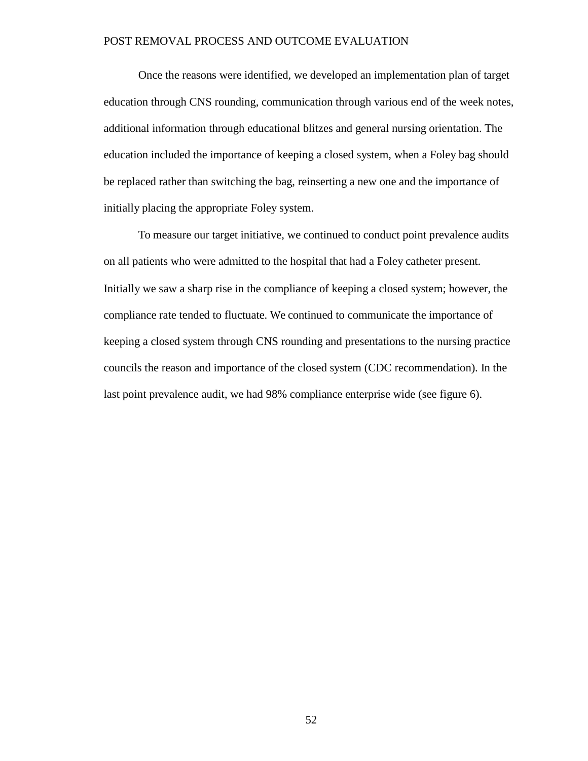Once the reasons were identified, we developed an implementation plan of target education through CNS rounding, communication through various end of the week notes, additional information through educational blitzes and general nursing orientation. The education included the importance of keeping a closed system, when a Foley bag should be replaced rather than switching the bag, reinserting a new one and the importance of initially placing the appropriate Foley system.

To measure our target initiative, we continued to conduct point prevalence audits on all patients who were admitted to the hospital that had a Foley catheter present. Initially we saw a sharp rise in the compliance of keeping a closed system; however, the compliance rate tended to fluctuate. We continued to communicate the importance of keeping a closed system through CNS rounding and presentations to the nursing practice councils the reason and importance of the closed system (CDC recommendation). In the last point prevalence audit, we had 98% compliance enterprise wide (see figure 6).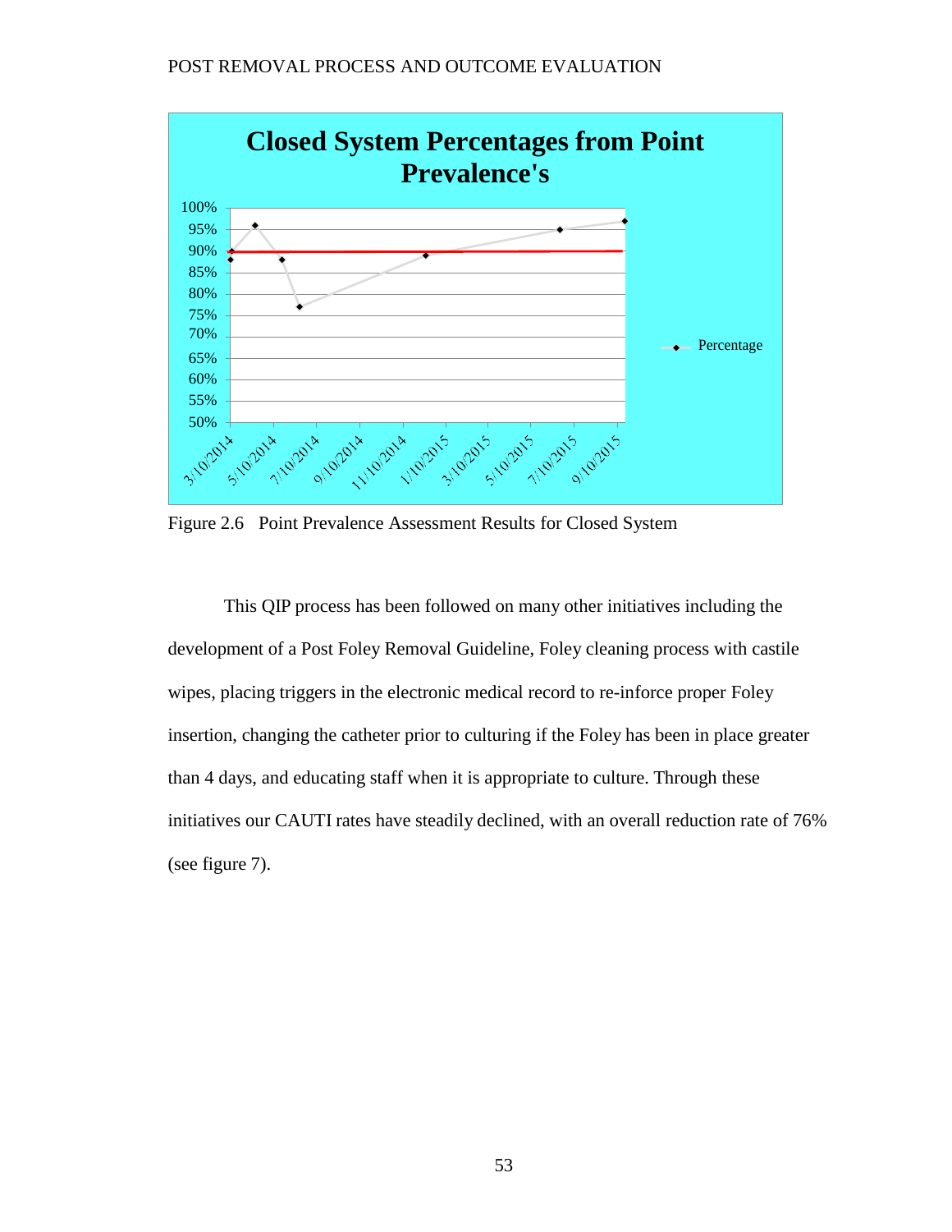Figure 2.6 Point Prevalence Assessment Results for Closed System

This QIP process has been followed on many other initiatives including the development of a Post Foley Removal Guideline, Foley cleaning process with castile wipes, placing triggers in the electronic medical record to re-inforce proper Foley insertion, changing the catheter prior to culturing if the Foley has been in place greater than 4 days, and educating staff when it is appropriate to culture. Through these initiatives our CAUTI rates have steadily declined, with an overall reduction rate of 76% (see figure 7).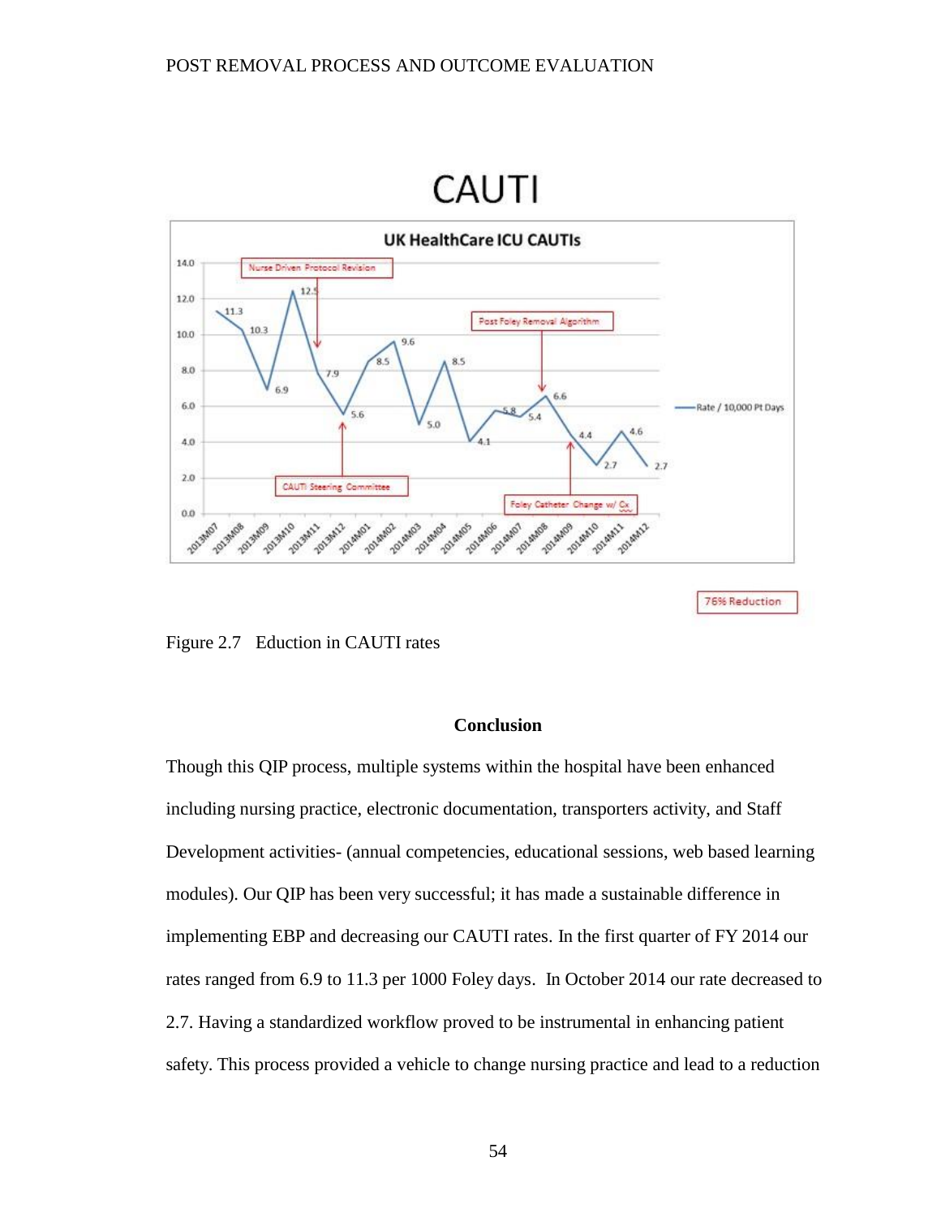CAUTI

**UK HealthCare ICU CAUTIs**

| Month | Rate / 10,000 Pt Days |
|---|---|
| 2013M07 | 11.3 |
| 2013M08 | 10.3 |
| 2013M09 | 6.9 |
| 2013M10 | 12.5 |
| 2013M11 | 7.9 |
| 2013M12 | 5.6 |
| 2014M01 | 8.5 |
| 2014M02 | 9.6 |
| 2014M03 | 5.0 |
| 2014M04 | 8.5 |
| 2014M05 | 4.1 |
| 2014M06 | 5.8 |
| 2014M07 | 5.4 |
| 2014M08 | 6.6 |
| 2014M09 | 4.4 |
| 2014M10 | 2.7 |
| 2014M11 | 4.6 |
| 2014M12 | 2.7 |

Annotations: Nurse Driven Protocol Revision; CAUTI Steering Committee; Post Foley Removal Algorithm; Foley Catheter Change w/ Cx

76% Reduction

Figure 2.7 Eduction in CAUTI rates

## Conclusion

Though this QIP process, multiple systems within the hospital have been enhanced including nursing practice, electronic documentation, transporters activity, and Staff Development activities- (annual competencies, educational sessions, web based learning modules). Our QIP has been very successful; it has made a sustainable difference in implementing EBP and decreasing our CAUTI rates. In the first quarter of FY 2014 our rates ranged from 6.9 to 11.3 per 1000 Foley days. In October 2014 our rate decreased to 2.7. Having a standardized workflow proved to be instrumental in enhancing patient safety. This process provided a vehicle to change nursing practice and lead to a reduction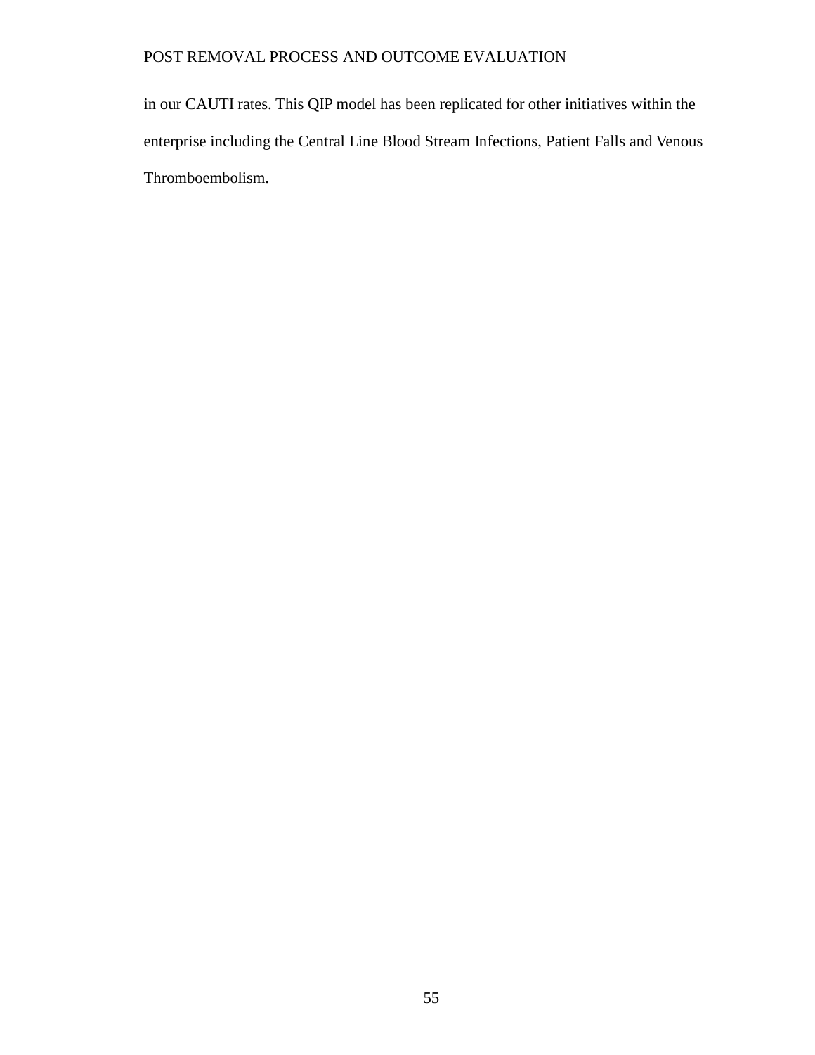in our CAUTI rates. This QIP model has been replicated for other initiatives within the enterprise including the Central Line Blood Stream Infections, Patient Falls and Venous Thromboembolism.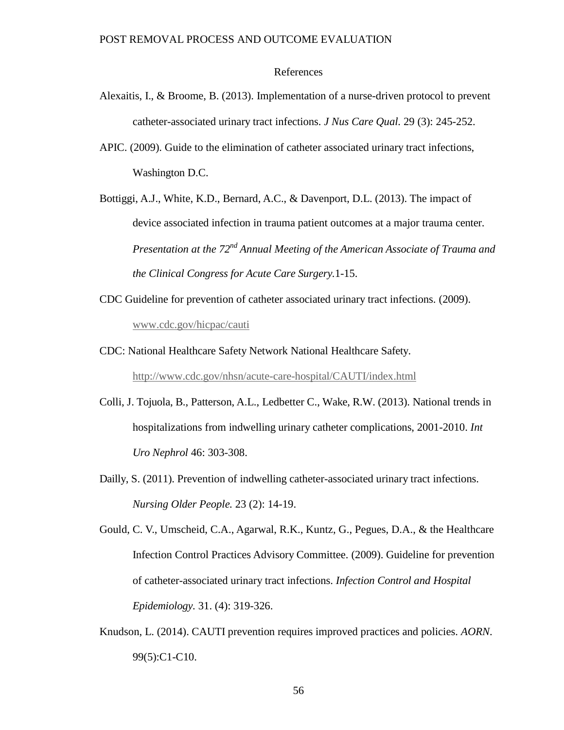# References

Alexaitis, I., & Broome, B. (2013). Implementation of a nurse-driven protocol to prevent catheter-associated urinary tract infections. *J Nus Care Qual*. 29 (3): 245-252.

APIC. (2009). Guide to the elimination of catheter associated urinary tract infections, Washington D.C.

Bottiggi, A.J., White, K.D., Bernard, A.C., & Davenport, D.L. (2013). The impact of device associated infection in trauma patient outcomes at a major trauma center. *Presentation at the 72nd Annual Meeting of the American Associate of Trauma and the Clinical Congress for Acute Care Surgery.*1-15.

CDC Guideline for prevention of catheter associated urinary tract infections. (2009). www.cdc.gov/hicpac/cauti

CDC: National Healthcare Safety Network National Healthcare Safety. http://www.cdc.gov/nhsn/acute-care-hospital/CAUTI/index.html

Colli, J. Tojuola, B., Patterson, A.L., Ledbetter C., Wake, R.W. (2013). National trends in hospitalizations from indwelling urinary catheter complications, 2001-2010. *Int Uro Nephrol* 46: 303-308.

Dailly, S. (2011). Prevention of indwelling catheter-associated urinary tract infections. *Nursing Older People.* 23 (2): 14-19.

Gould, C. V., Umscheid, C.A., Agarwal, R.K., Kuntz, G., Pegues, D.A., & the Healthcare Infection Control Practices Advisory Committee. (2009). Guideline for prevention of catheter-associated urinary tract infections. *Infection Control and Hospital Epidemiology.* 31. (4): 319-326.

Knudson, L. (2014). CAUTI prevention requires improved practices and policies. *AORN.* 99(5):C1-C10.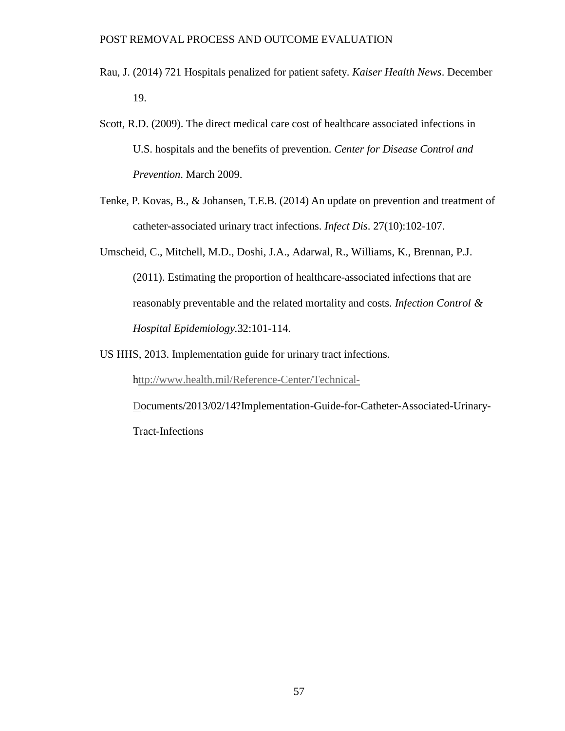Rau, J. (2014) 721 Hospitals penalized for patient safety. *Kaiser Health News*. December 19.

Scott, R.D. (2009). The direct medical care cost of healthcare associated infections in U.S. hospitals and the benefits of prevention. *Center for Disease Control and Prevention*. March 2009.

Tenke, P. Kovas, B., & Johansen, T.E.B. (2014) An update on prevention and treatment of catheter-associated urinary tract infections. *Infect Dis*. 27(10):102-107.

Umscheid, C., Mitchell, M.D., Doshi, J.A., Adarwal, R., Williams, K., Brennan, P.J. (2011). Estimating the proportion of healthcare-associated infections that are reasonably preventable and the related mortality and costs. *Infection Control & Hospital Epidemiology*.32:101-114.

US HHS, 2013. Implementation guide for urinary tract infections. http://www.health.mil/Reference-Center/Technical-Documents/2013/02/14?Implementation-Guide-for-Catheter-Associated-Urinary-Tract-Infections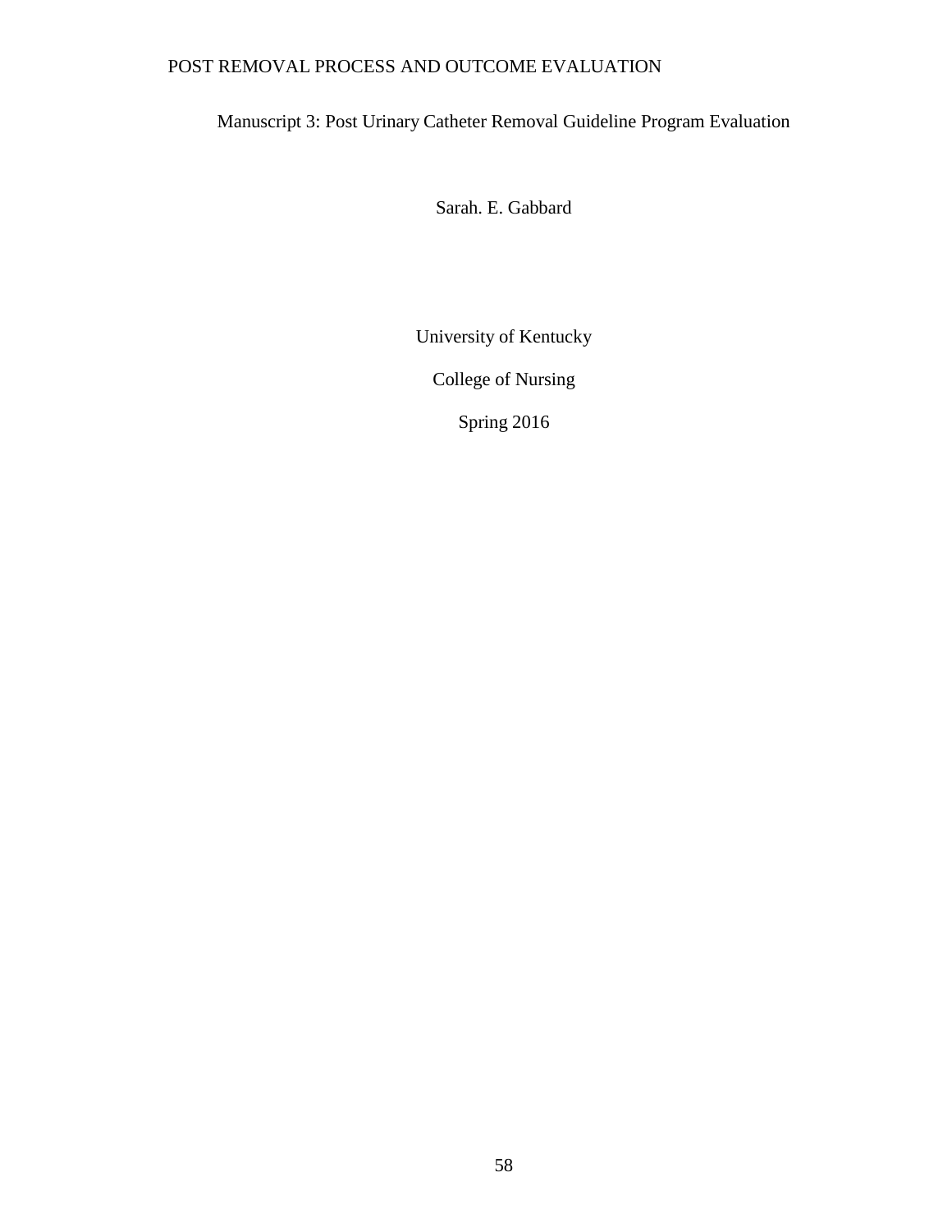Manuscript 3: Post Urinary Catheter Removal Guideline Program Evaluation

Sarah. E. Gabbard

University of Kentucky

College of Nursing

Spring 2016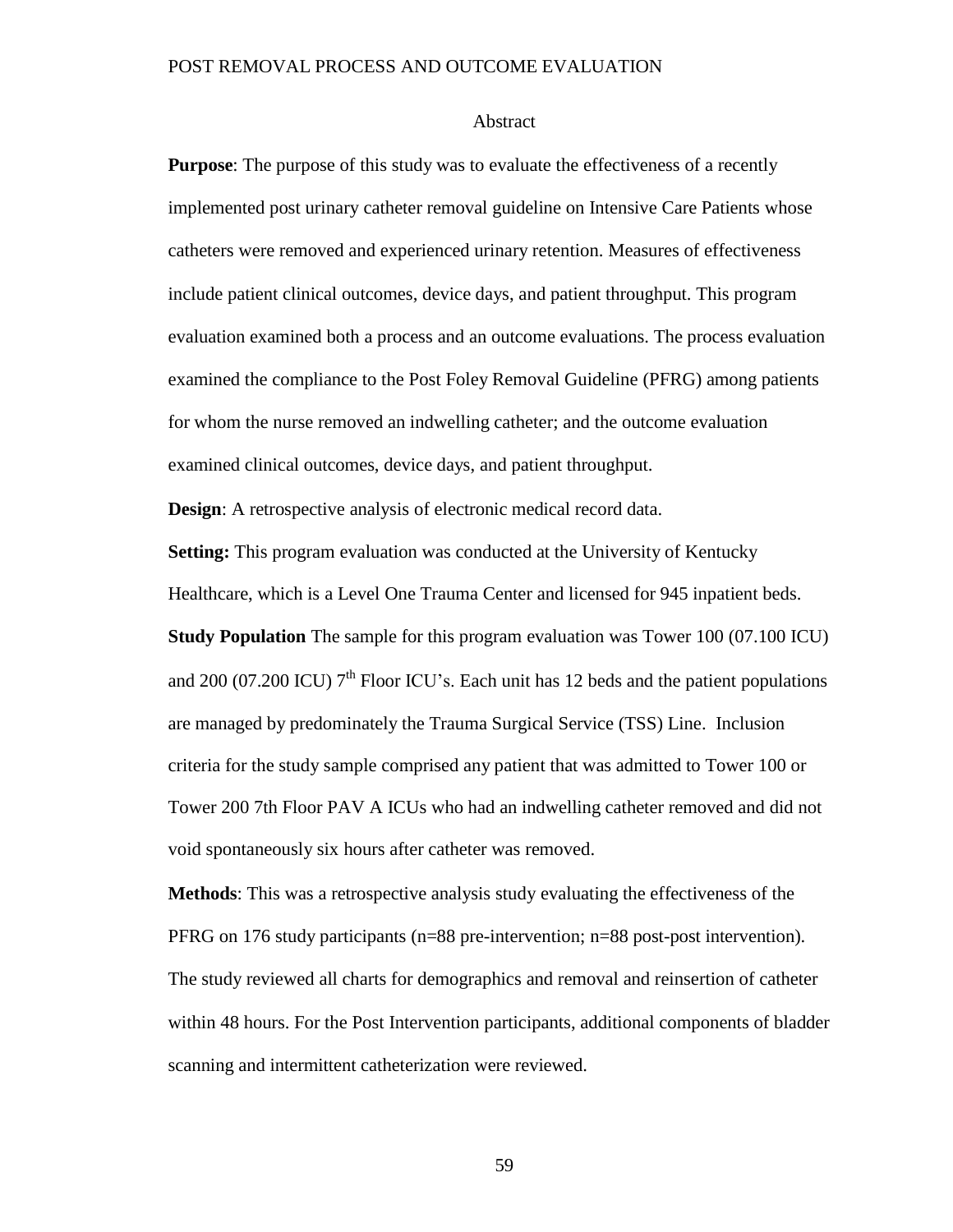## Abstract

**Purpose**: The purpose of this study was to evaluate the effectiveness of a recently implemented post urinary catheter removal guideline on Intensive Care Patients whose catheters were removed and experienced urinary retention. Measures of effectiveness include patient clinical outcomes, device days, and patient throughput. This program evaluation examined both a process and an outcome evaluations. The process evaluation examined the compliance to the Post Foley Removal Guideline (PFRG) among patients for whom the nurse removed an indwelling catheter; and the outcome evaluation examined clinical outcomes, device days, and patient throughput.

**Design**: A retrospective analysis of electronic medical record data.

**Setting:** This program evaluation was conducted at the University of Kentucky Healthcare, which is a Level One Trauma Center and licensed for 945 inpatient beds.

**Study Population** The sample for this program evaluation was Tower 100 (07.100 ICU) and 200 (07.200 ICU) 7th Floor ICU's. Each unit has 12 beds and the patient populations are managed by predominately the Trauma Surgical Service (TSS) Line. Inclusion criteria for the study sample comprised any patient that was admitted to Tower 100 or Tower 200 7th Floor PAV A ICUs who had an indwelling catheter removed and did not void spontaneously six hours after catheter was removed.

**Methods**: This was a retrospective analysis study evaluating the effectiveness of the PFRG on 176 study participants (n=88 pre-intervention; n=88 post-post intervention). The study reviewed all charts for demographics and removal and reinsertion of catheter within 48 hours. For the Post Intervention participants, additional components of bladder scanning and intermittent catheterization were reviewed.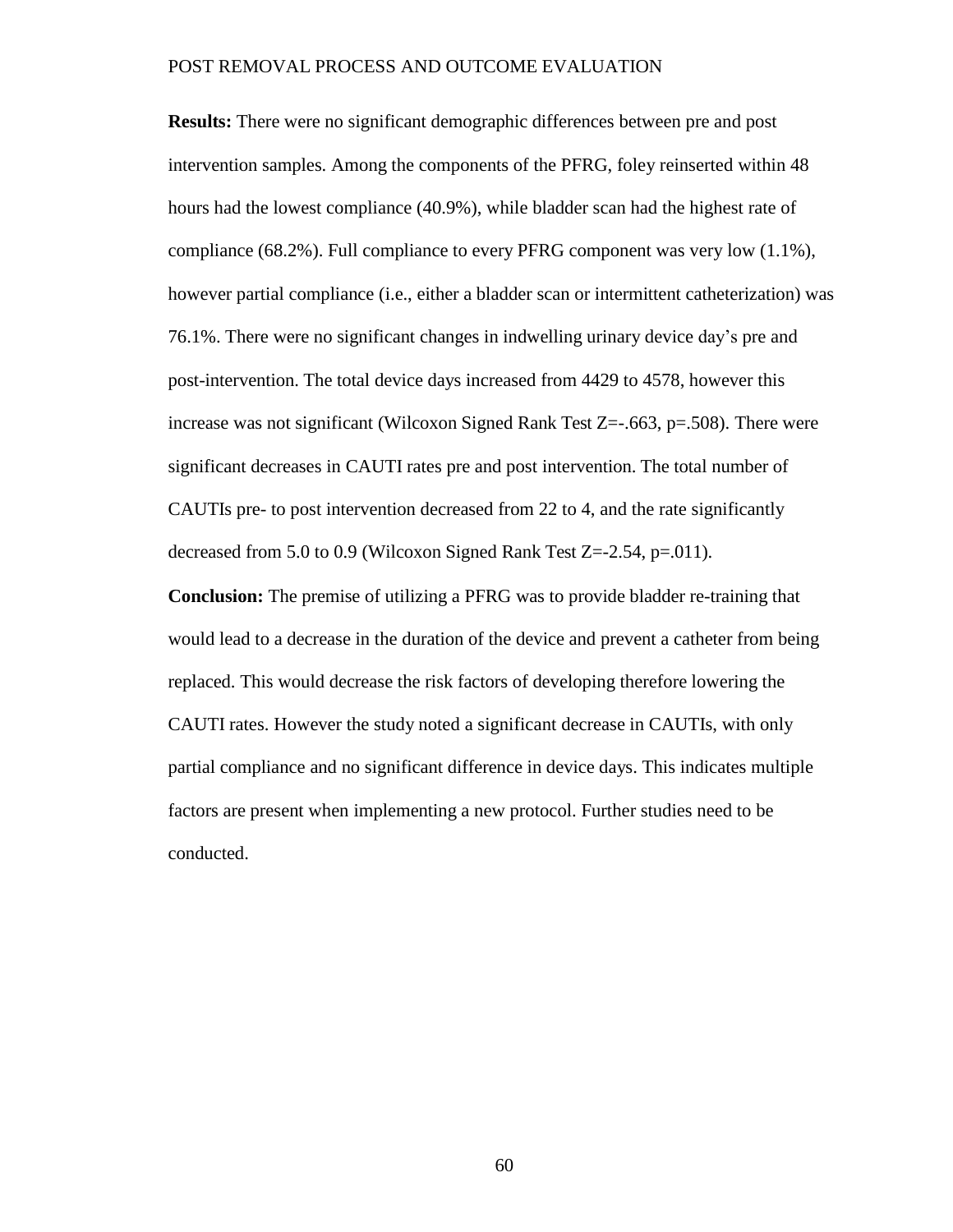**Results:** There were no significant demographic differences between pre and post intervention samples. Among the components of the PFRG, foley reinserted within 48 hours had the lowest compliance (40.9%), while bladder scan had the highest rate of compliance (68.2%). Full compliance to every PFRG component was very low (1.1%), however partial compliance (i.e., either a bladder scan or intermittent catheterization) was 76.1%. There were no significant changes in indwelling urinary device day's pre and post-intervention. The total device days increased from 4429 to 4578, however this increase was not significant (Wilcoxon Signed Rank Test $Z=-.663$, $p=.508$). There were significant decreases in CAUTI rates pre and post intervention. The total number of CAUTIs pre- to post intervention decreased from 22 to 4, and the rate significantly decreased from 5.0 to 0.9 (Wilcoxon Signed Rank Test $Z=-2.54$, $p=.011$).

**Conclusion:** The premise of utilizing a PFRG was to provide bladder re-training that would lead to a decrease in the duration of the device and prevent a catheter from being replaced. This would decrease the risk factors of developing therefore lowering the CAUTI rates. However the study noted a significant decrease in CAUTIs, with only partial compliance and no significant difference in device days. This indicates multiple factors are present when implementing a new protocol. Further studies need to be conducted.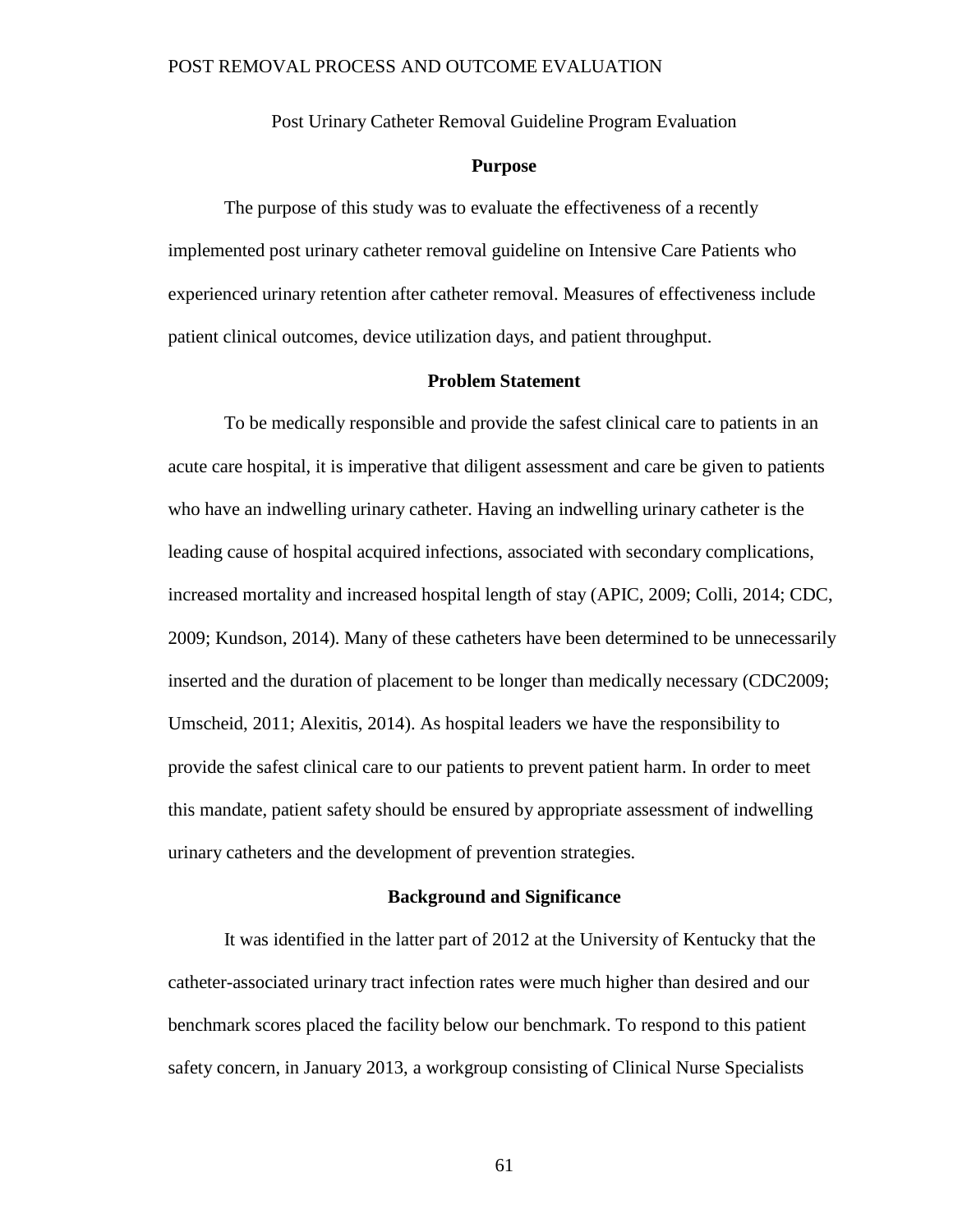Post Urinary Catheter Removal Guideline Program Evaluation

## Purpose

The purpose of this study was to evaluate the effectiveness of a recently implemented post urinary catheter removal guideline on Intensive Care Patients who experienced urinary retention after catheter removal. Measures of effectiveness include patient clinical outcomes, device utilization days, and patient throughput.

## Problem Statement

To be medically responsible and provide the safest clinical care to patients in an acute care hospital, it is imperative that diligent assessment and care be given to patients who have an indwelling urinary catheter. Having an indwelling urinary catheter is the leading cause of hospital acquired infections, associated with secondary complications, increased mortality and increased hospital length of stay (APIC, 2009; Colli, 2014; CDC, 2009; Kundson, 2014). Many of these catheters have been determined to be unnecessarily inserted and the duration of placement to be longer than medically necessary (CDC2009; Umscheid, 2011; Alexitis, 2014). As hospital leaders we have the responsibility to provide the safest clinical care to our patients to prevent patient harm. In order to meet this mandate, patient safety should be ensured by appropriate assessment of indwelling urinary catheters and the development of prevention strategies.

## Background and Significance

It was identified in the latter part of 2012 at the University of Kentucky that the catheter-associated urinary tract infection rates were much higher than desired and our benchmark scores placed the facility below our benchmark. To respond to this patient safety concern, in January 2013, a workgroup consisting of Clinical Nurse Specialists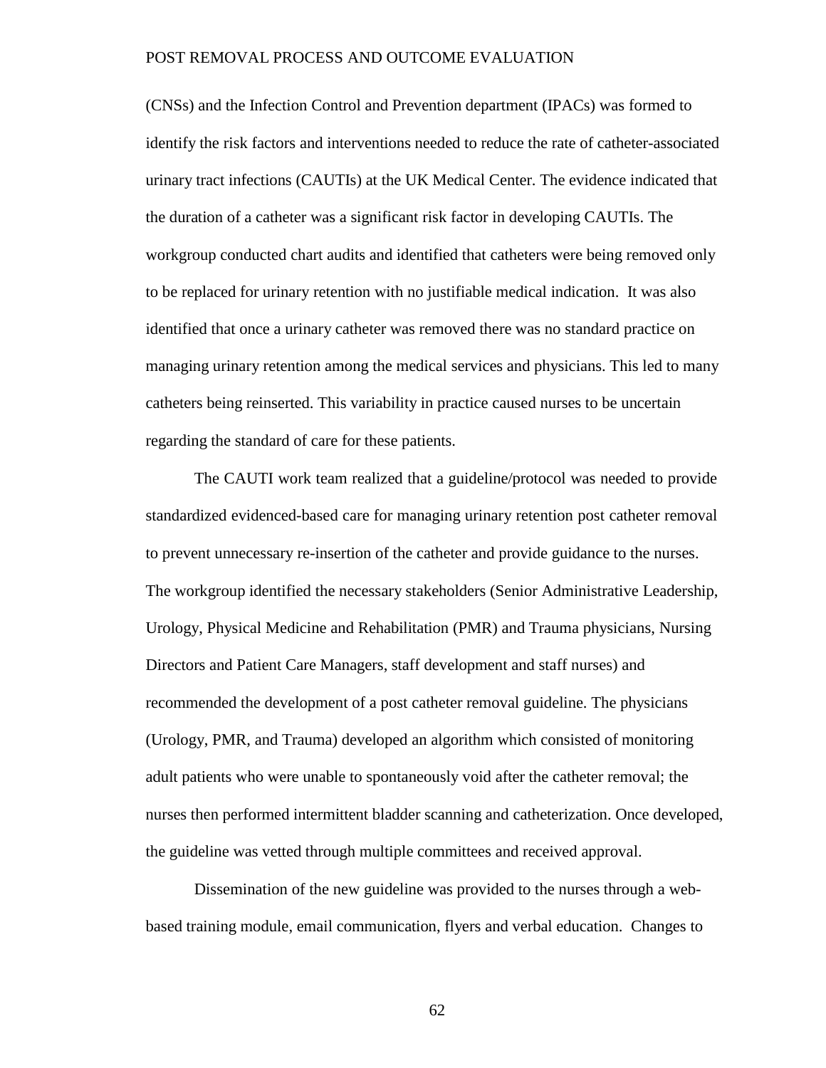(CNSs) and the Infection Control and Prevention department (IPACs) was formed to identify the risk factors and interventions needed to reduce the rate of catheter-associated urinary tract infections (CAUTIs) at the UK Medical Center. The evidence indicated that the duration of a catheter was a significant risk factor in developing CAUTIs. The workgroup conducted chart audits and identified that catheters were being removed only to be replaced for urinary retention with no justifiable medical indication. It was also identified that once a urinary catheter was removed there was no standard practice on managing urinary retention among the medical services and physicians. This led to many catheters being reinserted. This variability in practice caused nurses to be uncertain regarding the standard of care for these patients.

The CAUTI work team realized that a guideline/protocol was needed to provide standardized evidenced-based care for managing urinary retention post catheter removal to prevent unnecessary re-insertion of the catheter and provide guidance to the nurses. The workgroup identified the necessary stakeholders (Senior Administrative Leadership, Urology, Physical Medicine and Rehabilitation (PMR) and Trauma physicians, Nursing Directors and Patient Care Managers, staff development and staff nurses) and recommended the development of a post catheter removal guideline. The physicians (Urology, PMR, and Trauma) developed an algorithm which consisted of monitoring adult patients who were unable to spontaneously void after the catheter removal; the nurses then performed intermittent bladder scanning and catheterization. Once developed, the guideline was vetted through multiple committees and received approval.

Dissemination of the new guideline was provided to the nurses through a web-based training module, email communication, flyers and verbal education. Changes to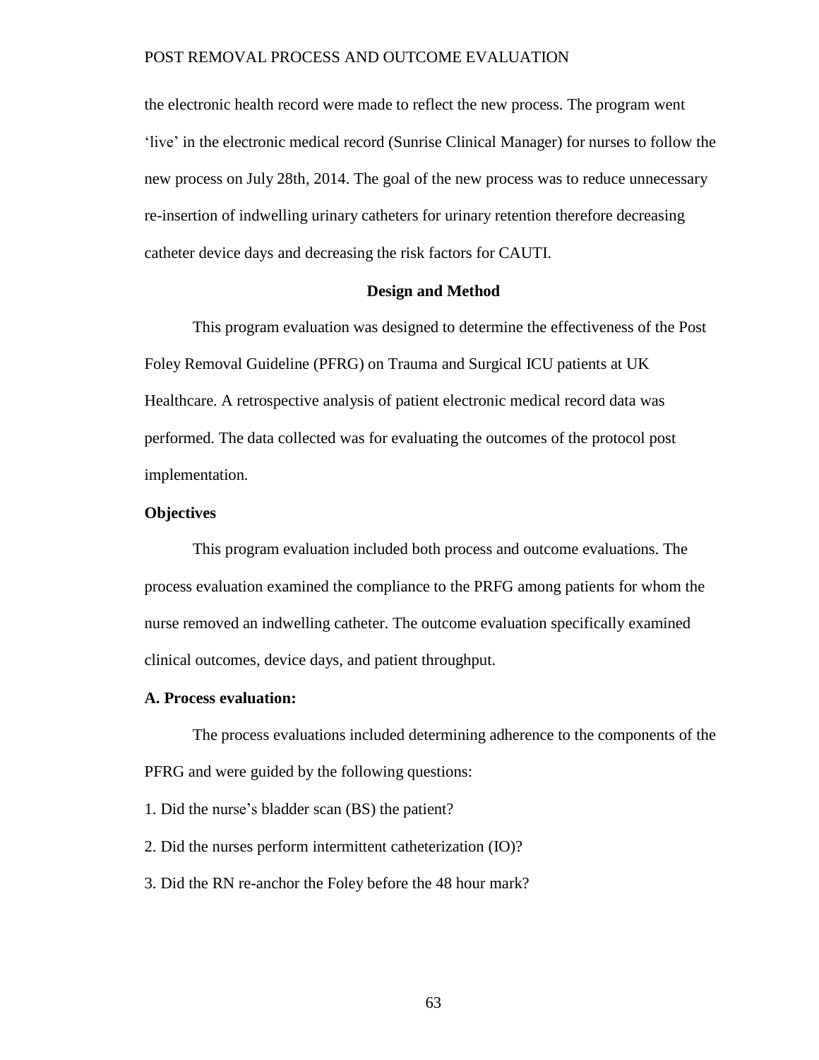the electronic health record were made to reflect the new process. The program went 'live' in the electronic medical record (Sunrise Clinical Manager) for nurses to follow the new process on July 28th, 2014. The goal of the new process was to reduce unnecessary re-insertion of indwelling urinary catheters for urinary retention therefore decreasing catheter device days and decreasing the risk factors for CAUTI.

## Design and Method

This program evaluation was designed to determine the effectiveness of the Post Foley Removal Guideline (PFRG) on Trauma and Surgical ICU patients at UK Healthcare. A retrospective analysis of patient electronic medical record data was performed. The data collected was for evaluating the outcomes of the protocol post implementation.

### Objectives

This program evaluation included both process and outcome evaluations. The process evaluation examined the compliance to the PRFG among patients for whom the nurse removed an indwelling catheter. The outcome evaluation specifically examined clinical outcomes, device days, and patient throughput.

### A. Process evaluation:

The process evaluations included determining adherence to the components of the PFRG and were guided by the following questions:

1. Did the nurse's bladder scan (BS) the patient?
2. Did the nurses perform intermittent catheterization (IO)?
3. Did the RN re-anchor the Foley before the 48 hour mark?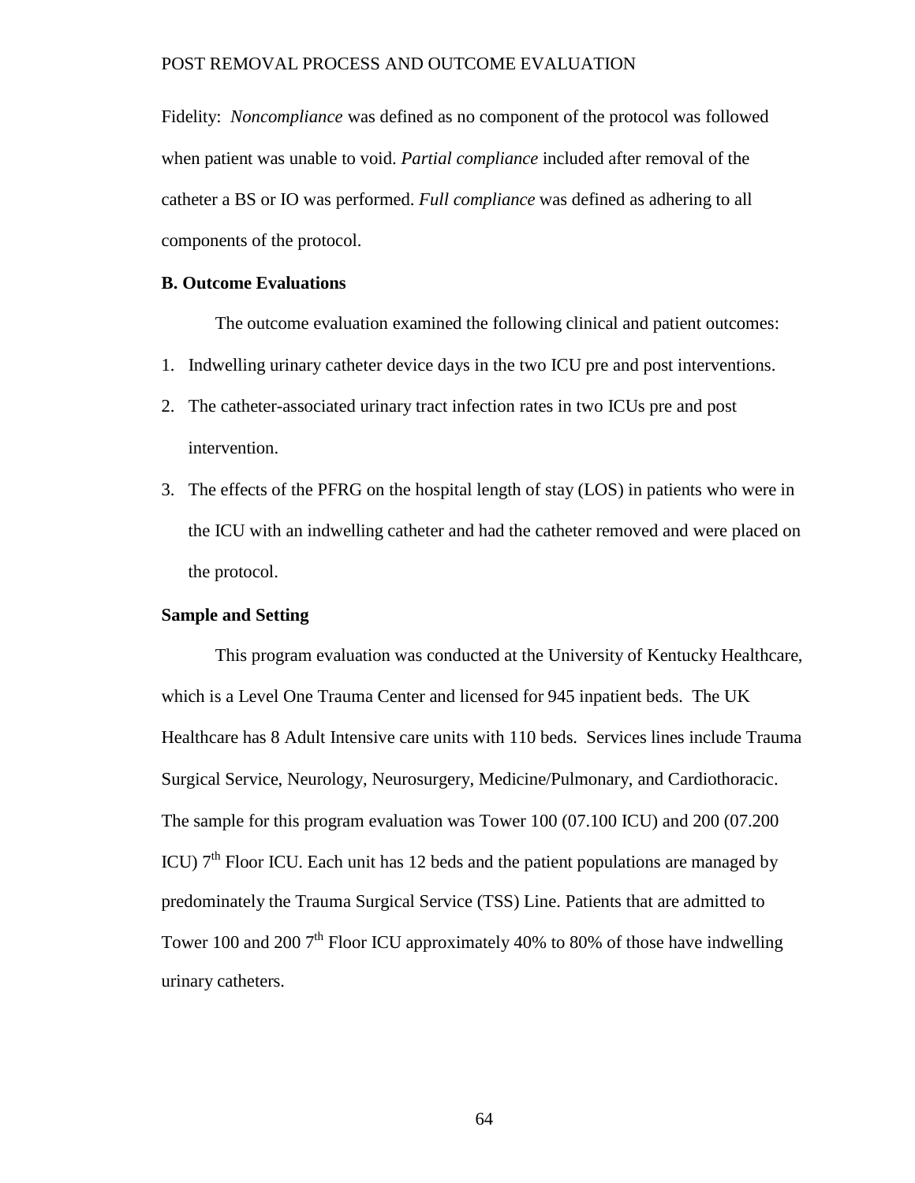Fidelity: *Noncompliance* was defined as no component of the protocol was followed when patient was unable to void. *Partial compliance* included after removal of the catheter a BS or IO was performed. *Full compliance* was defined as adhering to all components of the protocol.

**B. Outcome Evaluations**

The outcome evaluation examined the following clinical and patient outcomes:

1. Indwelling urinary catheter device days in the two ICU pre and post interventions.
2. The catheter-associated urinary tract infection rates in two ICUs pre and post intervention.
3. The effects of the PFRG on the hospital length of stay (LOS) in patients who were in the ICU with an indwelling catheter and had the catheter removed and were placed on the protocol.

**Sample and Setting**

This program evaluation was conducted at the University of Kentucky Healthcare, which is a Level One Trauma Center and licensed for 945 inpatient beds. The UK Healthcare has 8 Adult Intensive care units with 110 beds. Services lines include Trauma Surgical Service, Neurology, Neurosurgery, Medicine/Pulmonary, and Cardiothoracic. The sample for this program evaluation was Tower 100 (07.100 ICU) and 200 (07.200 ICU) 7th Floor ICU. Each unit has 12 beds and the patient populations are managed by predominately the Trauma Surgical Service (TSS) Line. Patients that are admitted to Tower 100 and 200 7th Floor ICU approximately 40% to 80% of those have indwelling urinary catheters.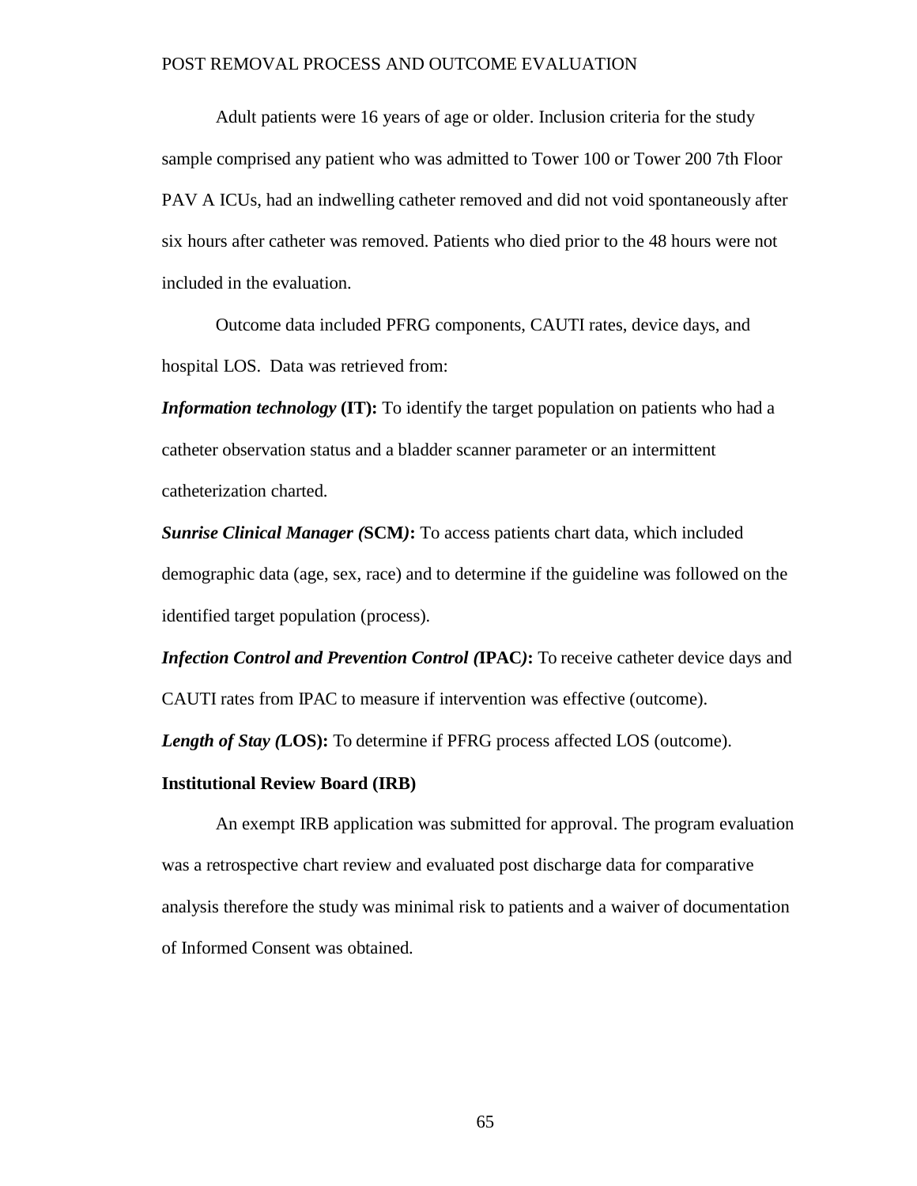Adult patients were 16 years of age or older. Inclusion criteria for the study sample comprised any patient who was admitted to Tower 100 or Tower 200 7th Floor PAV A ICUs, had an indwelling catheter removed and did not void spontaneously after six hours after catheter was removed. Patients who died prior to the 48 hours were not included in the evaluation.

Outcome data included PFRG components, CAUTI rates, device days, and hospital LOS. Data was retrieved from:

***Information technology* (IT):** To identify the target population on patients who had a catheter observation status and a bladder scanner parameter or an intermittent catheterization charted.

***Sunrise Clinical Manager (*SCM*)*:** To access patients chart data, which included demographic data (age, sex, race) and to determine if the guideline was followed on the identified target population (process).

***Infection Control and Prevention Control (*IPAC*)*:** To receive catheter device days and CAUTI rates from IPAC to measure if intervention was effective (outcome).

***Length of Stay (*LOS**)**:** To determine if PFRG process affected LOS (outcome).

**Institutional Review Board (IRB)**

An exempt IRB application was submitted for approval. The program evaluation was a retrospective chart review and evaluated post discharge data for comparative analysis therefore the study was minimal risk to patients and a waiver of documentation of Informed Consent was obtained.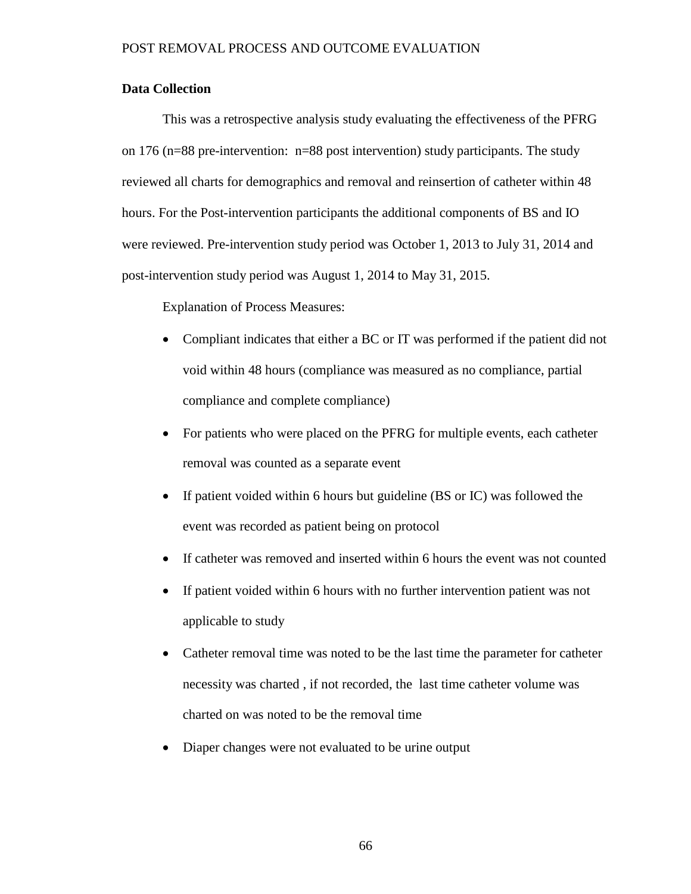**Data Collection**

This was a retrospective analysis study evaluating the effectiveness of the PFRG on 176 (n=88 pre-intervention: n=88 post intervention) study participants. The study reviewed all charts for demographics and removal and reinsertion of catheter within 48 hours. For the Post-intervention participants the additional components of BS and IO were reviewed. Pre-intervention study period was October 1, 2013 to July 31, 2014 and post-intervention study period was August 1, 2014 to May 31, 2015.

Explanation of Process Measures:

- Compliant indicates that either a BC or IT was performed if the patient did not void within 48 hours (compliance was measured as no compliance, partial compliance and complete compliance)
- For patients who were placed on the PFRG for multiple events, each catheter removal was counted as a separate event
- If patient voided within 6 hours but guideline (BS or IC) was followed the event was recorded as patient being on protocol
- If catheter was removed and inserted within 6 hours the event was not counted
- If patient voided within 6 hours with no further intervention patient was not applicable to study
- Catheter removal time was noted to be the last time the parameter for catheter necessity was charted , if not recorded, the last time catheter volume was charted on was noted to be the removal time
- Diaper changes were not evaluated to be urine output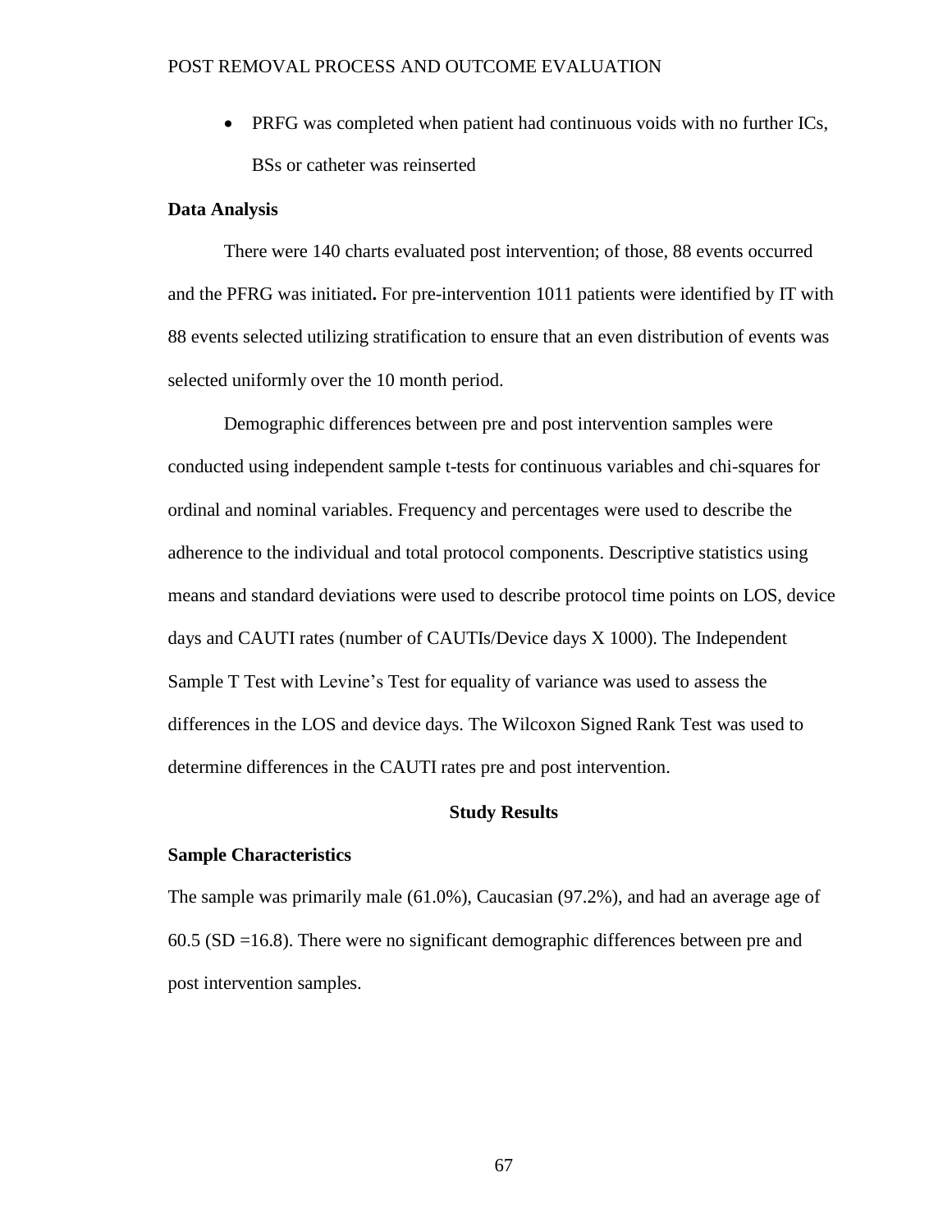- PRFG was completed when patient had continuous voids with no further ICs, BSs or catheter was reinserted

**Data Analysis**

There were 140 charts evaluated post intervention; of those, 88 events occurred and the PFRG was initiated**.** For pre-intervention 1011 patients were identified by IT with 88 events selected utilizing stratification to ensure that an even distribution of events was selected uniformly over the 10 month period.

Demographic differences between pre and post intervention samples were conducted using independent sample t-tests for continuous variables and chi-squares for ordinal and nominal variables. Frequency and percentages were used to describe the adherence to the individual and total protocol components. Descriptive statistics using means and standard deviations were used to describe protocol time points on LOS, device days and CAUTI rates (number of CAUTIs/Device days X 1000). The Independent Sample T Test with Levine's Test for equality of variance was used to assess the differences in the LOS and device days. The Wilcoxon Signed Rank Test was used to determine differences in the CAUTI rates pre and post intervention.

## Study Results

**Sample Characteristics**

The sample was primarily male (61.0%), Caucasian (97.2%), and had an average age of 60.5 (SD =16.8). There were no significant demographic differences between pre and post intervention samples.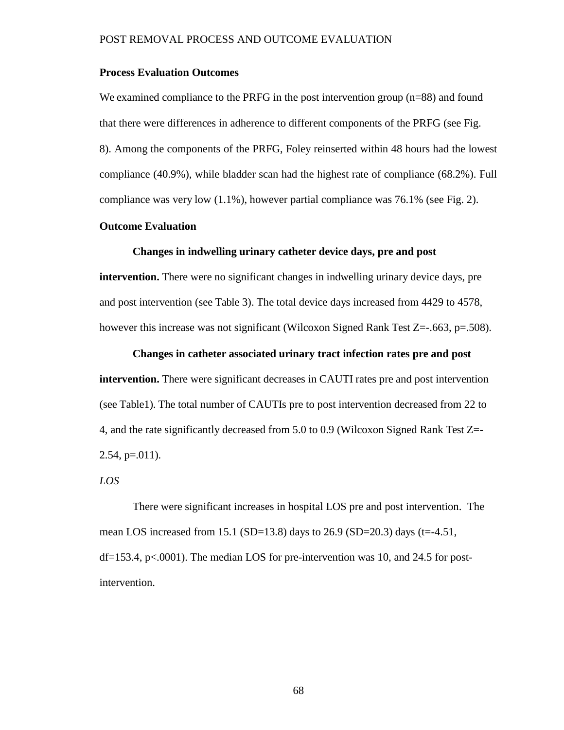### Process Evaluation Outcomes

We examined compliance to the PRFG in the post intervention group (n=88) and found that there were differences in adherence to different components of the PRFG (see Fig. 8). Among the components of the PRFG, Foley reinserted within 48 hours had the lowest compliance (40.9%), while bladder scan had the highest rate of compliance (68.2%). Full compliance was very low (1.1%), however partial compliance was 76.1% (see Fig. 2).

### Outcome Evaluation

**Changes in indwelling urinary catheter device days, pre and post intervention.** There were no significant changes in indwelling urinary device days, pre and post intervention (see Table 3). The total device days increased from 4429 to 4578, however this increase was not significant (Wilcoxon Signed Rank Test Z=-.663, p=.508).

**Changes in catheter associated urinary tract infection rates pre and post intervention.** There were significant decreases in CAUTI rates pre and post intervention (see Table1). The total number of CAUTIs pre to post intervention decreased from 22 to 4, and the rate significantly decreased from 5.0 to 0.9 (Wilcoxon Signed Rank Test Z=-2.54, p=.011).

*LOS*

There were significant increases in hospital LOS pre and post intervention. The mean LOS increased from 15.1 (SD=13.8) days to 26.9 (SD=20.3) days (t=-4.51, df=153.4, p<.0001). The median LOS for pre-intervention was 10, and 24.5 for post-intervention.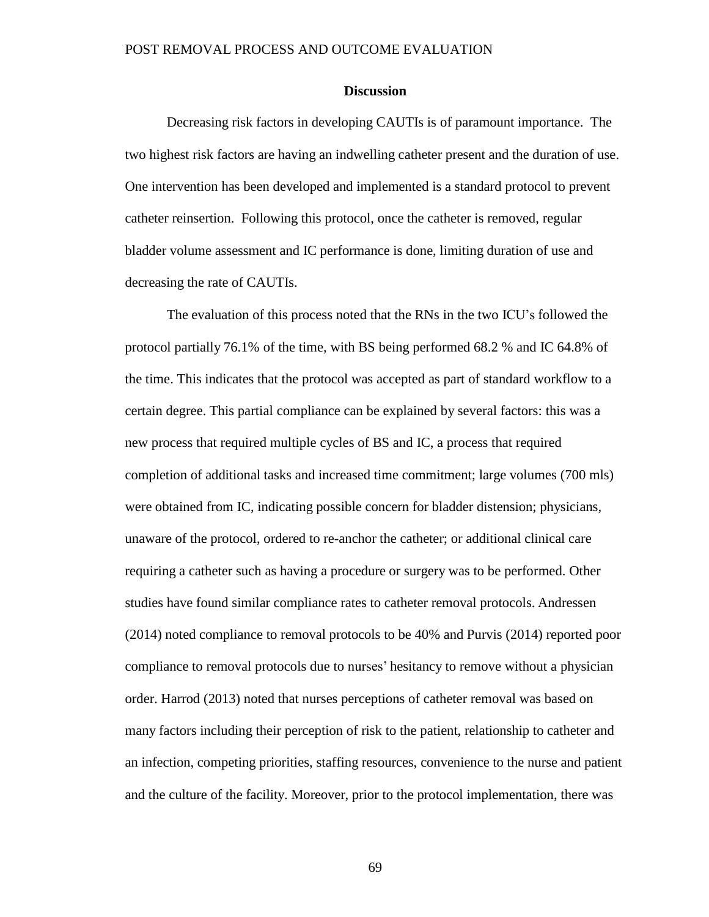## Discussion

Decreasing risk factors in developing CAUTIs is of paramount importance. The two highest risk factors are having an indwelling catheter present and the duration of use. One intervention has been developed and implemented is a standard protocol to prevent catheter reinsertion. Following this protocol, once the catheter is removed, regular bladder volume assessment and IC performance is done, limiting duration of use and decreasing the rate of CAUTIs.

The evaluation of this process noted that the RNs in the two ICU's followed the protocol partially 76.1% of the time, with BS being performed 68.2 % and IC 64.8% of the time. This indicates that the protocol was accepted as part of standard workflow to a certain degree. This partial compliance can be explained by several factors: this was a new process that required multiple cycles of BS and IC, a process that required completion of additional tasks and increased time commitment; large volumes (700 mls) were obtained from IC, indicating possible concern for bladder distension; physicians, unaware of the protocol, ordered to re-anchor the catheter; or additional clinical care requiring a catheter such as having a procedure or surgery was to be performed. Other studies have found similar compliance rates to catheter removal protocols. Andressen (2014) noted compliance to removal protocols to be 40% and Purvis (2014) reported poor compliance to removal protocols due to nurses' hesitancy to remove without a physician order. Harrod (2013) noted that nurses perceptions of catheter removal was based on many factors including their perception of risk to the patient, relationship to catheter and an infection, competing priorities, staffing resources, convenience to the nurse and patient and the culture of the facility. Moreover, prior to the protocol implementation, there was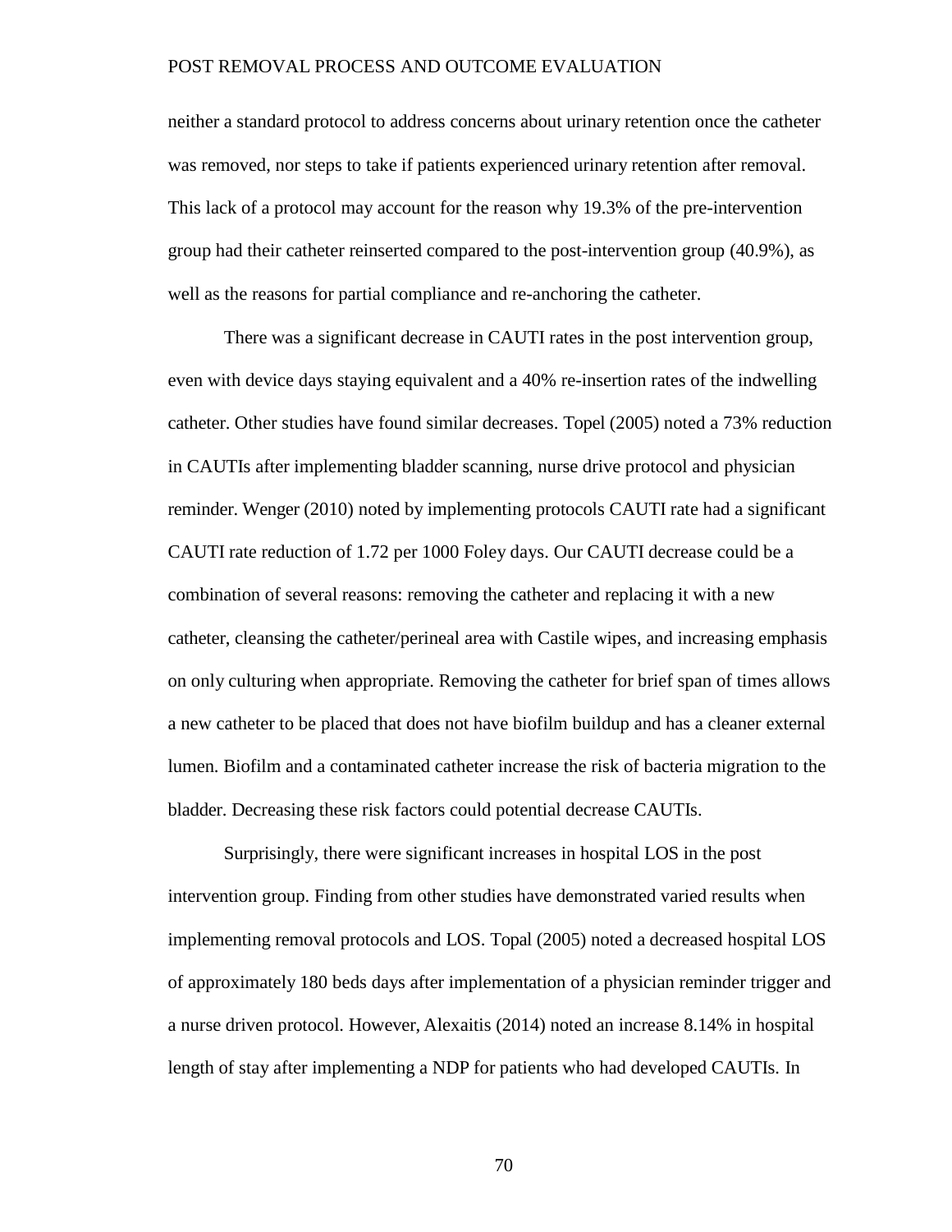neither a standard protocol to address concerns about urinary retention once the catheter was removed, nor steps to take if patients experienced urinary retention after removal. This lack of a protocol may account for the reason why 19.3% of the pre-intervention group had their catheter reinserted compared to the post-intervention group (40.9%), as well as the reasons for partial compliance and re-anchoring the catheter.

There was a significant decrease in CAUTI rates in the post intervention group, even with device days staying equivalent and a 40% re-insertion rates of the indwelling catheter. Other studies have found similar decreases. Topel (2005) noted a 73% reduction in CAUTIs after implementing bladder scanning, nurse drive protocol and physician reminder. Wenger (2010) noted by implementing protocols CAUTI rate had a significant CAUTI rate reduction of 1.72 per 1000 Foley days. Our CAUTI decrease could be a combination of several reasons: removing the catheter and replacing it with a new catheter, cleansing the catheter/perineal area with Castile wipes, and increasing emphasis on only culturing when appropriate. Removing the catheter for brief span of times allows a new catheter to be placed that does not have biofilm buildup and has a cleaner external lumen. Biofilm and a contaminated catheter increase the risk of bacteria migration to the bladder. Decreasing these risk factors could potential decrease CAUTIs.

Surprisingly, there were significant increases in hospital LOS in the post intervention group. Finding from other studies have demonstrated varied results when implementing removal protocols and LOS. Topal (2005) noted a decreased hospital LOS of approximately 180 beds days after implementation of a physician reminder trigger and a nurse driven protocol. However, Alexaitis (2014) noted an increase 8.14% in hospital length of stay after implementing a NDP for patients who had developed CAUTIs. In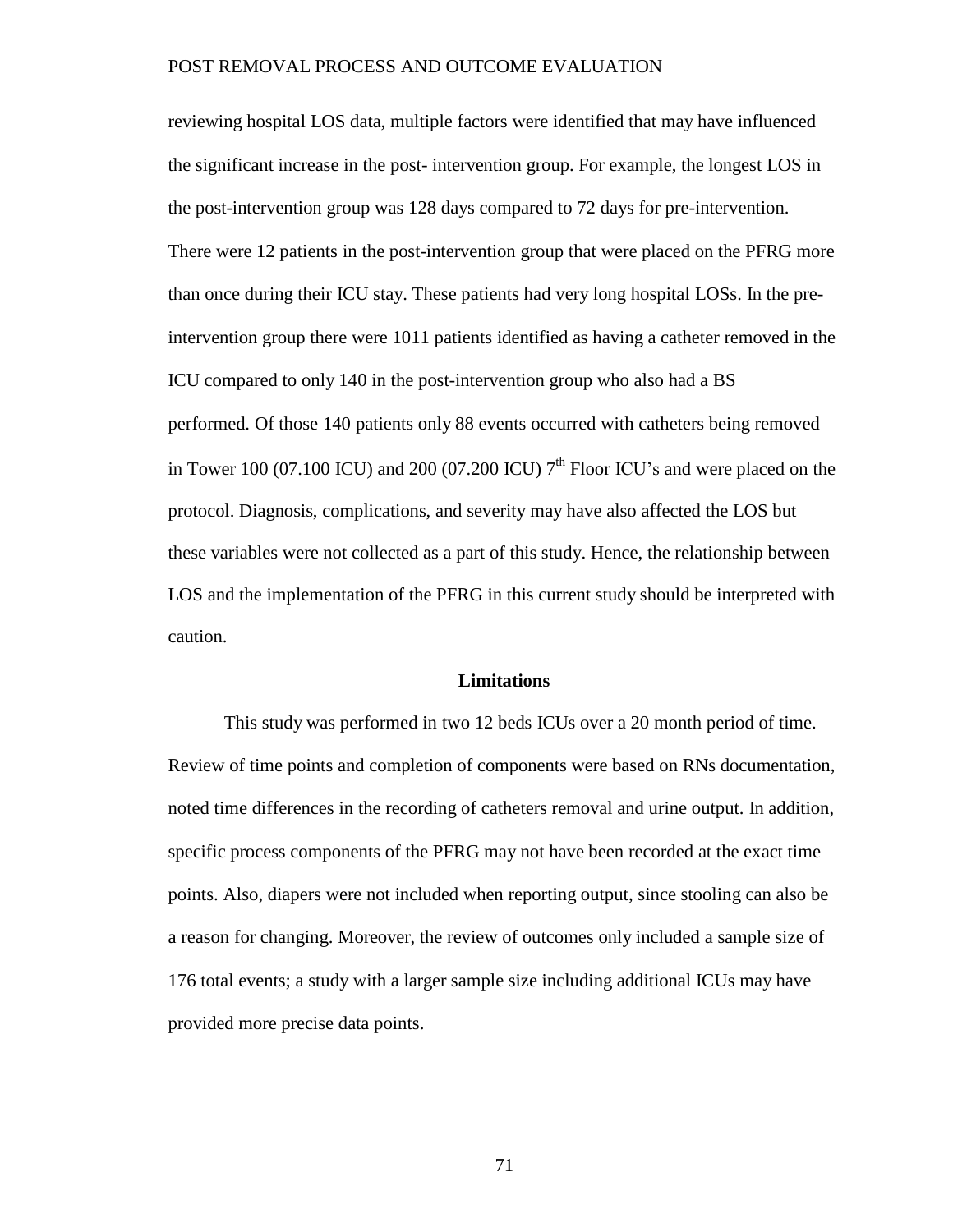reviewing hospital LOS data, multiple factors were identified that may have influenced the significant increase in the post- intervention group. For example, the longest LOS in the post-intervention group was 128 days compared to 72 days for pre-intervention. There were 12 patients in the post-intervention group that were placed on the PFRG more than once during their ICU stay. These patients had very long hospital LOSs. In the pre-intervention group there were 1011 patients identified as having a catheter removed in the ICU compared to only 140 in the post-intervention group who also had a BS performed. Of those 140 patients only 88 events occurred with catheters being removed in Tower 100 (07.100 ICU) and 200 (07.200 ICU) 7th Floor ICU's and were placed on the protocol. Diagnosis, complications, and severity may have also affected the LOS but these variables were not collected as a part of this study. Hence, the relationship between LOS and the implementation of the PFRG in this current study should be interpreted with caution.

## Limitations

This study was performed in two 12 beds ICUs over a 20 month period of time. Review of time points and completion of components were based on RNs documentation, noted time differences in the recording of catheters removal and urine output. In addition, specific process components of the PFRG may not have been recorded at the exact time points. Also, diapers were not included when reporting output, since stooling can also be a reason for changing. Moreover, the review of outcomes only included a sample size of 176 total events; a study with a larger sample size including additional ICUs may have provided more precise data points.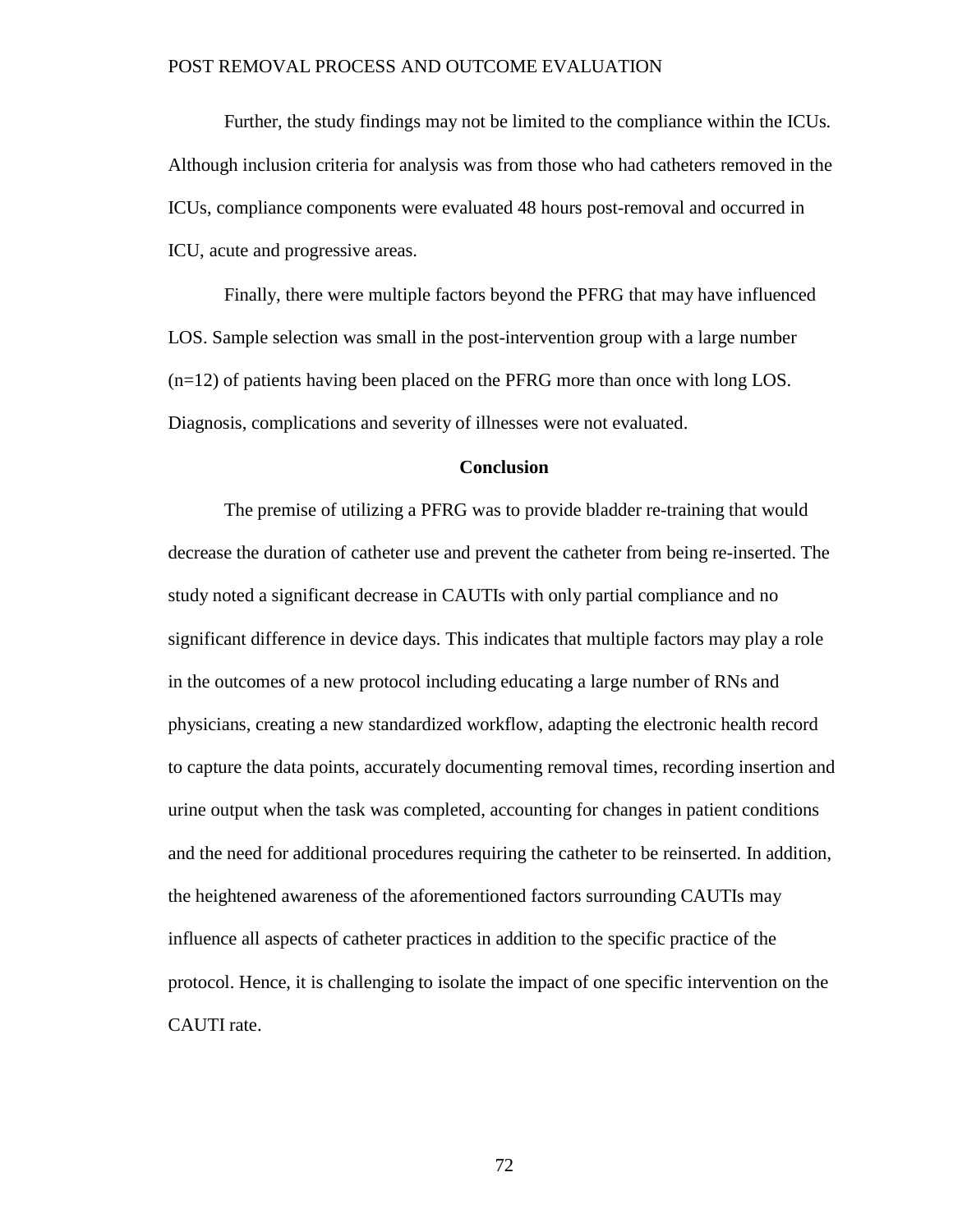Further, the study findings may not be limited to the compliance within the ICUs. Although inclusion criteria for analysis was from those who had catheters removed in the ICUs, compliance components were evaluated 48 hours post-removal and occurred in ICU, acute and progressive areas.

Finally, there were multiple factors beyond the PFRG that may have influenced LOS. Sample selection was small in the post-intervention group with a large number (n=12) of patients having been placed on the PFRG more than once with long LOS. Diagnosis, complications and severity of illnesses were not evaluated.

## Conclusion

The premise of utilizing a PFRG was to provide bladder re-training that would decrease the duration of catheter use and prevent the catheter from being re-inserted. The study noted a significant decrease in CAUTIs with only partial compliance and no significant difference in device days. This indicates that multiple factors may play a role in the outcomes of a new protocol including educating a large number of RNs and physicians, creating a new standardized workflow, adapting the electronic health record to capture the data points, accurately documenting removal times, recording insertion and urine output when the task was completed, accounting for changes in patient conditions and the need for additional procedures requiring the catheter to be reinserted. In addition, the heightened awareness of the aforementioned factors surrounding CAUTIs may influence all aspects of catheter practices in addition to the specific practice of the protocol. Hence, it is challenging to isolate the impact of one specific intervention on the CAUTI rate.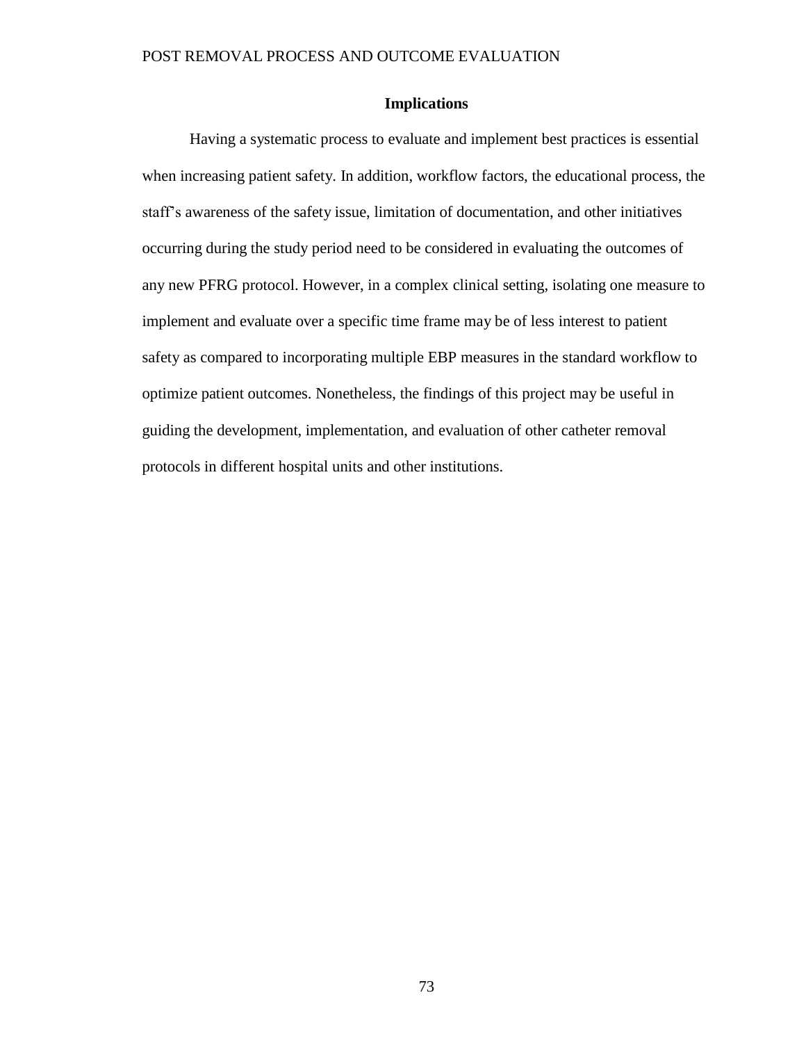## Implications

Having a systematic process to evaluate and implement best practices is essential when increasing patient safety. In addition, workflow factors, the educational process, the staff's awareness of the safety issue, limitation of documentation, and other initiatives occurring during the study period need to be considered in evaluating the outcomes of any new PFRG protocol. However, in a complex clinical setting, isolating one measure to implement and evaluate over a specific time frame may be of less interest to patient safety as compared to incorporating multiple EBP measures in the standard workflow to optimize patient outcomes. Nonetheless, the findings of this project may be useful in guiding the development, implementation, and evaluation of other catheter removal protocols in different hospital units and other institutions.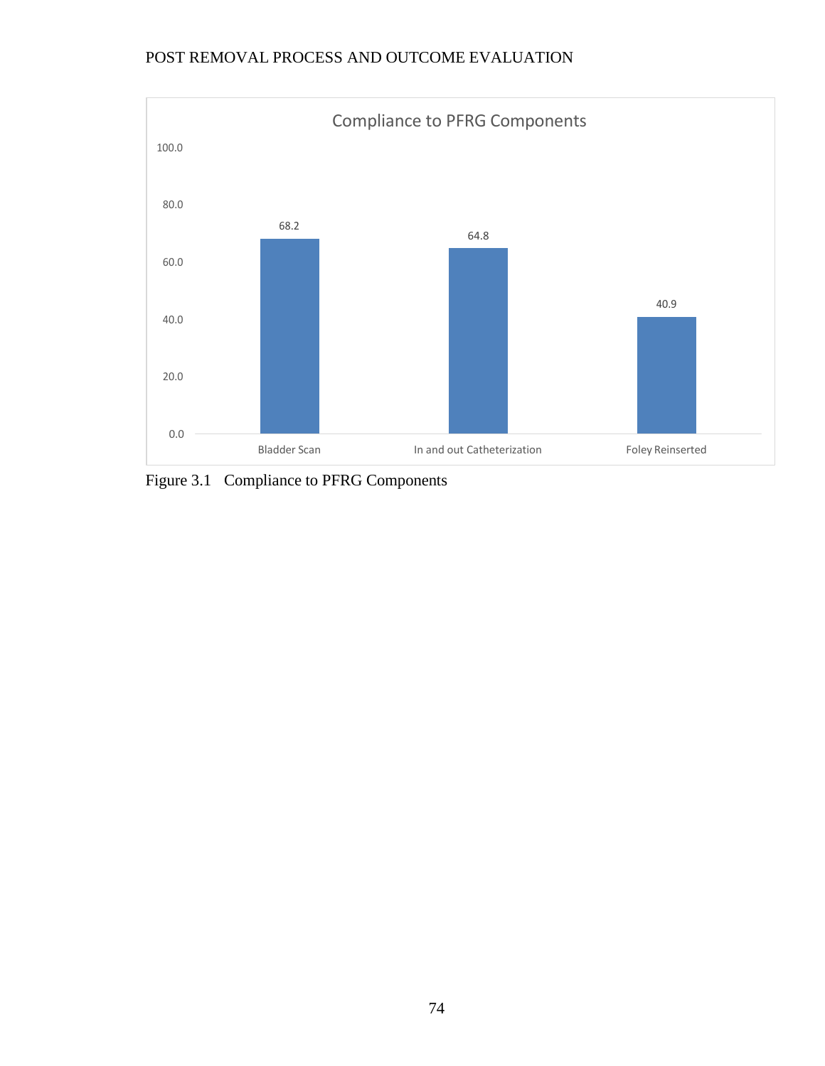Compliance to PFRG Components

| Component | Compliance |
| --- | --- |
| Bladder Scan | 68.2 |
| In and out Catheterization | 64.8 |
| Foley Reinserted | 40.9 |

Figure 3.1 Compliance to PFRG Components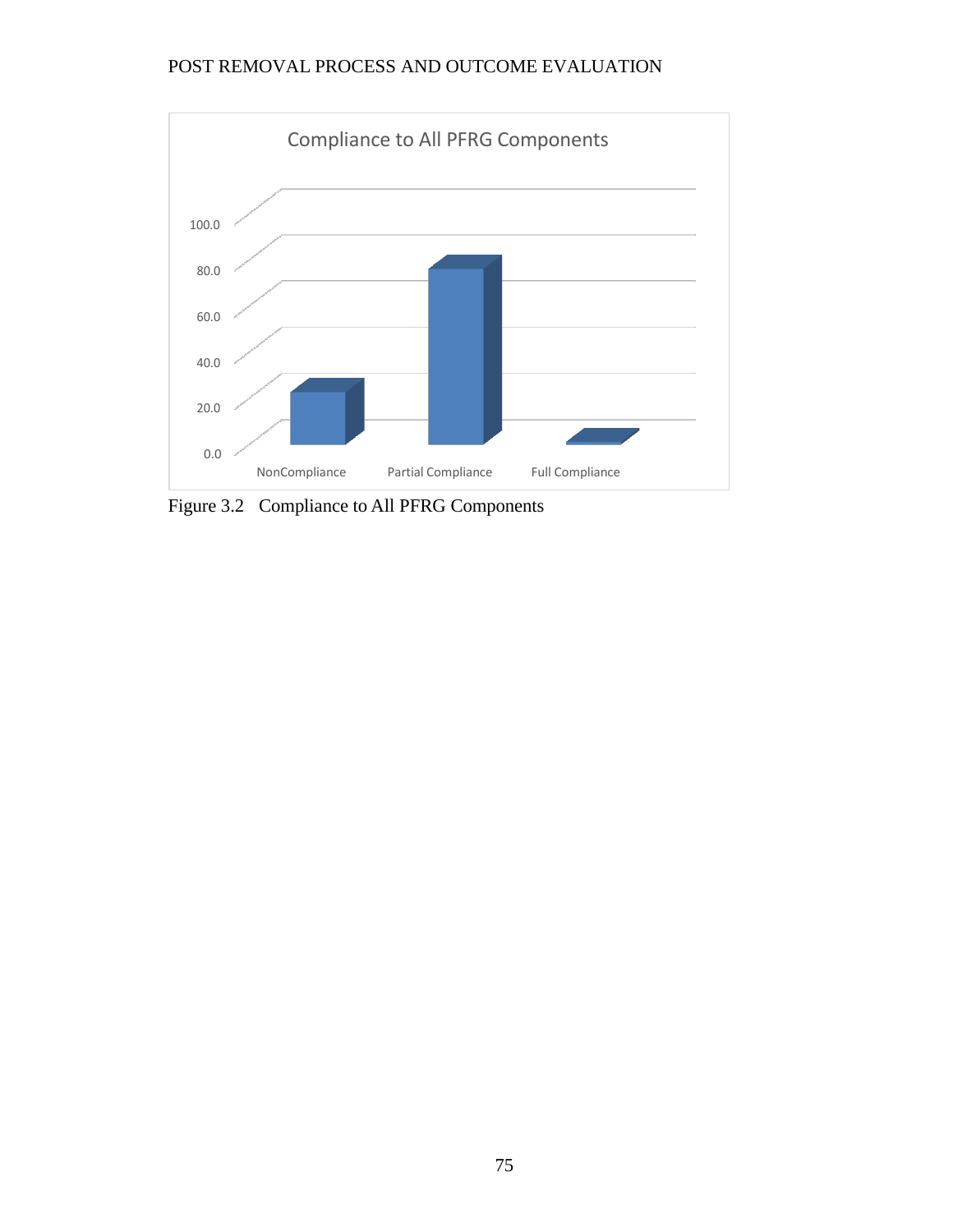Figure 3.2 Compliance to All PFRG Components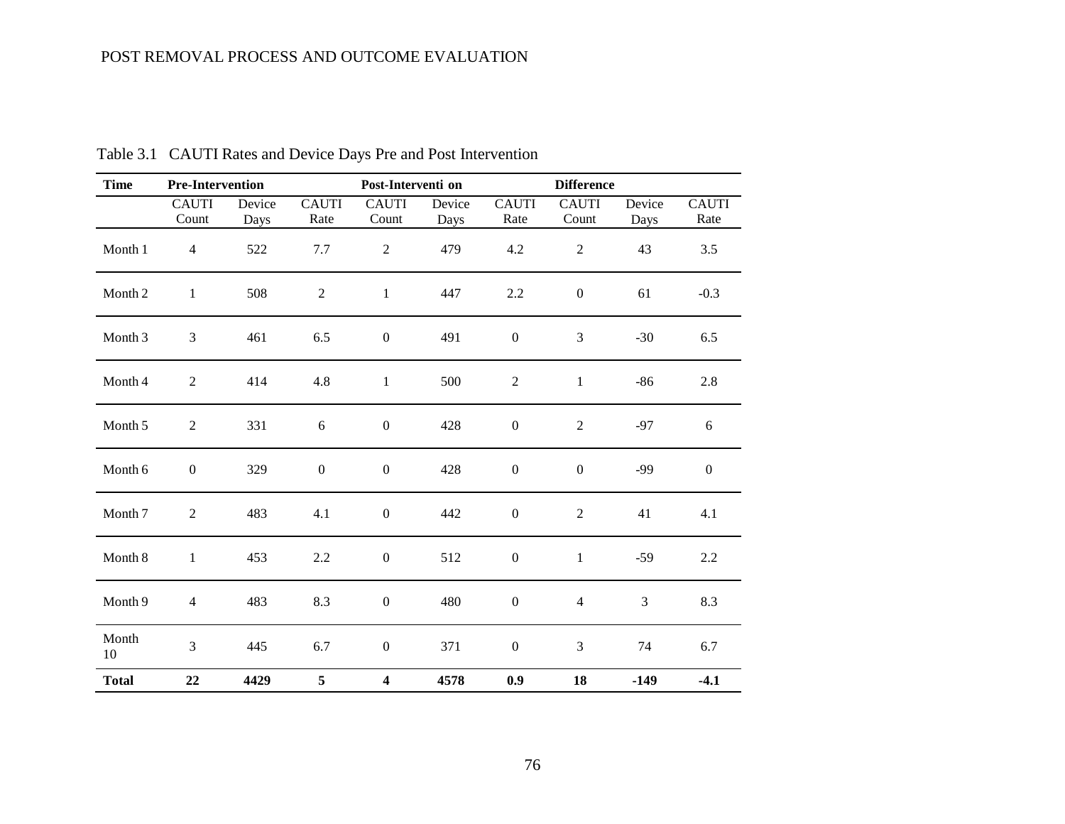Table 3.1 CAUTI Rates and Device Days Pre and Post Intervention

| Time | Pre-Intervention | | | Post-Intervention | | | Difference | | |
|---|---|---|---|---|---|---|---|---|---|
| | CAUTI Count | Device Days | CAUTI Rate | CAUTI Count | Device Days | CAUTI Rate | CAUTI Count | Device Days | CAUTI Rate |
| Month 1 | 4 | 522 | 7.7 | 2 | 479 | 4.2 | 2 | 43 | 3.5 |
| Month 2 | 1 | 508 | 2 | 1 | 447 | 2.2 | 0 | 61 | -0.3 |
| Month 3 | 3 | 461 | 6.5 | 0 | 491 | 0 | 3 | -30 | 6.5 |
| Month 4 | 2 | 414 | 4.8 | 1 | 500 | 2 | 1 | -86 | 2.8 |
| Month 5 | 2 | 331 | 6 | 0 | 428 | 0 | 2 | -97 | 6 |
| Month 6 | 0 | 329 | 0 | 0 | 428 | 0 | 0 | -99 | 0 |
| Month 7 | 2 | 483 | 4.1 | 0 | 442 | 0 | 2 | 41 | 4.1 |
| Month 8 | 1 | 453 | 2.2 | 0 | 512 | 0 | 1 | -59 | 2.2 |
| Month 9 | 4 | 483 | 8.3 | 0 | 480 | 0 | 4 | 3 | 8.3 |
| Month 10 | 3 | 445 | 6.7 | 0 | 371 | 0 | 3 | 74 | 6.7 |
| **Total** | **22** | **4429** | **5** | **4** | **4578** | **0.9** | **18** | **-149** | **-4.1** |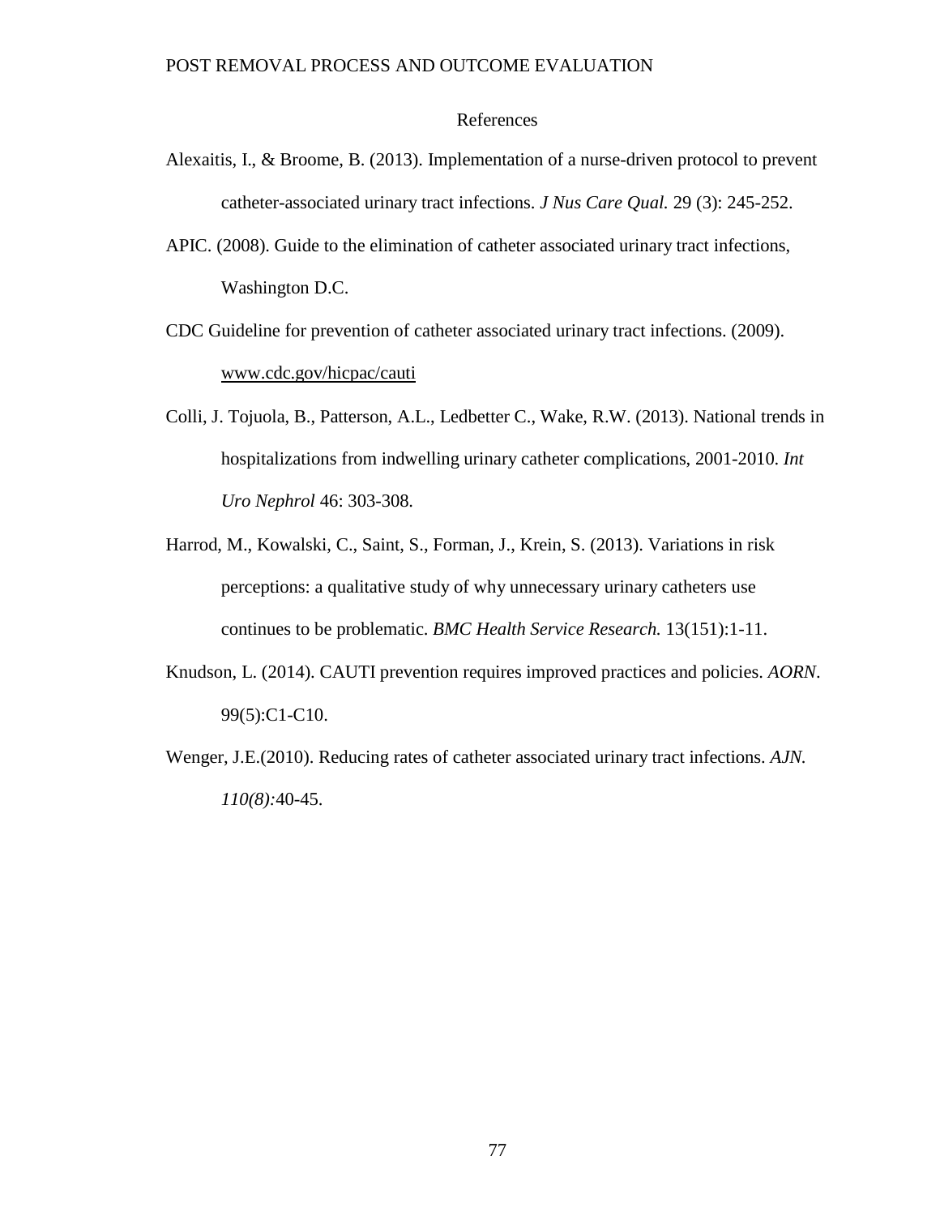# References

Alexaitis, I., & Broome, B. (2013). Implementation of a nurse-driven protocol to prevent catheter-associated urinary tract infections. *J Nus Care Qual.* 29 (3): 245-252.

APIC. (2008). Guide to the elimination of catheter associated urinary tract infections, Washington D.C.

CDC Guideline for prevention of catheter associated urinary tract infections. (2009). www.cdc.gov/hicpac/cauti

Colli, J. Tojuola, B., Patterson, A.L., Ledbetter C., Wake, R.W. (2013). National trends in hospitalizations from indwelling urinary catheter complications, 2001-2010. *Int Uro Nephrol* 46: 303-308.

Harrod, M., Kowalski, C., Saint, S., Forman, J., Krein, S. (2013). Variations in risk perceptions: a qualitative study of why unnecessary urinary catheters use continues to be problematic. *BMC Health Service Research.* 13(151):1-11.

Knudson, L. (2014). CAUTI prevention requires improved practices and policies. *AORN*. 99(5):C1-C10.

Wenger, J.E.(2010). Reducing rates of catheter associated urinary tract infections. *AJN. 110(8):*40-45.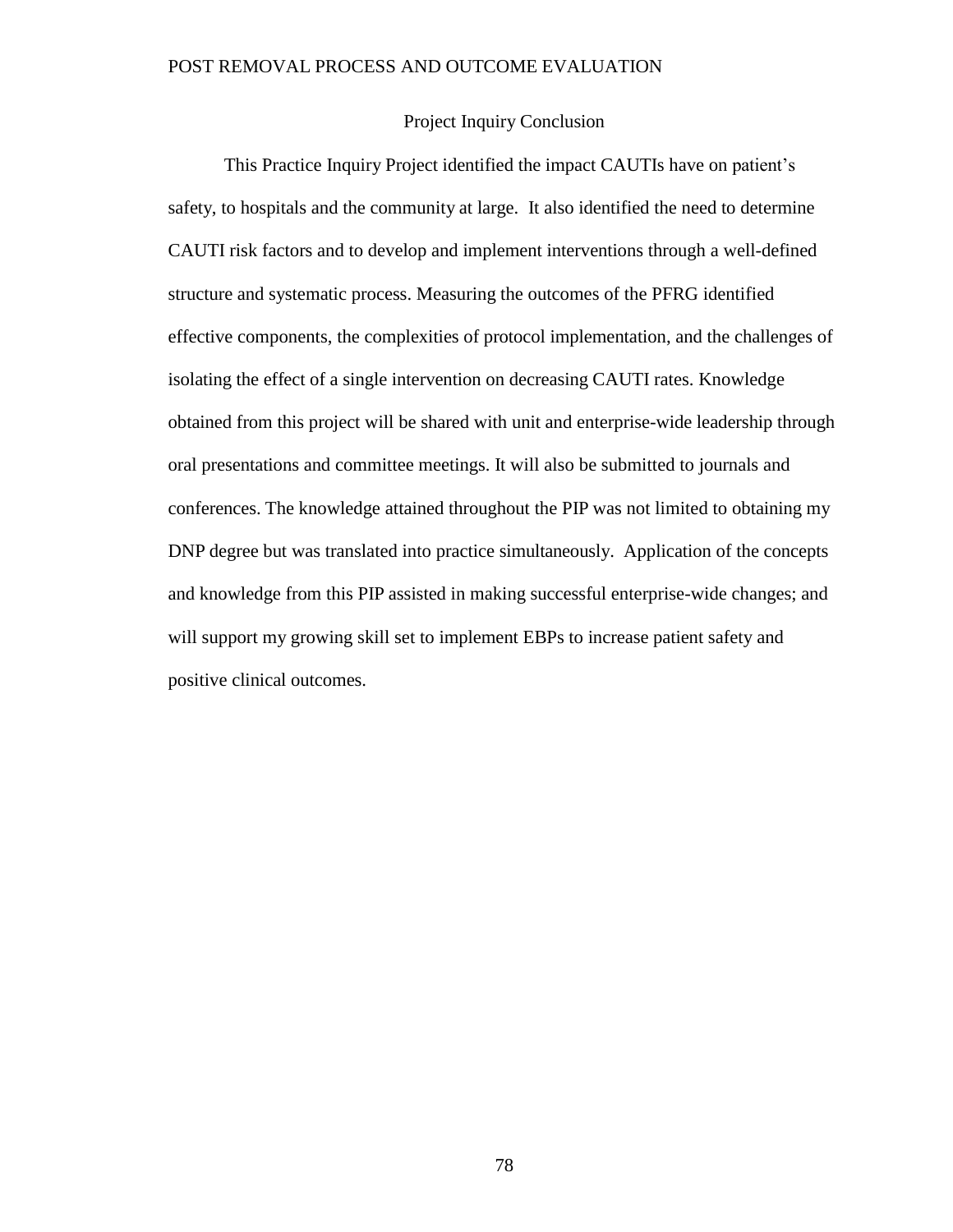## Project Inquiry Conclusion

This Practice Inquiry Project identified the impact CAUTIs have on patient's safety, to hospitals and the community at large. It also identified the need to determine CAUTI risk factors and to develop and implement interventions through a well-defined structure and systematic process. Measuring the outcomes of the PFRG identified effective components, the complexities of protocol implementation, and the challenges of isolating the effect of a single intervention on decreasing CAUTI rates. Knowledge obtained from this project will be shared with unit and enterprise-wide leadership through oral presentations and committee meetings. It will also be submitted to journals and conferences. The knowledge attained throughout the PIP was not limited to obtaining my DNP degree but was translated into practice simultaneously. Application of the concepts and knowledge from this PIP assisted in making successful enterprise-wide changes; and will support my growing skill set to implement EBPs to increase patient safety and positive clinical outcomes.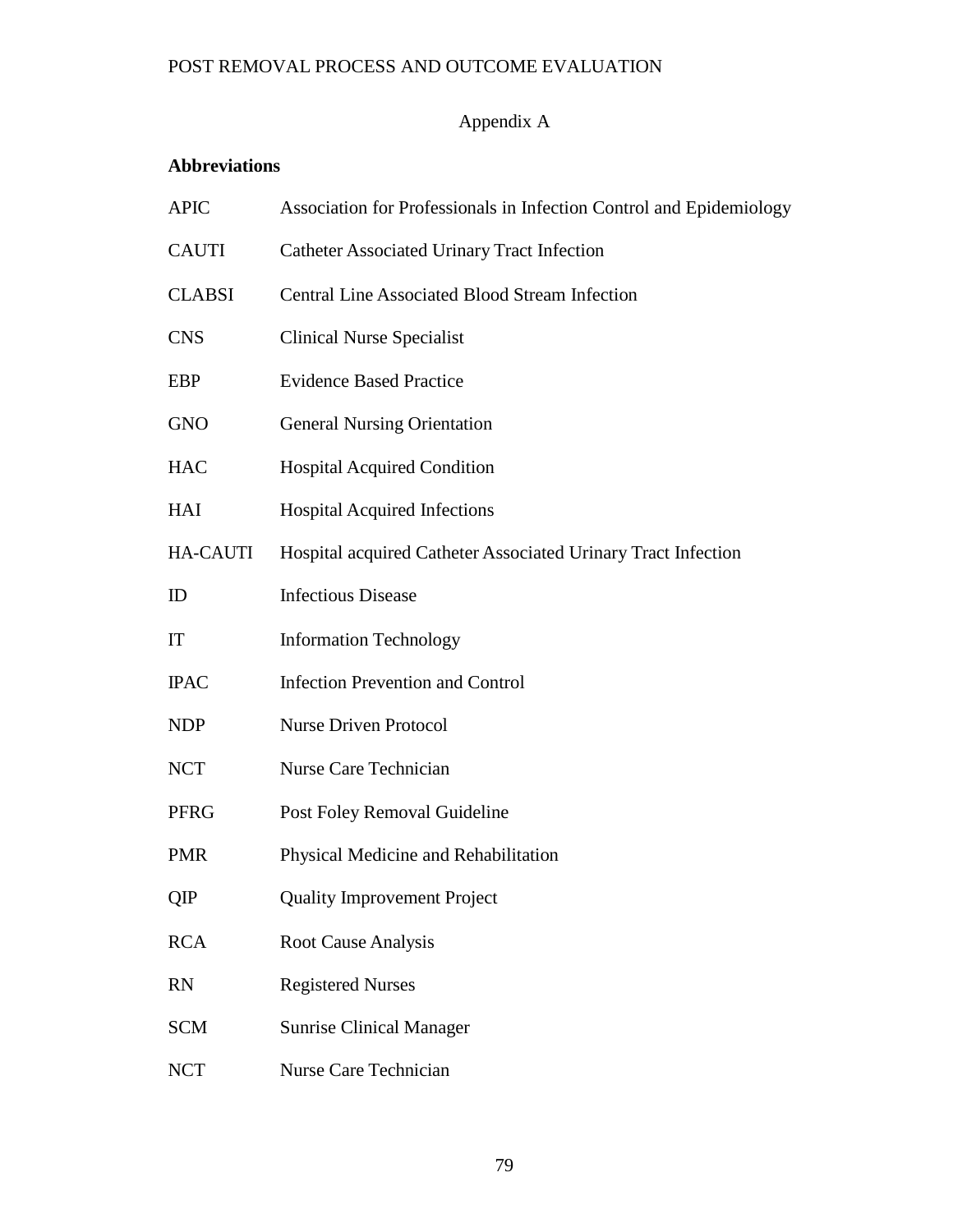# Appendix A

**Abbreviations**

| | |
|---|---|
| APIC | Association for Professionals in Infection Control and Epidemiology |
| CAUTI | Catheter Associated Urinary Tract Infection |
| CLABSI | Central Line Associated Blood Stream Infection |
| CNS | Clinical Nurse Specialist |
| EBP | Evidence Based Practice |
| GNO | General Nursing Orientation |
| HAC | Hospital Acquired Condition |
| HAI | Hospital Acquired Infections |
| HA-CAUTI | Hospital acquired Catheter Associated Urinary Tract Infection |
| ID | Infectious Disease |
| IT | Information Technology |
| IPAC | Infection Prevention and Control |
| NDP | Nurse Driven Protocol |
| NCT | Nurse Care Technician |
| PFRG | Post Foley Removal Guideline |
| PMR | Physical Medicine and Rehabilitation |
| QIP | Quality Improvement Project |
| RCA | Root Cause Analysis |
| RN | Registered Nurses |
| SCM | Sunrise Clinical Manager |
| NCT | Nurse Care Technician |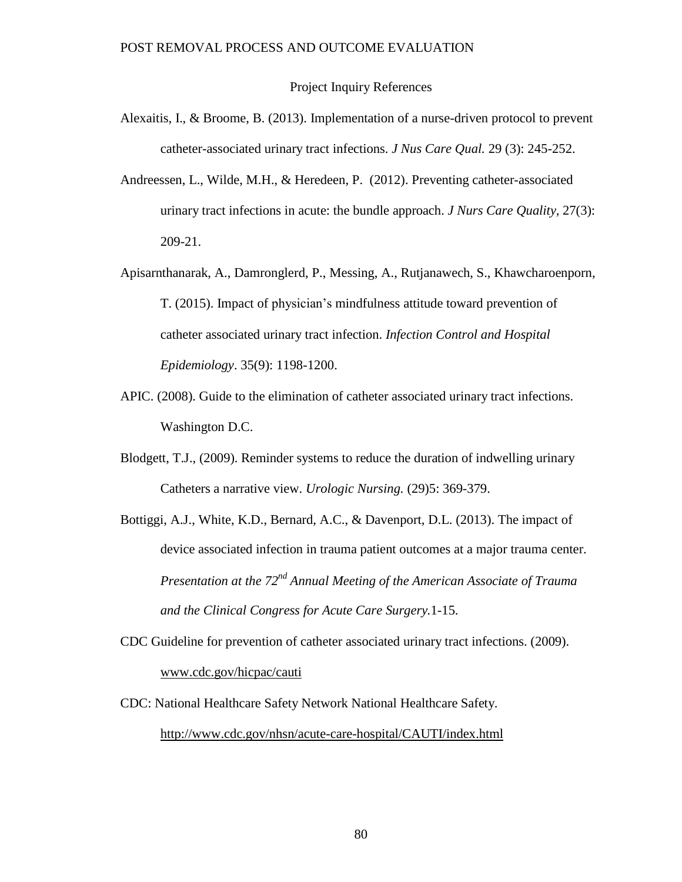## Project Inquiry References

Alexaitis, I., & Broome, B. (2013). Implementation of a nurse-driven protocol to prevent catheter-associated urinary tract infections. *J Nus Care Qual.* 29 (3): 245-252.

Andreessen, L., Wilde, M.H., & Heredeen, P. (2012). Preventing catheter-associated urinary tract infections in acute: the bundle approach. *J Nurs Care Quality*, 27(3): 209-21.

Apisarnthanarak, A., Damronglerd, P., Messing, A., Rutjanawech, S., Khawcharoenporn, T. (2015). Impact of physician's mindfulness attitude toward prevention of catheter associated urinary tract infection. *Infection Control and Hospital Epidemiology*. 35(9): 1198-1200.

APIC. (2008). Guide to the elimination of catheter associated urinary tract infections. Washington D.C.

Blodgett, T.J., (2009). Reminder systems to reduce the duration of indwelling urinary Catheters a narrative view. *Urologic Nursing.* (29)5: 369-379.

Bottiggi, A.J., White, K.D., Bernard, A.C., & Davenport, D.L. (2013). The impact of device associated infection in trauma patient outcomes at a major trauma center. *Presentation at the 72nd Annual Meeting of the American Associate of Trauma and the Clinical Congress for Acute Care Surgery.*1-15.

CDC Guideline for prevention of catheter associated urinary tract infections. (2009). www.cdc.gov/hicpac/cauti

CDC: National Healthcare Safety Network National Healthcare Safety. http://www.cdc.gov/nhsn/acute-care-hospital/CAUTI/index.html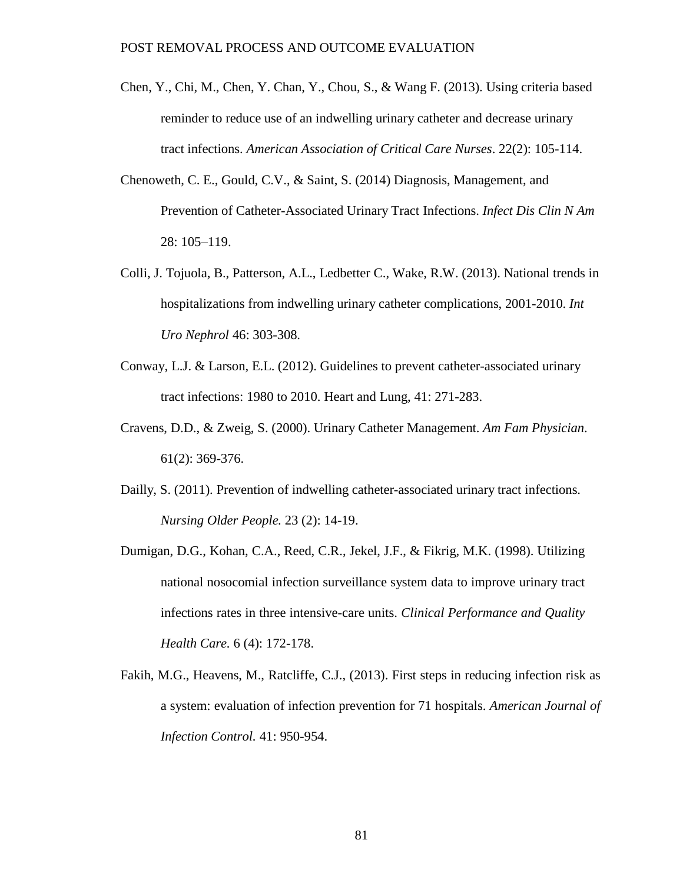Chen, Y., Chi, M., Chen, Y. Chan, Y., Chou, S., & Wang F. (2013). Using criteria based reminder to reduce use of an indwelling urinary catheter and decrease urinary tract infections. *American Association of Critical Care Nurses*. 22(2): 105-114.

Chenoweth, C. E., Gould, C.V., & Saint, S. (2014) Diagnosis, Management, and Prevention of Catheter-Associated Urinary Tract Infections. *Infect Dis Clin N Am* 28: 105–119.

Colli, J. Tojuola, B., Patterson, A.L., Ledbetter C., Wake, R.W. (2013). National trends in hospitalizations from indwelling urinary catheter complications, 2001-2010. *Int Uro Nephrol* 46: 303-308.

Conway, L.J. & Larson, E.L. (2012). Guidelines to prevent catheter-associated urinary tract infections: 1980 to 2010. Heart and Lung, 41: 271-283.

Cravens, D.D., & Zweig, S. (2000). Urinary Catheter Management. *Am Fam Physician*. 61(2): 369-376.

Dailly, S. (2011). Prevention of indwelling catheter-associated urinary tract infections. *Nursing Older People.* 23 (2): 14-19.

Dumigan, D.G., Kohan, C.A., Reed, C.R., Jekel, J.F., & Fikrig, M.K. (1998). Utilizing national nosocomial infection surveillance system data to improve urinary tract infections rates in three intensive-care units. *Clinical Performance and Quality Health Care.* 6 (4): 172-178.

Fakih, M.G., Heavens, M., Ratcliffe, C.J., (2013). First steps in reducing infection risk as a system: evaluation of infection prevention for 71 hospitals. *American Journal of Infection Control.* 41: 950-954.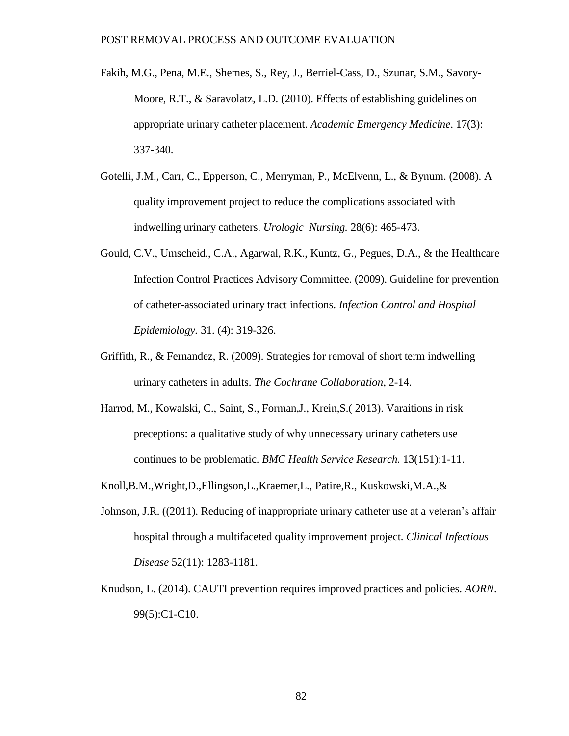Fakih, M.G., Pena, M.E., Shemes, S., Rey, J., Berriel-Cass, D., Szunar, S.M., Savory-Moore, R.T., & Saravolatz, L.D. (2010). Effects of establishing guidelines on appropriate urinary catheter placement. *Academic Emergency Medicine*. 17(3): 337-340.

Gotelli, J.M., Carr, C., Epperson, C., Merryman, P., McElvenn, L., & Bynum. (2008). A quality improvement project to reduce the complications associated with indwelling urinary catheters. *Urologic Nursing.* 28(6): 465-473.

Gould, C.V., Umscheid., C.A., Agarwal, R.K., Kuntz, G., Pegues, D.A., & the Healthcare Infection Control Practices Advisory Committee. (2009). Guideline for prevention of catheter-associated urinary tract infections. *Infection Control and Hospital Epidemiology.* 31. (4): 319-326.

Griffith, R., & Fernandez, R. (2009). Strategies for removal of short term indwelling urinary catheters in adults. *The Cochrane Collaboration*, 2-14.

Harrod, M., Kowalski, C., Saint, S., Forman,J., Krein,S.( 2013). Varaitions in risk preceptions: a qualitative study of why unnecessary urinary catheters use continues to be problematic. *BMC Health Service Research.* 13(151):1-11.

Knoll,B.M.,Wright,D.,Ellingson,L.,Kraemer,L., Patire,R., Kuskowski,M.A.,&

Johnson, J.R. ((2011). Reducing of inappropriate urinary catheter use at a veteran's affair hospital through a multifaceted quality improvement project. *Clinical Infectious Disease* 52(11): 1283-1181.

Knudson, L. (2014). CAUTI prevention requires improved practices and policies. *AORN*. 99(5):C1-C10.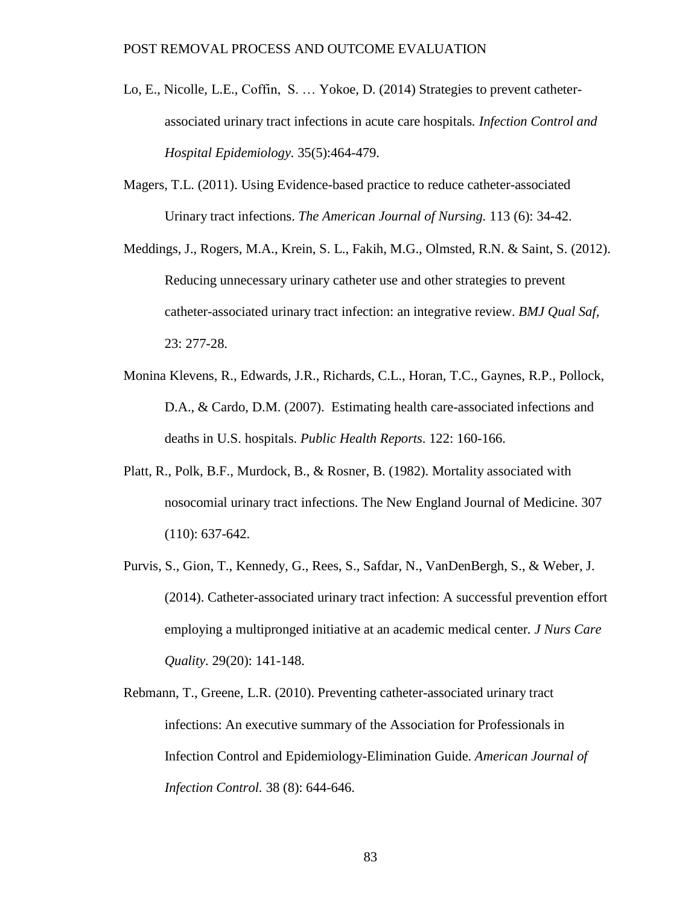Lo, E., Nicolle, L.E., Coffin, S. … Yokoe, D. (2014) Strategies to prevent catheter-associated urinary tract infections in acute care hospitals. *Infection Control and Hospital Epidemiology.* 35(5):464-479.

Magers, T.L. (2011). Using Evidence-based practice to reduce catheter-associated Urinary tract infections. *The American Journal of Nursing.* 113 (6): 34-42.

Meddings, J., Rogers, M.A., Krein, S. L., Fakih, M.G., Olmsted, R.N. & Saint, S. (2012). Reducing unnecessary urinary catheter use and other strategies to prevent catheter-associated urinary tract infection: an integrative review. *BMJ Qual Saf,* 23: 277-28.

Monina Klevens, R., Edwards, J.R., Richards, C.L., Horan, T.C., Gaynes, R.P., Pollock, D.A., & Cardo, D.M. (2007). Estimating health care-associated infections and deaths in U.S. hospitals. *Public Health Reports*. 122: 160-166.

Platt, R., Polk, B.F., Murdock, B., & Rosner, B. (1982). Mortality associated with nosocomial urinary tract infections. The New England Journal of Medicine. 307 (110): 637-642.

Purvis, S., Gion, T., Kennedy, G., Rees, S., Safdar, N., VanDenBergh, S., & Weber, J. (2014). Catheter-associated urinary tract infection: A successful prevention effort employing a multipronged initiative at an academic medical center. *J Nurs Care Quality*. 29(20): 141-148.

Rebmann, T., Greene, L.R. (2010). Preventing catheter-associated urinary tract infections: An executive summary of the Association for Professionals in Infection Control and Epidemiology-Elimination Guide. *American Journal of Infection Control.* 38 (8): 644-646.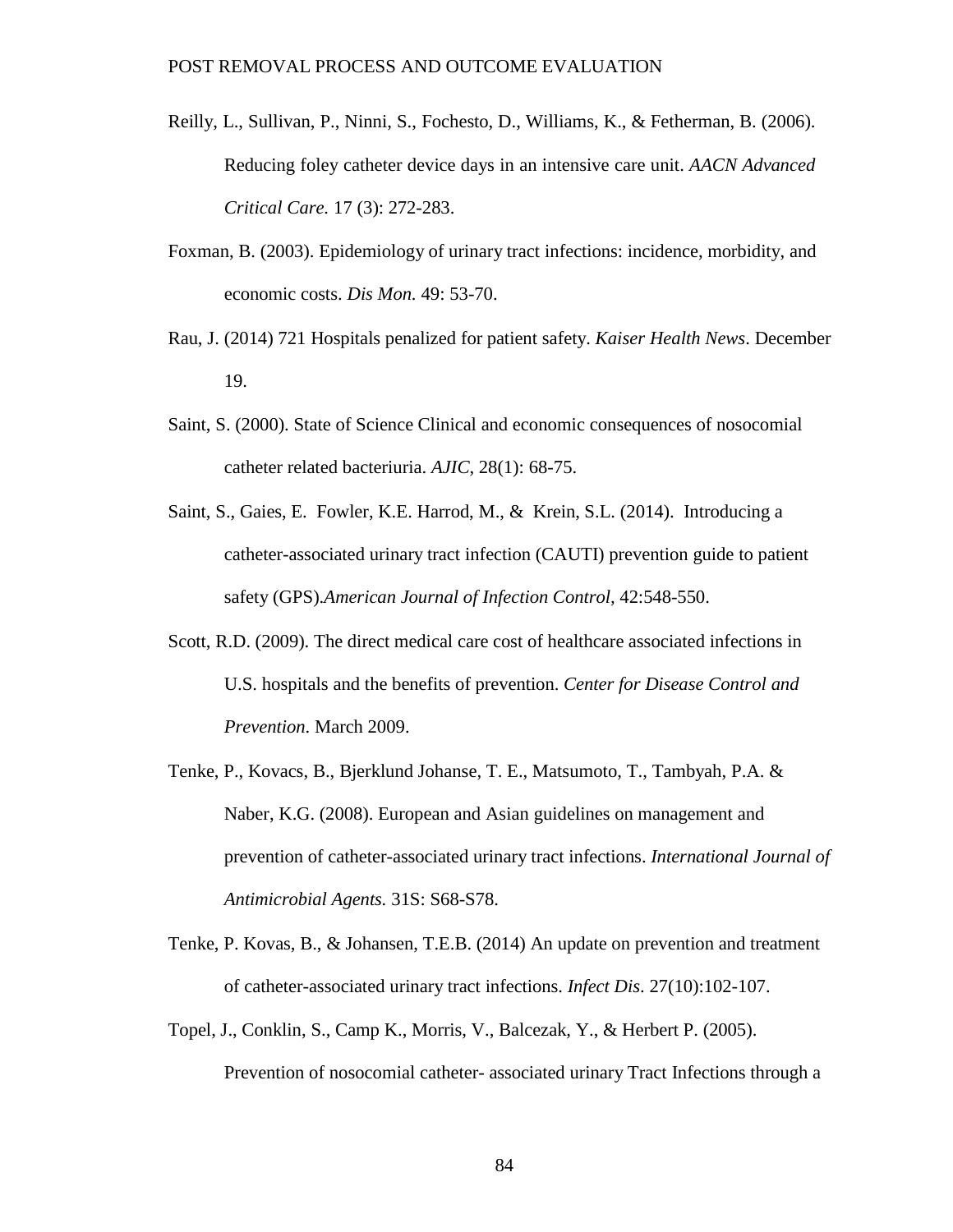Reilly, L., Sullivan, P., Ninni, S., Fochesto, D., Williams, K., & Fetherman, B. (2006). Reducing foley catheter device days in an intensive care unit. *AACN Advanced Critical Care.* 17 (3): 272-283.

Foxman, B. (2003). Epidemiology of urinary tract infections: incidence, morbidity, and economic costs. *Dis Mon.* 49: 53-70.

Rau, J. (2014) 721 Hospitals penalized for patient safety. *Kaiser Health News*. December 19.

Saint, S. (2000). State of Science Clinical and economic consequences of nosocomial catheter related bacteriuria. *AJIC*, 28(1): 68-75.

Saint, S., Gaies, E. Fowler, K.E. Harrod, M., & Krein, S.L. (2014). Introducing a catheter-associated urinary tract infection (CAUTI) prevention guide to patient safety (GPS).*American Journal of Infection Control*, 42:548-550.

Scott, R.D. (2009). The direct medical care cost of healthcare associated infections in U.S. hospitals and the benefits of prevention. *Center for Disease Control and Prevention*. March 2009.

Tenke, P., Kovacs, B., Bjerklund Johanse, T. E., Matsumoto, T., Tambyah, P.A. & Naber, K.G. (2008). European and Asian guidelines on management and prevention of catheter-associated urinary tract infections. *International Journal of Antimicrobial Agents.* 31S: S68-S78.

Tenke, P. Kovas, B., & Johansen, T.E.B. (2014) An update on prevention and treatment of catheter-associated urinary tract infections. *Infect Dis*. 27(10):102-107.

Topel, J., Conklin, S., Camp K., Morris, V., Balcezak, Y., & Herbert P. (2005). Prevention of nosocomial catheter- associated urinary Tract Infections through a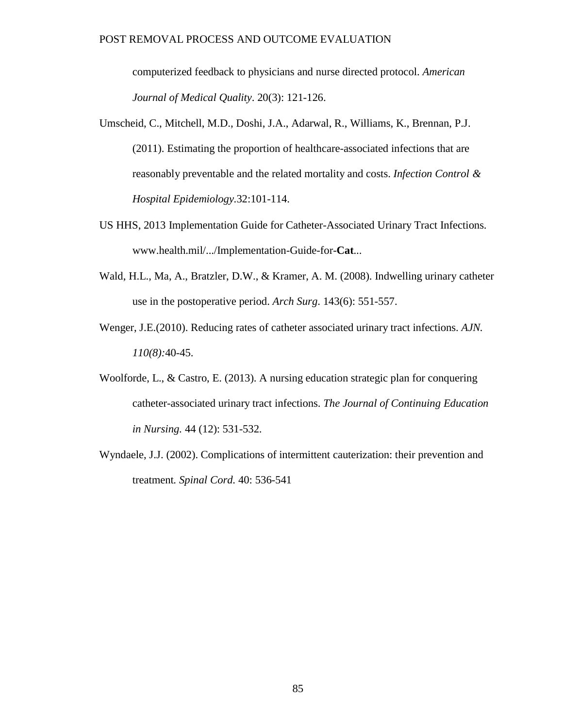computerized feedback to physicians and nurse directed protocol. *American Journal of Medical Quality*. 20(3): 121-126.

Umscheid, C., Mitchell, M.D., Doshi, J.A., Adarwal, R., Williams, K., Brennan, P.J. (2011). Estimating the proportion of healthcare-associated infections that are reasonably preventable and the related mortality and costs. *Infection Control & Hospital Epidemiology*.32:101-114.

US HHS, 2013 Implementation Guide for Catheter-Associated Urinary Tract Infections. www.health.mil/.../Implementation-Guide-for-**Cat**...

Wald, H.L., Ma, A., Bratzler, D.W., & Kramer, A. M. (2008). Indwelling urinary catheter use in the postoperative period. *Arch Surg*. 143(6): 551-557.

Wenger, J.E.(2010). Reducing rates of catheter associated urinary tract infections. *AJN. 110(8):*40-45.

Woolforde, L., & Castro, E. (2013). A nursing education strategic plan for conquering catheter-associated urinary tract infections. *The Journal of Continuing Education in Nursing.* 44 (12): 531-532.

Wyndaele, J.J. (2002). Complications of intermittent cauterization: their prevention and treatment*. Spinal Cord.* 40: 536-541